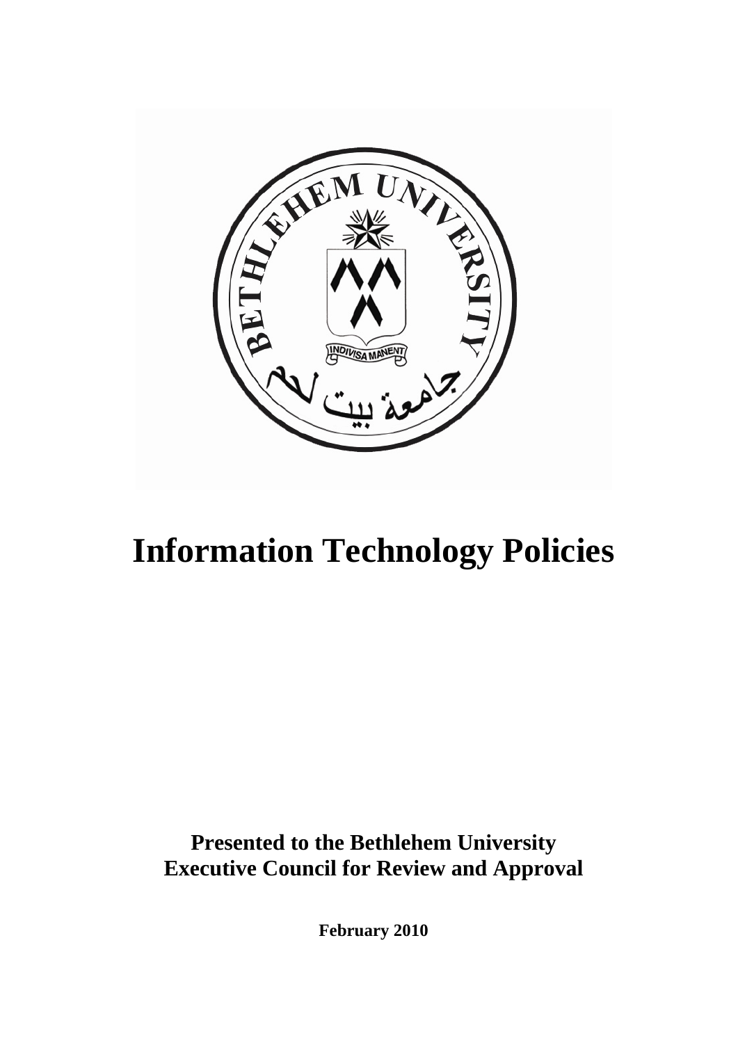# Information Technology Policies

**Presented to the Bethlehem University Executive Council for Review and Approval**

**February 2010**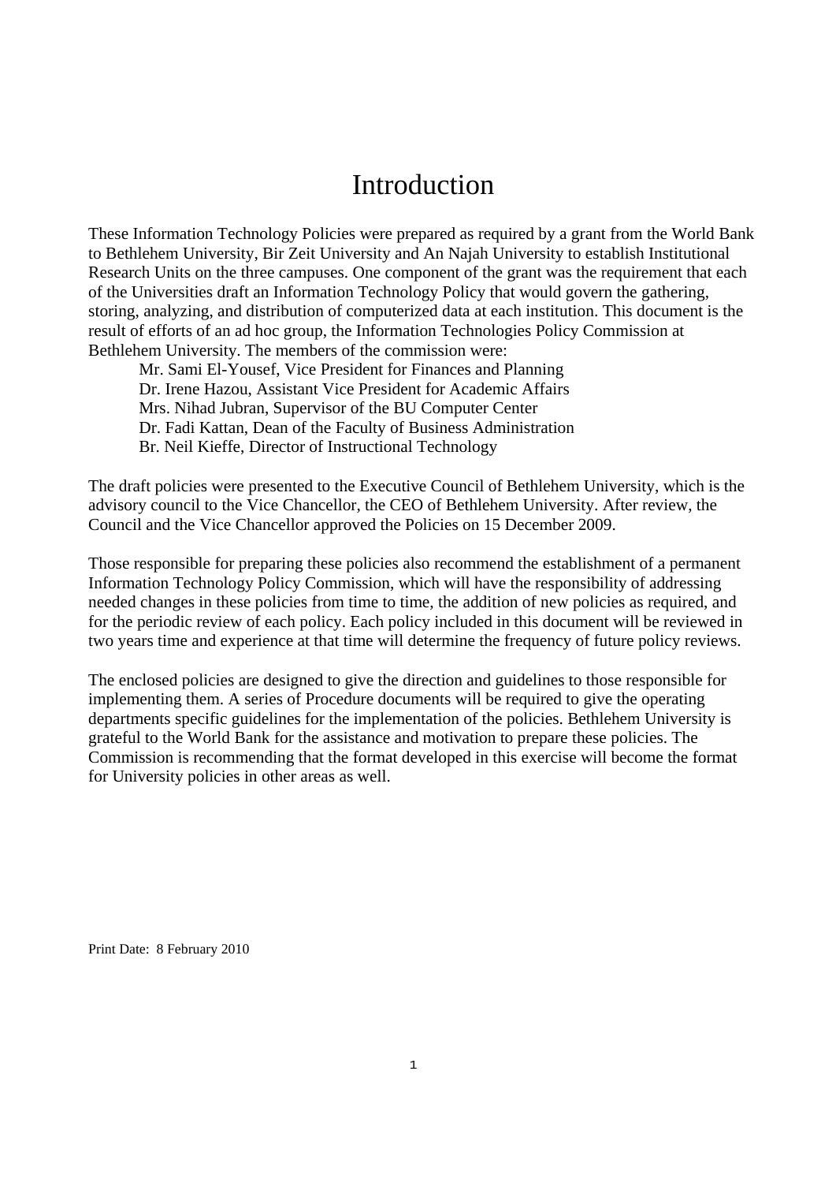# Introduction

These Information Technology Policies were prepared as required by a grant from the World Bank to Bethlehem University, Bir Zeit University and An Najah University to establish Institutional Research Units on the three campuses. One component of the grant was the requirement that each of the Universities draft an Information Technology Policy that would govern the gathering, storing, analyzing, and distribution of computerized data at each institution. This document is the result of efforts of an ad hoc group, the Information Technologies Policy Commission at Bethlehem University. The members of the commission were:

- Mr. Sami El-Yousef, Vice President for Finances and Planning
- Dr. Irene Hazou, Assistant Vice President for Academic Affairs
- Mrs. Nihad Jubran, Supervisor of the BU Computer Center
- Dr. Fadi Kattan, Dean of the Faculty of Business Administration
- Br. Neil Kieffe, Director of Instructional Technology

The draft policies were presented to the Executive Council of Bethlehem University, which is the advisory council to the Vice Chancellor, the CEO of Bethlehem University. After review, the Council and the Vice Chancellor approved the Policies on 15 December 2009.

Those responsible for preparing these policies also recommend the establishment of a permanent Information Technology Policy Commission, which will have the responsibility of addressing needed changes in these policies from time to time, the addition of new policies as required, and for the periodic review of each policy. Each policy included in this document will be reviewed in two years time and experience at that time will determine the frequency of future policy reviews.

The enclosed policies are designed to give the direction and guidelines to those responsible for implementing them. A series of Procedure documents will be required to give the operating departments specific guidelines for the implementation of the policies. Bethlehem University is grateful to the World Bank for the assistance and motivation to prepare these policies. The Commission is recommending that the format developed in this exercise will become the format for University policies in other areas as well.

Print Date: 8 February 2010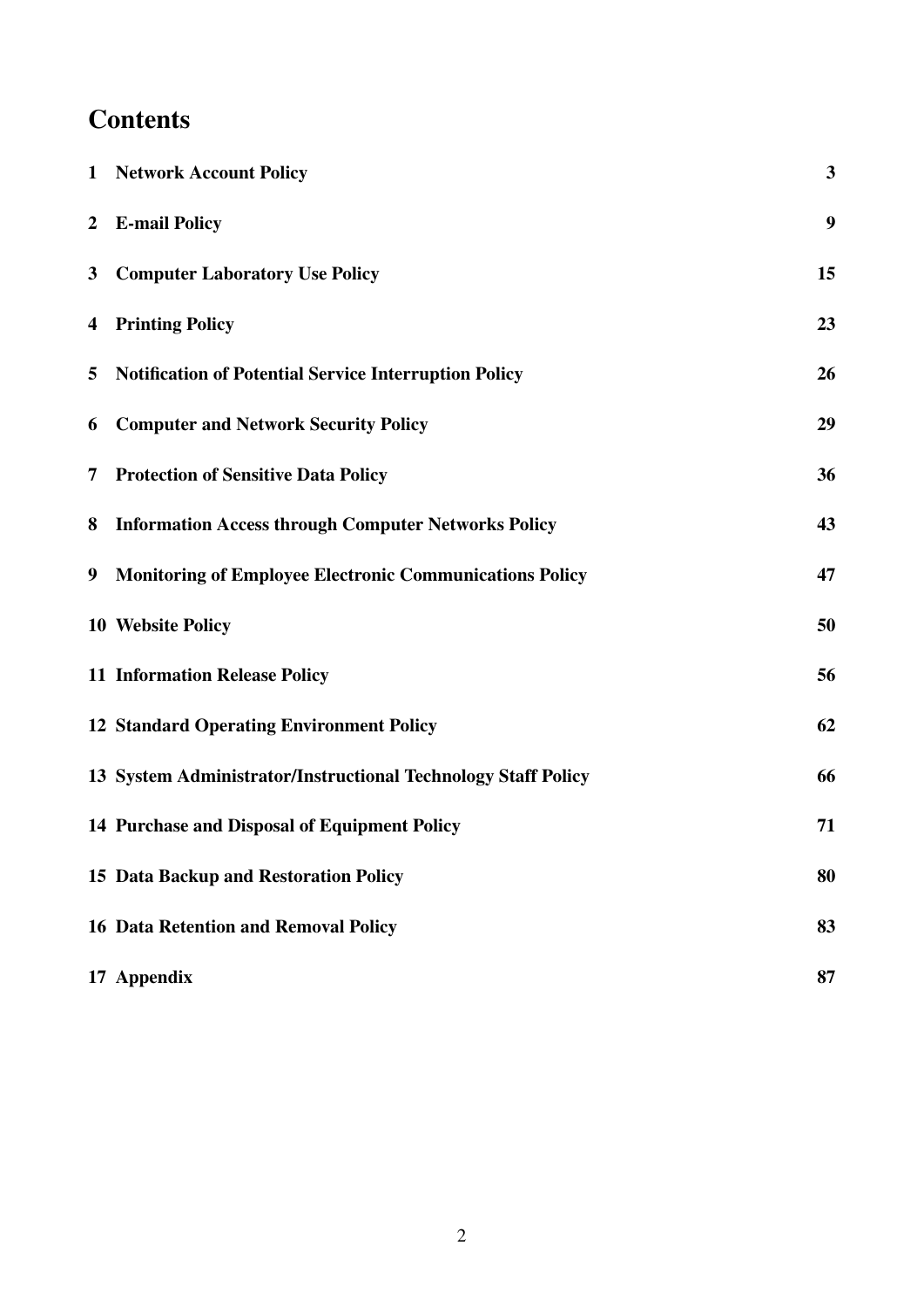# Contents

| | | |
|---|---|---|
| **1** | **Network Account Policy** | **3** |
| **2** | **E-mail Policy** | **9** |
| **3** | **Computer Laboratory Use Policy** | **15** |
| **4** | **Printing Policy** | **23** |
| **5** | **Notification of Potential Service Interruption Policy** | **26** |
| **6** | **Computer and Network Security Policy** | **29** |
| **7** | **Protection of Sensitive Data Policy** | **36** |
| **8** | **Information Access through Computer Networks Policy** | **43** |
| **9** | **Monitoring of Employee Electronic Communications Policy** | **47** |
| **10** | **Website Policy** | **50** |
| **11** | **Information Release Policy** | **56** |
| **12** | **Standard Operating Environment Policy** | **62** |
| **13** | **System Administrator/Instructional Technology Staff Policy** | **66** |
| **14** | **Purchase and Disposal of Equipment Policy** | **71** |
| **15** | **Data Backup and Restoration Policy** | **80** |
| **16** | **Data Retention and Removal Policy** | **83** |
| **17** | **Appendix** | **87** |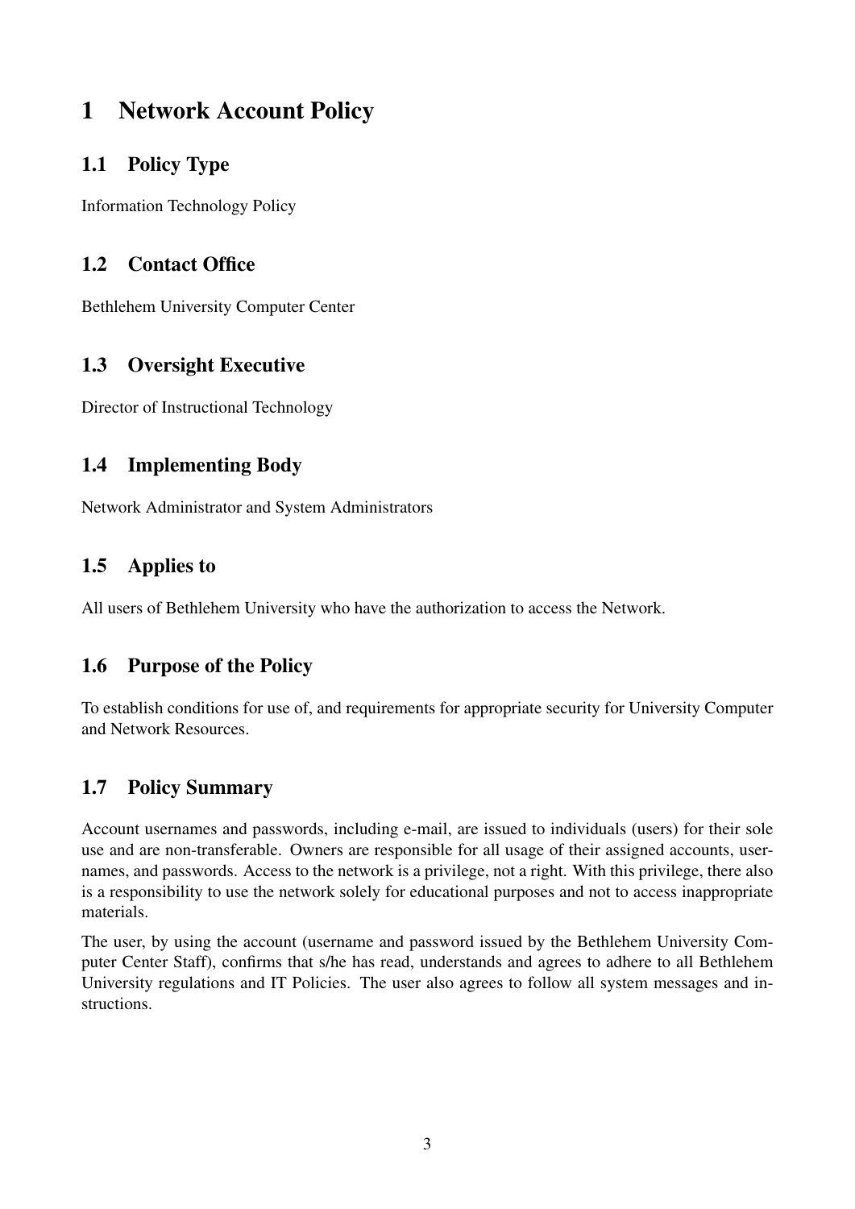# 1 Network Account Policy

## 1.1 Policy Type

Information Technology Policy

## 1.2 Contact Office

Bethlehem University Computer Center

## 1.3 Oversight Executive

Director of Instructional Technology

## 1.4 Implementing Body

Network Administrator and System Administrators

## 1.5 Applies to

All users of Bethlehem University who have the authorization to access the Network.

## 1.6 Purpose of the Policy

To establish conditions for use of, and requirements for appropriate security for University Computer and Network Resources.

## 1.7 Policy Summary

Account usernames and passwords, including e-mail, are issued to individuals (users) for their sole use and are non-transferable. Owners are responsible for all usage of their assigned accounts, usernames, and passwords. Access to the network is a privilege, not a right. With this privilege, there also is a responsibility to use the network solely for educational purposes and not to access inappropriate materials.

The user, by using the account (username and password issued by the Bethlehem University Computer Center Staff), confirms that s/he has read, understands and agrees to adhere to all Bethlehem University regulations and IT Policies. The user also agrees to follow all system messages and instructions.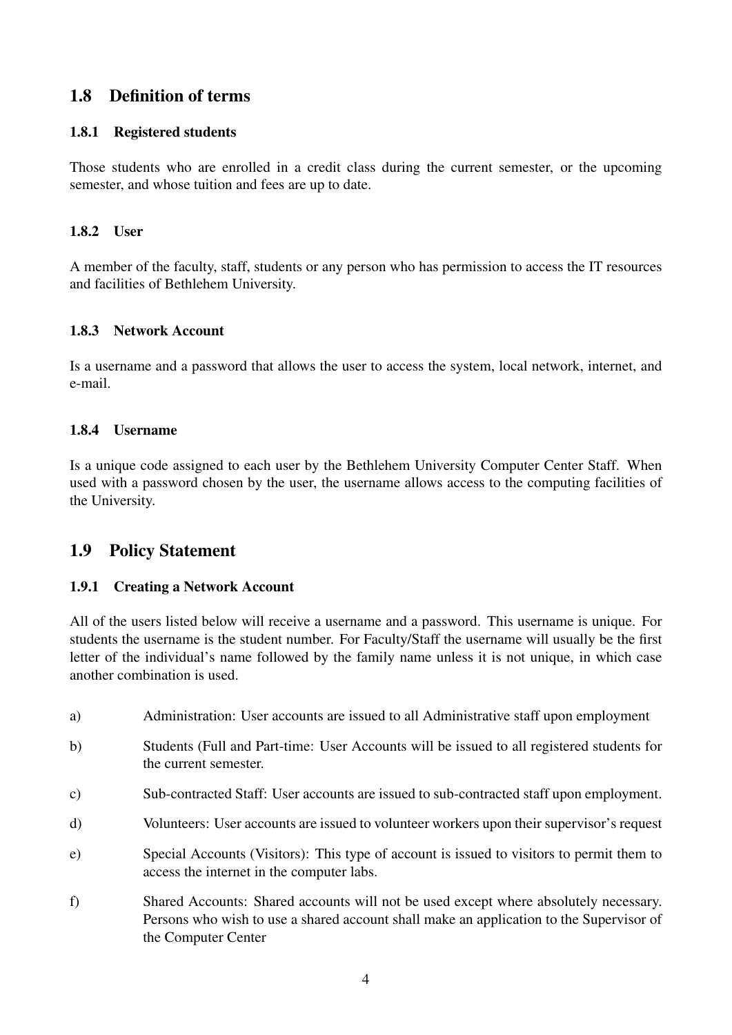## 1.8 Definition of terms

### 1.8.1 Registered students

Those students who are enrolled in a credit class during the current semester, or the upcoming semester, and whose tuition and fees are up to date.

### 1.8.2 User

A member of the faculty, staff, students or any person who has permission to access the IT resources and facilities of Bethlehem University.

### 1.8.3 Network Account

Is a username and a password that allows the user to access the system, local network, internet, and e-mail.

### 1.8.4 Username

Is a unique code assigned to each user by the Bethlehem University Computer Center Staff. When used with a password chosen by the user, the username allows access to the computing facilities of the University.

## 1.9 Policy Statement

### 1.9.1 Creating a Network Account

All of the users listed below will receive a username and a password. This username is unique. For students the username is the student number. For Faculty/Staff the username will usually be the first letter of the individual's name followed by the family name unless it is not unique, in which case another combination is used.

a) Administration: User accounts are issued to all Administrative staff upon employment

b) Students (Full and Part-time: User Accounts will be issued to all registered students for the current semester.

c) Sub-contracted Staff: User accounts are issued to sub-contracted staff upon employment.

d) Volunteers: User accounts are issued to volunteer workers upon their supervisor's request

e) Special Accounts (Visitors): This type of account is issued to visitors to permit them to access the internet in the computer labs.

f) Shared Accounts: Shared accounts will not be used except where absolutely necessary. Persons who wish to use a shared account shall make an application to the Supervisor of the Computer Center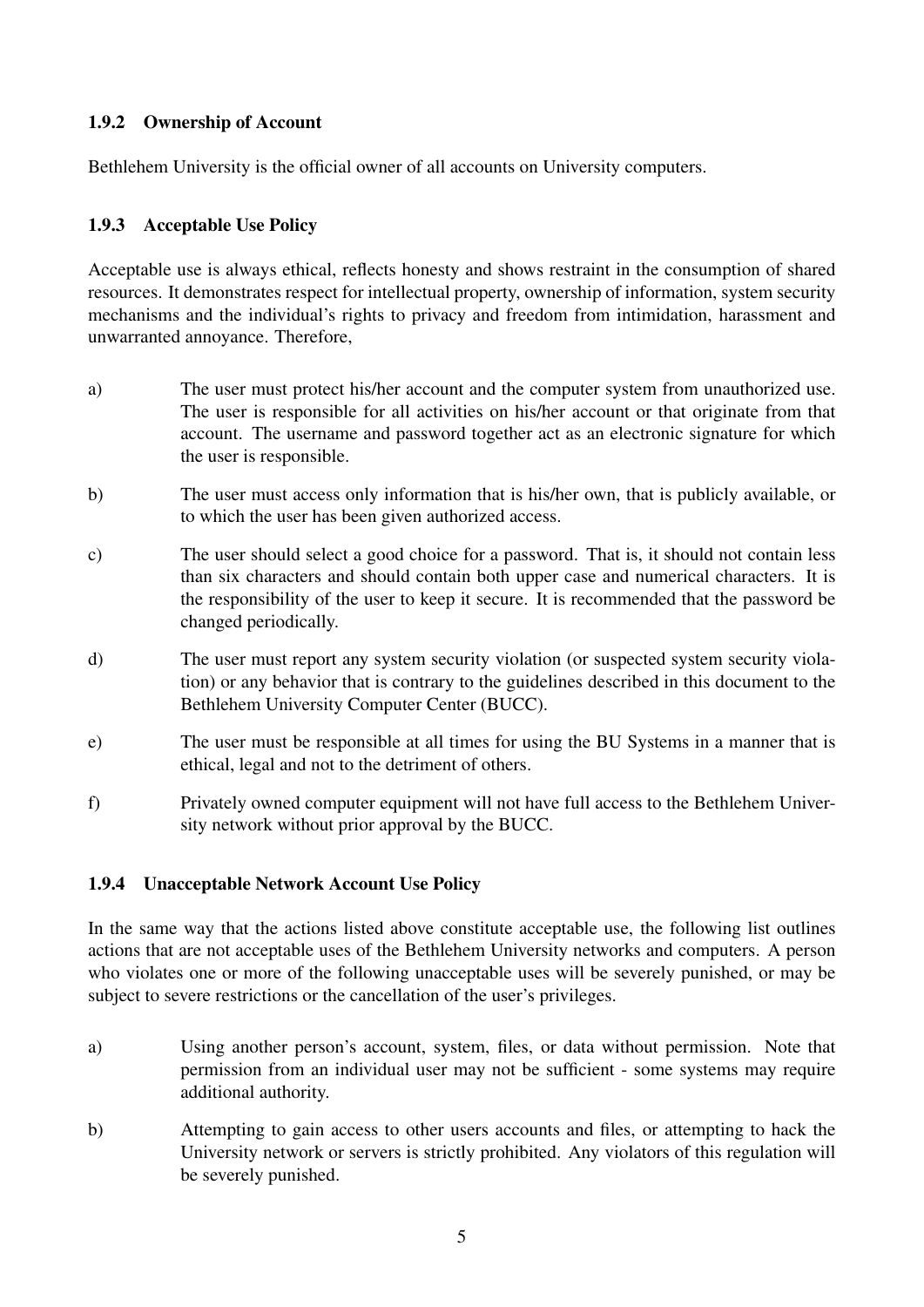### 1.9.2 Ownership of Account

Bethlehem University is the official owner of all accounts on University computers.

### 1.9.3 Acceptable Use Policy

Acceptable use is always ethical, reflects honesty and shows restraint in the consumption of shared resources. It demonstrates respect for intellectual property, ownership of information, system security mechanisms and the individual's rights to privacy and freedom from intimidation, harassment and unwarranted annoyance. Therefore,

a) The user must protect his/her account and the computer system from unauthorized use. The user is responsible for all activities on his/her account or that originate from that account. The username and password together act as an electronic signature for which the user is responsible.

b) The user must access only information that is his/her own, that is publicly available, or to which the user has been given authorized access.

c) The user should select a good choice for a password. That is, it should not contain less than six characters and should contain both upper case and numerical characters. It is the responsibility of the user to keep it secure. It is recommended that the password be changed periodically.

d) The user must report any system security violation (or suspected system security violation) or any behavior that is contrary to the guidelines described in this document to the Bethlehem University Computer Center (BUCC).

e) The user must be responsible at all times for using the BU Systems in a manner that is ethical, legal and not to the detriment of others.

f) Privately owned computer equipment will not have full access to the Bethlehem University network without prior approval by the BUCC.

### 1.9.4 Unacceptable Network Account Use Policy

In the same way that the actions listed above constitute acceptable use, the following list outlines actions that are not acceptable uses of the Bethlehem University networks and computers. A person who violates one or more of the following unacceptable uses will be severely punished, or may be subject to severe restrictions or the cancellation of the user's privileges.

a) Using another person's account, system, files, or data without permission. Note that permission from an individual user may not be sufficient - some systems may require additional authority.

b) Attempting to gain access to other users accounts and files, or attempting to hack the University network or servers is strictly prohibited. Any violators of this regulation will be severely punished.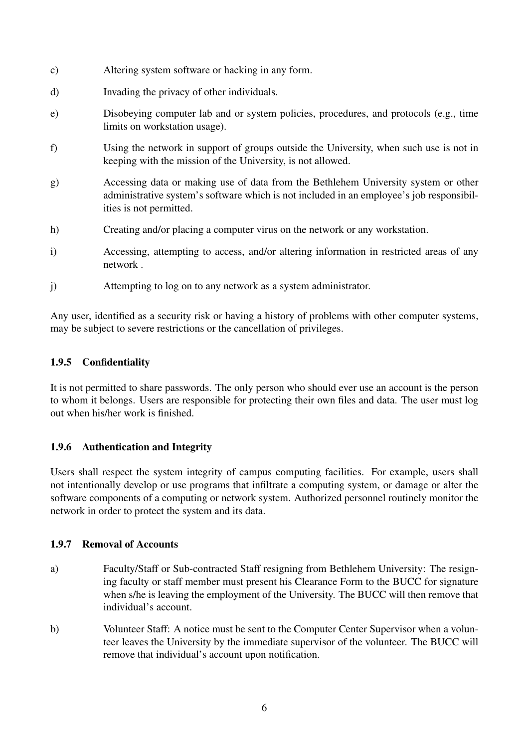c) Altering system software or hacking in any form.

d) Invading the privacy of other individuals.

e) Disobeying computer lab and or system policies, procedures, and protocols (e.g., time limits on workstation usage).

f) Using the network in support of groups outside the University, when such use is not in keeping with the mission of the University, is not allowed.

g) Accessing data or making use of data from the Bethlehem University system or other administrative system's software which is not included in an employee's job responsibilities is not permitted.

h) Creating and/or placing a computer virus on the network or any workstation.

i) Accessing, attempting to access, and/or altering information in restricted areas of any network .

j) Attempting to log on to any network as a system administrator.

Any user, identified as a security risk or having a history of problems with other computer systems, may be subject to severe restrictions or the cancellation of privileges.

### 1.9.5 Confidentiality

It is not permitted to share passwords. The only person who should ever use an account is the person to whom it belongs. Users are responsible for protecting their own files and data. The user must log out when his/her work is finished.

### 1.9.6 Authentication and Integrity

Users shall respect the system integrity of campus computing facilities. For example, users shall not intentionally develop or use programs that infiltrate a computing system, or damage or alter the software components of a computing or network system. Authorized personnel routinely monitor the network in order to protect the system and its data.

### 1.9.7 Removal of Accounts

a) Faculty/Staff or Sub-contracted Staff resigning from Bethlehem University: The resigning faculty or staff member must present his Clearance Form to the BUCC for signature when s/he is leaving the employment of the University. The BUCC will then remove that individual's account.

b) Volunteer Staff: A notice must be sent to the Computer Center Supervisor when a volunteer leaves the University by the immediate supervisor of the volunteer. The BUCC will remove that individual's account upon notification.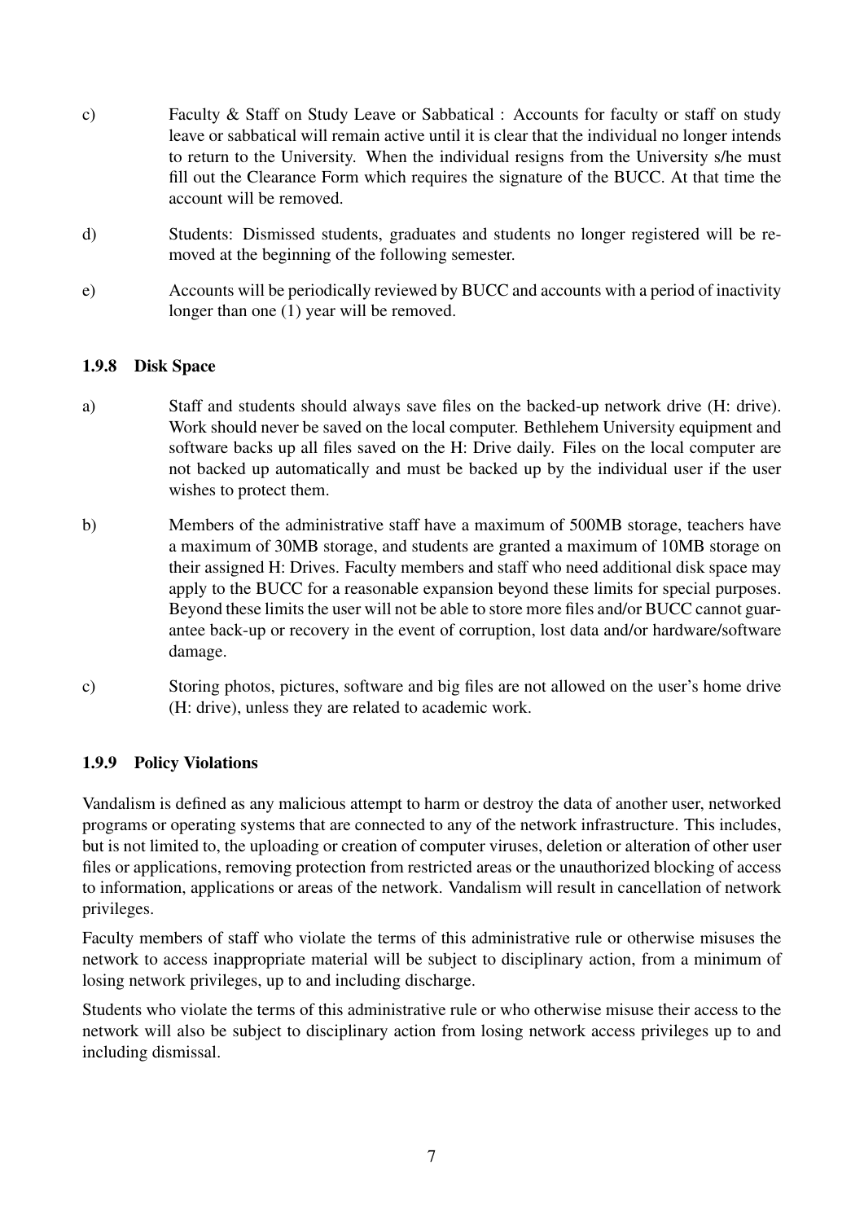c) Faculty & Staff on Study Leave or Sabbatical : Accounts for faculty or staff on study leave or sabbatical will remain active until it is clear that the individual no longer intends to return to the University. When the individual resigns from the University s/he must fill out the Clearance Form which requires the signature of the BUCC. At that time the account will be removed.

d) Students: Dismissed students, graduates and students no longer registered will be removed at the beginning of the following semester.

e) Accounts will be periodically reviewed by BUCC and accounts with a period of inactivity longer than one (1) year will be removed.

### 1.9.8 Disk Space

a) Staff and students should always save files on the backed-up network drive (H: drive). Work should never be saved on the local computer. Bethlehem University equipment and software backs up all files saved on the H: Drive daily. Files on the local computer are not backed up automatically and must be backed up by the individual user if the user wishes to protect them.

b) Members of the administrative staff have a maximum of 500MB storage, teachers have a maximum of 30MB storage, and students are granted a maximum of 10MB storage on their assigned H: Drives. Faculty members and staff who need additional disk space may apply to the BUCC for a reasonable expansion beyond these limits for special purposes. Beyond these limits the user will not be able to store more files and/or BUCC cannot guarantee back-up or recovery in the event of corruption, lost data and/or hardware/software damage.

c) Storing photos, pictures, software and big files are not allowed on the user's home drive (H: drive), unless they are related to academic work.

### 1.9.9 Policy Violations

Vandalism is defined as any malicious attempt to harm or destroy the data of another user, networked programs or operating systems that are connected to any of the network infrastructure. This includes, but is not limited to, the uploading or creation of computer viruses, deletion or alteration of other user files or applications, removing protection from restricted areas or the unauthorized blocking of access to information, applications or areas of the network. Vandalism will result in cancellation of network privileges.

Faculty members of staff who violate the terms of this administrative rule or otherwise misuses the network to access inappropriate material will be subject to disciplinary action, from a minimum of losing network privileges, up to and including discharge.

Students who violate the terms of this administrative rule or who otherwise misuse their access to the network will also be subject to disciplinary action from losing network access privileges up to and including dismissal.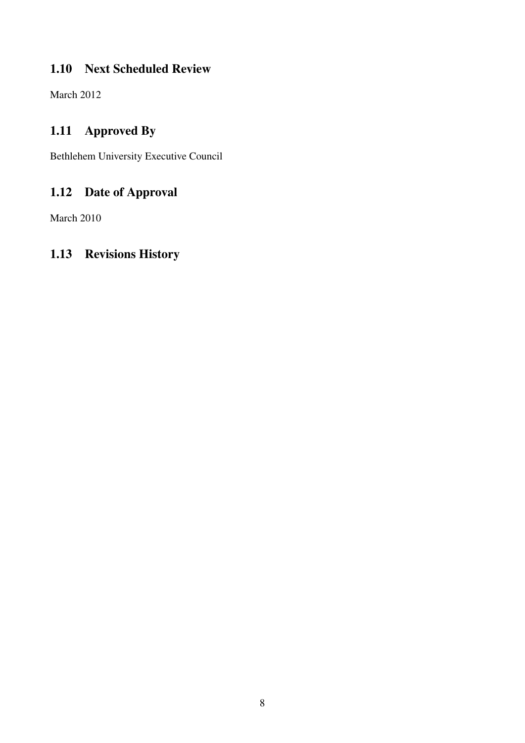## 1.10 Next Scheduled Review

March 2012

## 1.11 Approved By

Bethlehem University Executive Council

## 1.12 Date of Approval

March 2010

## 1.13 Revisions History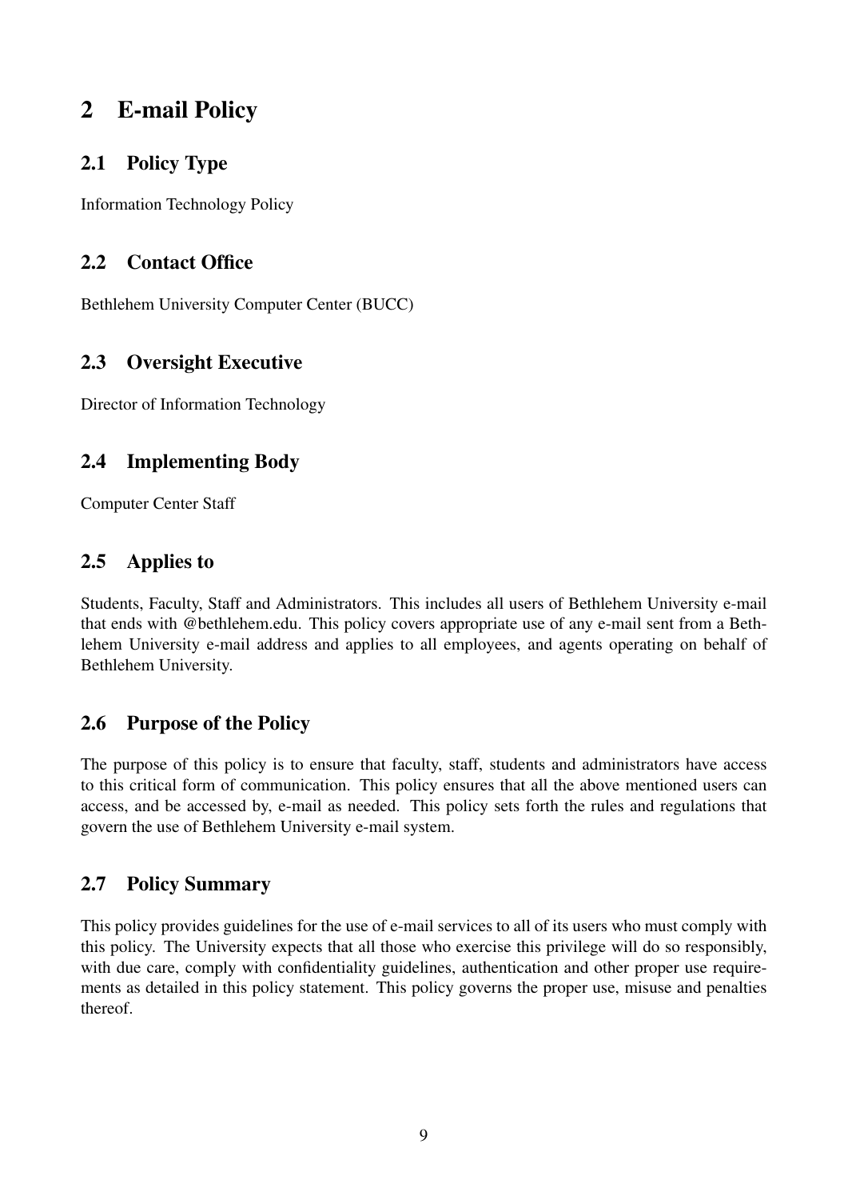# 2 E-mail Policy

## 2.1 Policy Type

Information Technology Policy

## 2.2 Contact Office

Bethlehem University Computer Center (BUCC)

## 2.3 Oversight Executive

Director of Information Technology

## 2.4 Implementing Body

Computer Center Staff

## 2.5 Applies to

Students, Faculty, Staff and Administrators. This includes all users of Bethlehem University e-mail that ends with @bethlehem.edu. This policy covers appropriate use of any e-mail sent from a Bethlehem University e-mail address and applies to all employees, and agents operating on behalf of Bethlehem University.

## 2.6 Purpose of the Policy

The purpose of this policy is to ensure that faculty, staff, students and administrators have access to this critical form of communication. This policy ensures that all the above mentioned users can access, and be accessed by, e-mail as needed. This policy sets forth the rules and regulations that govern the use of Bethlehem University e-mail system.

## 2.7 Policy Summary

This policy provides guidelines for the use of e-mail services to all of its users who must comply with this policy. The University expects that all those who exercise this privilege will do so responsibly, with due care, comply with confidentiality guidelines, authentication and other proper use requirements as detailed in this policy statement. This policy governs the proper use, misuse and penalties thereof.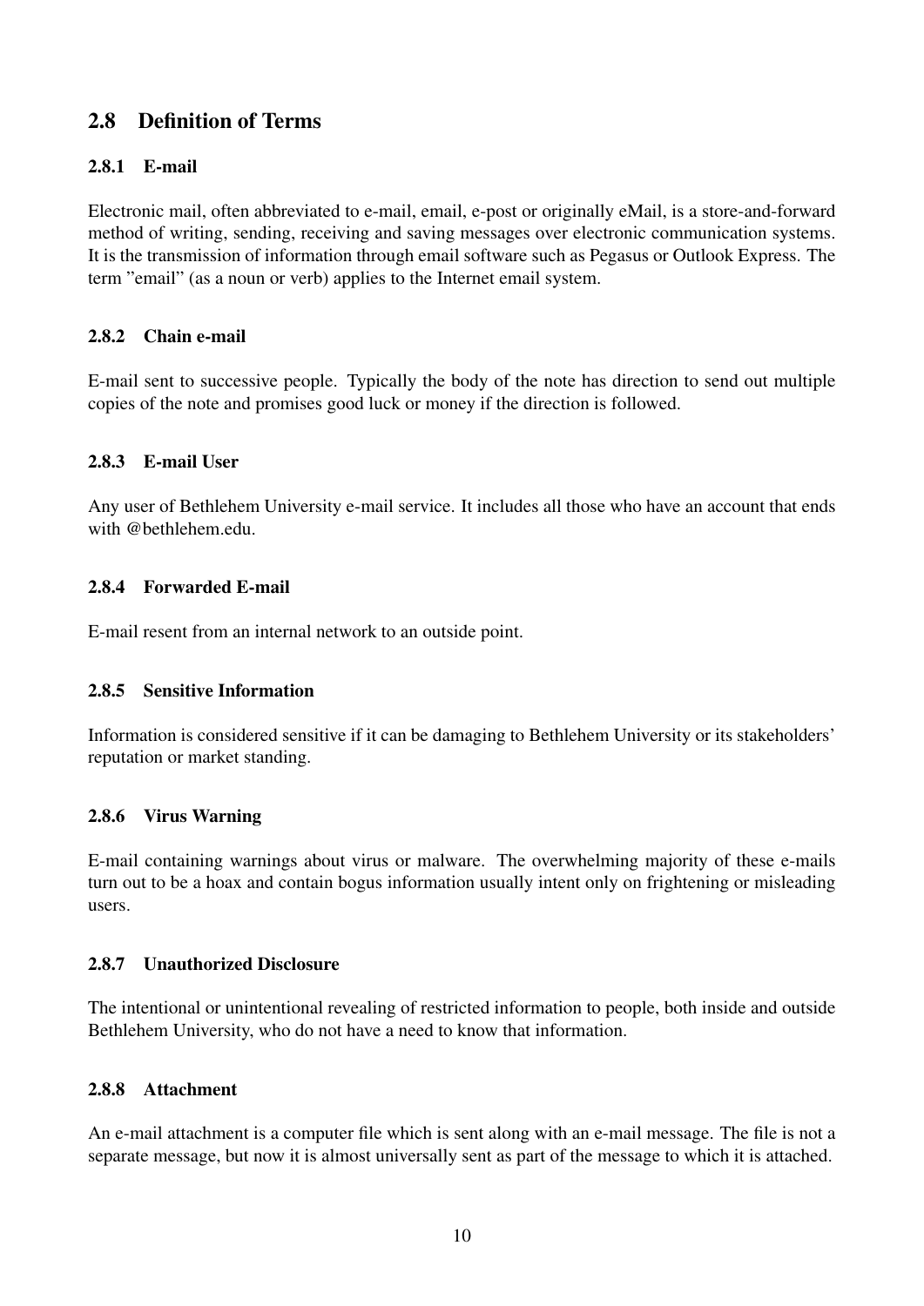## 2.8 Definition of Terms

### 2.8.1 E-mail

Electronic mail, often abbreviated to e-mail, email, e-post or originally eMail, is a store-and-forward method of writing, sending, receiving and saving messages over electronic communication systems. It is the transmission of information through email software such as Pegasus or Outlook Express. The term "email" (as a noun or verb) applies to the Internet email system.

### 2.8.2 Chain e-mail

E-mail sent to successive people. Typically the body of the note has direction to send out multiple copies of the note and promises good luck or money if the direction is followed.

### 2.8.3 E-mail User

Any user of Bethlehem University e-mail service. It includes all those who have an account that ends with @bethlehem.edu.

### 2.8.4 Forwarded E-mail

E-mail resent from an internal network to an outside point.

### 2.8.5 Sensitive Information

Information is considered sensitive if it can be damaging to Bethlehem University or its stakeholders' reputation or market standing.

### 2.8.6 Virus Warning

E-mail containing warnings about virus or malware. The overwhelming majority of these e-mails turn out to be a hoax and contain bogus information usually intent only on frightening or misleading users.

### 2.8.7 Unauthorized Disclosure

The intentional or unintentional revealing of restricted information to people, both inside and outside Bethlehem University, who do not have a need to know that information.

### 2.8.8 Attachment

An e-mail attachment is a computer file which is sent along with an e-mail message. The file is not a separate message, but now it is almost universally sent as part of the message to which it is attached.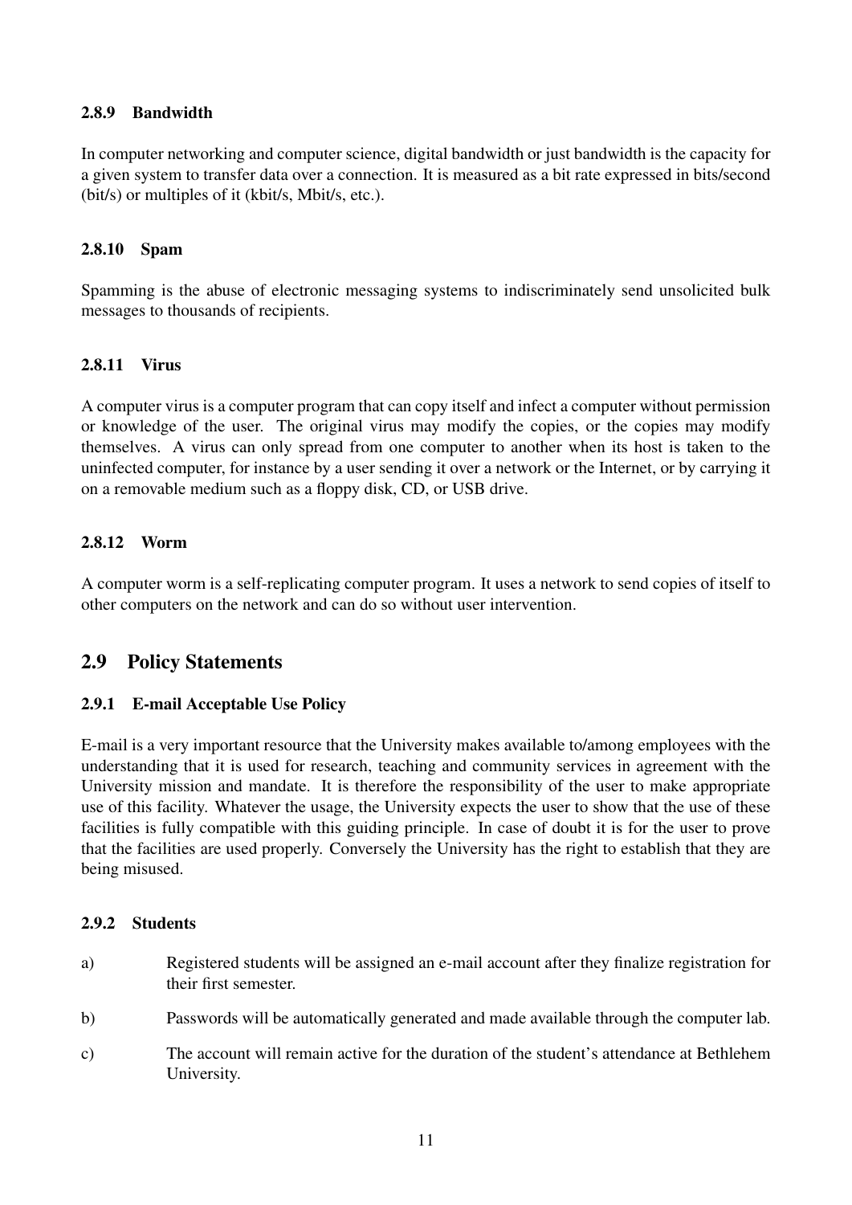#### 2.8.9 Bandwidth

In computer networking and computer science, digital bandwidth or just bandwidth is the capacity for a given system to transfer data over a connection. It is measured as a bit rate expressed in bits/second (bit/s) or multiples of it (kbit/s, Mbit/s, etc.).

#### 2.8.10 Spam

Spamming is the abuse of electronic messaging systems to indiscriminately send unsolicited bulk messages to thousands of recipients.

#### 2.8.11 Virus

A computer virus is a computer program that can copy itself and infect a computer without permission or knowledge of the user. The original virus may modify the copies, or the copies may modify themselves. A virus can only spread from one computer to another when its host is taken to the uninfected computer, for instance by a user sending it over a network or the Internet, or by carrying it on a removable medium such as a floppy disk, CD, or USB drive.

#### 2.8.12 Worm

A computer worm is a self-replicating computer program. It uses a network to send copies of itself to other computers on the network and can do so without user intervention.

### 2.9 Policy Statements

#### 2.9.1 E-mail Acceptable Use Policy

E-mail is a very important resource that the University makes available to/among employees with the understanding that it is used for research, teaching and community services in agreement with the University mission and mandate. It is therefore the responsibility of the user to make appropriate use of this facility. Whatever the usage, the University expects the user to show that the use of these facilities is fully compatible with this guiding principle. In case of doubt it is for the user to prove that the facilities are used properly. Conversely the University has the right to establish that they are being misused.

#### 2.9.2 Students

a) Registered students will be assigned an e-mail account after they finalize registration for their first semester.

b) Passwords will be automatically generated and made available through the computer lab.

c) The account will remain active for the duration of the student's attendance at Bethlehem University.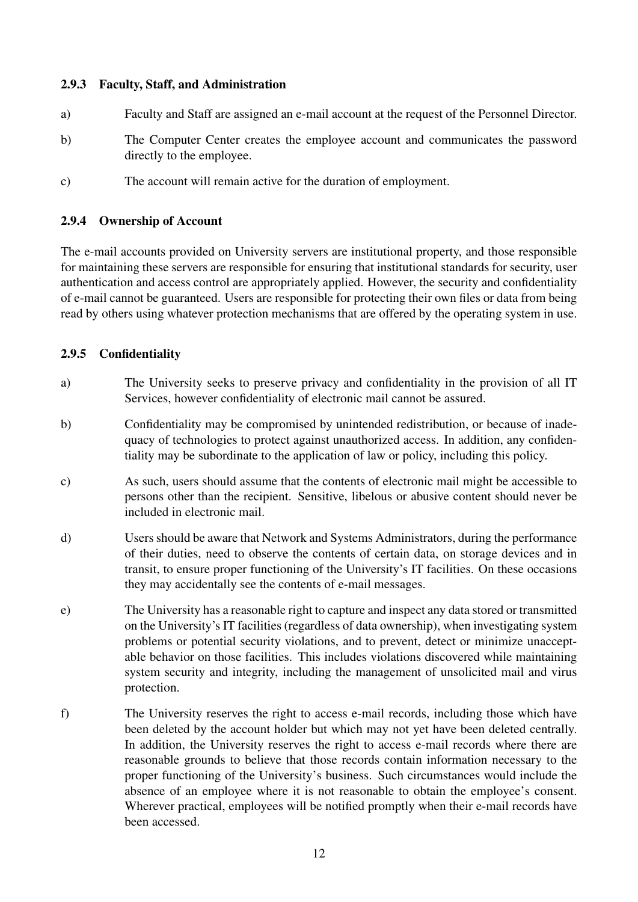#### 2.9.3 Faculty, Staff, and Administration

a) Faculty and Staff are assigned an e-mail account at the request of the Personnel Director.

b) The Computer Center creates the employee account and communicates the password directly to the employee.

c) The account will remain active for the duration of employment.

#### 2.9.4 Ownership of Account

The e-mail accounts provided on University servers are institutional property, and those responsible for maintaining these servers are responsible for ensuring that institutional standards for security, user authentication and access control are appropriately applied. However, the security and confidentiality of e-mail cannot be guaranteed. Users are responsible for protecting their own files or data from being read by others using whatever protection mechanisms that are offered by the operating system in use.

#### 2.9.5 Confidentiality

a) The University seeks to preserve privacy and confidentiality in the provision of all IT Services, however confidentiality of electronic mail cannot be assured.

b) Confidentiality may be compromised by unintended redistribution, or because of inadequacy of technologies to protect against unauthorized access. In addition, any confidentiality may be subordinate to the application of law or policy, including this policy.

c) As such, users should assume that the contents of electronic mail might be accessible to persons other than the recipient. Sensitive, libelous or abusive content should never be included in electronic mail.

d) Users should be aware that Network and Systems Administrators, during the performance of their duties, need to observe the contents of certain data, on storage devices and in transit, to ensure proper functioning of the University's IT facilities. On these occasions they may accidentally see the contents of e-mail messages.

e) The University has a reasonable right to capture and inspect any data stored or transmitted on the University's IT facilities (regardless of data ownership), when investigating system problems or potential security violations, and to prevent, detect or minimize unacceptable behavior on those facilities. This includes violations discovered while maintaining system security and integrity, including the management of unsolicited mail and virus protection.

f) The University reserves the right to access e-mail records, including those which have been deleted by the account holder but which may not yet have been deleted centrally. In addition, the University reserves the right to access e-mail records where there are reasonable grounds to believe that those records contain information necessary to the proper functioning of the University's business. Such circumstances would include the absence of an employee where it is not reasonable to obtain the employee's consent. Wherever practical, employees will be notified promptly when their e-mail records have been accessed.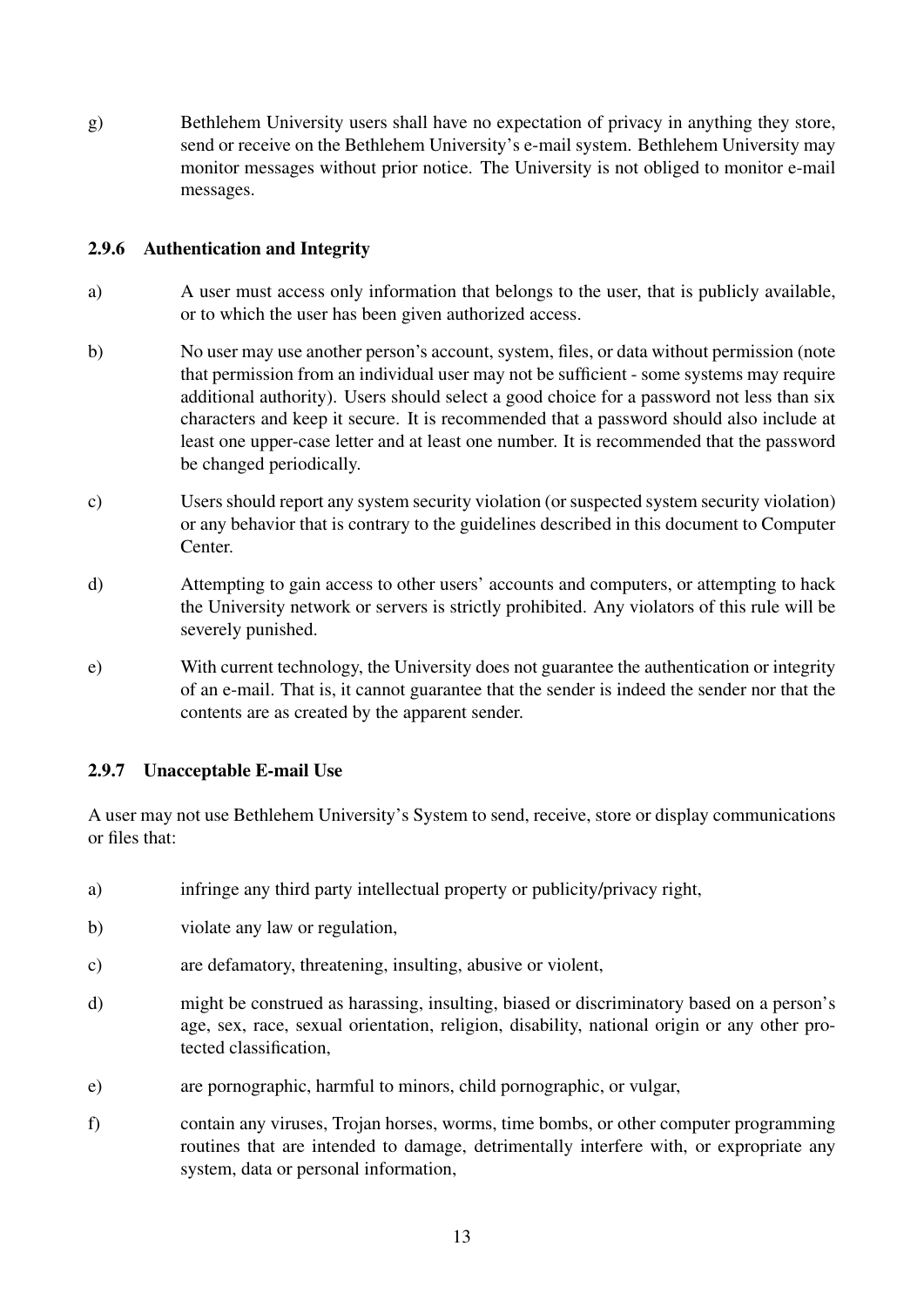g) Bethlehem University users shall have no expectation of privacy in anything they store, send or receive on the Bethlehem University's e-mail system. Bethlehem University may monitor messages without prior notice. The University is not obliged to monitor e-mail messages.

### 2.9.6 Authentication and Integrity

a) A user must access only information that belongs to the user, that is publicly available, or to which the user has been given authorized access.

b) No user may use another person's account, system, files, or data without permission (note that permission from an individual user may not be sufficient - some systems may require additional authority). Users should select a good choice for a password not less than six characters and keep it secure. It is recommended that a password should also include at least one upper-case letter and at least one number. It is recommended that the password be changed periodically.

c) Users should report any system security violation (or suspected system security violation) or any behavior that is contrary to the guidelines described in this document to Computer Center.

d) Attempting to gain access to other users' accounts and computers, or attempting to hack the University network or servers is strictly prohibited. Any violators of this rule will be severely punished.

e) With current technology, the University does not guarantee the authentication or integrity of an e-mail. That is, it cannot guarantee that the sender is indeed the sender nor that the contents are as created by the apparent sender.

### 2.9.7 Unacceptable E-mail Use

A user may not use Bethlehem University's System to send, receive, store or display communications or files that:

a) infringe any third party intellectual property or publicity/privacy right,

b) violate any law or regulation,

c) are defamatory, threatening, insulting, abusive or violent,

d) might be construed as harassing, insulting, biased or discriminatory based on a person's age, sex, race, sexual orientation, religion, disability, national origin or any other protected classification,

e) are pornographic, harmful to minors, child pornographic, or vulgar,

f) contain any viruses, Trojan horses, worms, time bombs, or other computer programming routines that are intended to damage, detrimentally interfere with, or expropriate any system, data or personal information,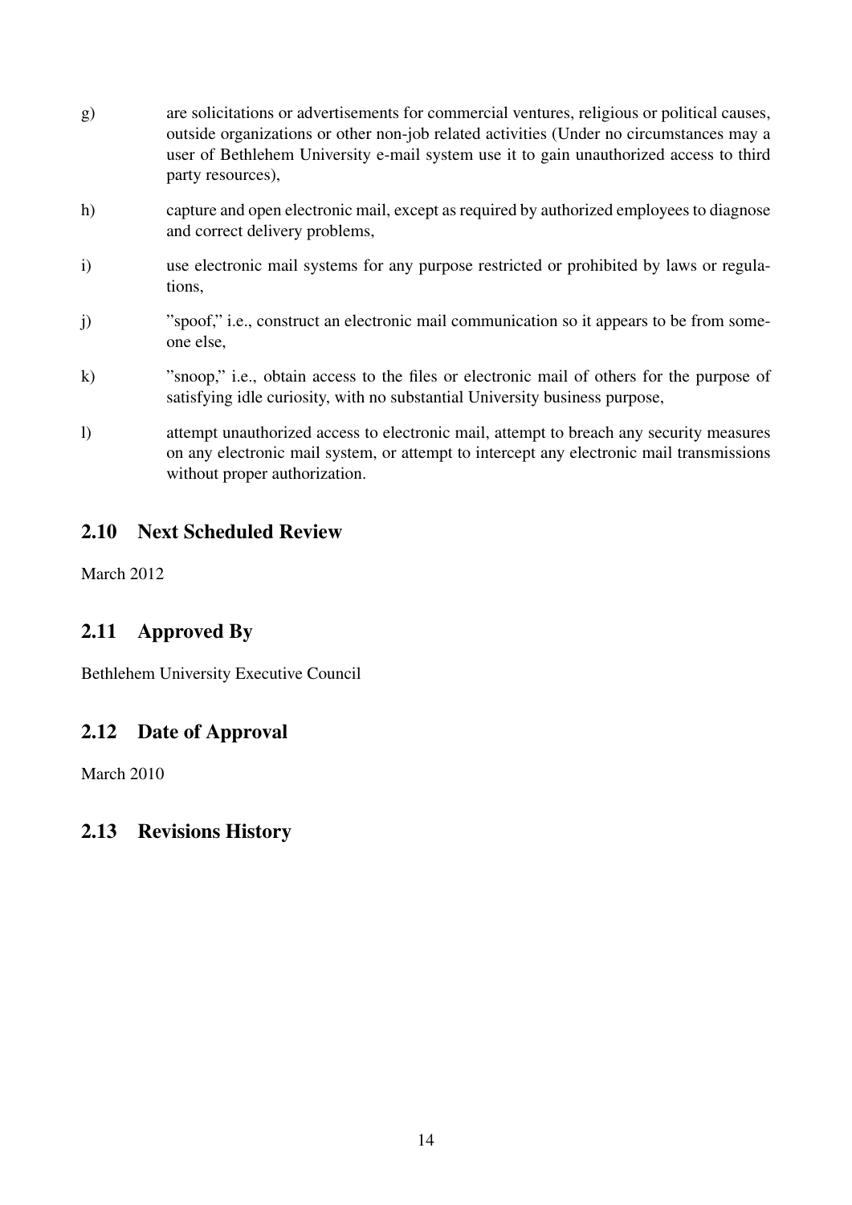g) are solicitations or advertisements for commercial ventures, religious or political causes, outside organizations or other non-job related activities (Under no circumstances may a user of Bethlehem University e-mail system use it to gain unauthorized access to third party resources),

h) capture and open electronic mail, except as required by authorized employees to diagnose and correct delivery problems,

i) use electronic mail systems for any purpose restricted or prohibited by laws or regulations,

j) "spoof," i.e., construct an electronic mail communication so it appears to be from someone else,

k) "snoop," i.e., obtain access to the files or electronic mail of others for the purpose of satisfying idle curiosity, with no substantial University business purpose,

l) attempt unauthorized access to electronic mail, attempt to breach any security measures on any electronic mail system, or attempt to intercept any electronic mail transmissions without proper authorization.

## 2.10 Next Scheduled Review

March 2012

## 2.11 Approved By

Bethlehem University Executive Council

## 2.12 Date of Approval

March 2010

## 2.13 Revisions History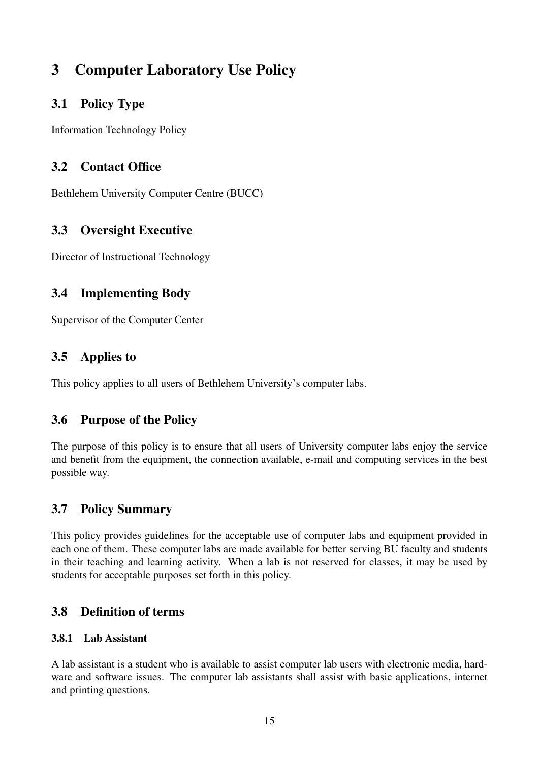# 3 Computer Laboratory Use Policy

## 3.1 Policy Type

Information Technology Policy

## 3.2 Contact Office

Bethlehem University Computer Centre (BUCC)

## 3.3 Oversight Executive

Director of Instructional Technology

## 3.4 Implementing Body

Supervisor of the Computer Center

## 3.5 Applies to

This policy applies to all users of Bethlehem University's computer labs.

## 3.6 Purpose of the Policy

The purpose of this policy is to ensure that all users of University computer labs enjoy the service and benefit from the equipment, the connection available, e-mail and computing services in the best possible way.

## 3.7 Policy Summary

This policy provides guidelines for the acceptable use of computer labs and equipment provided in each one of them. These computer labs are made available for better serving BU faculty and students in their teaching and learning activity. When a lab is not reserved for classes, it may be used by students for acceptable purposes set forth in this policy.

## 3.8 Definition of terms

### 3.8.1 Lab Assistant

A lab assistant is a student who is available to assist computer lab users with electronic media, hardware and software issues. The computer lab assistants shall assist with basic applications, internet and printing questions.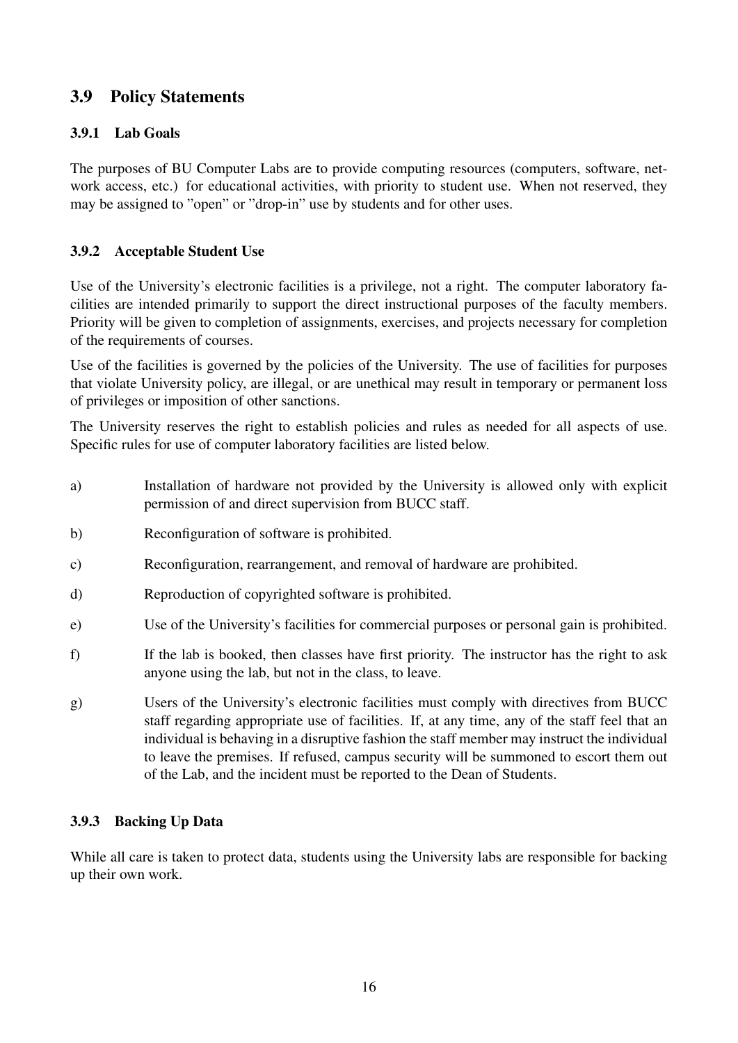## 3.9 Policy Statements

### 3.9.1 Lab Goals

The purposes of BU Computer Labs are to provide computing resources (computers, software, network access, etc.) for educational activities, with priority to student use. When not reserved, they may be assigned to "open" or "drop-in" use by students and for other uses.

### 3.9.2 Acceptable Student Use

Use of the University's electronic facilities is a privilege, not a right. The computer laboratory facilities are intended primarily to support the direct instructional purposes of the faculty members. Priority will be given to completion of assignments, exercises, and projects necessary for completion of the requirements of courses.

Use of the facilities is governed by the policies of the University. The use of facilities for purposes that violate University policy, are illegal, or are unethical may result in temporary or permanent loss of privileges or imposition of other sanctions.

The University reserves the right to establish policies and rules as needed for all aspects of use. Specific rules for use of computer laboratory facilities are listed below.

a) Installation of hardware not provided by the University is allowed only with explicit permission of and direct supervision from BUCC staff.

b) Reconfiguration of software is prohibited.

c) Reconfiguration, rearrangement, and removal of hardware are prohibited.

d) Reproduction of copyrighted software is prohibited.

e) Use of the University's facilities for commercial purposes or personal gain is prohibited.

f) If the lab is booked, then classes have first priority. The instructor has the right to ask anyone using the lab, but not in the class, to leave.

g) Users of the University's electronic facilities must comply with directives from BUCC staff regarding appropriate use of facilities. If, at any time, any of the staff feel that an individual is behaving in a disruptive fashion the staff member may instruct the individual to leave the premises. If refused, campus security will be summoned to escort them out of the Lab, and the incident must be reported to the Dean of Students.

### 3.9.3 Backing Up Data

While all care is taken to protect data, students using the University labs are responsible for backing up their own work.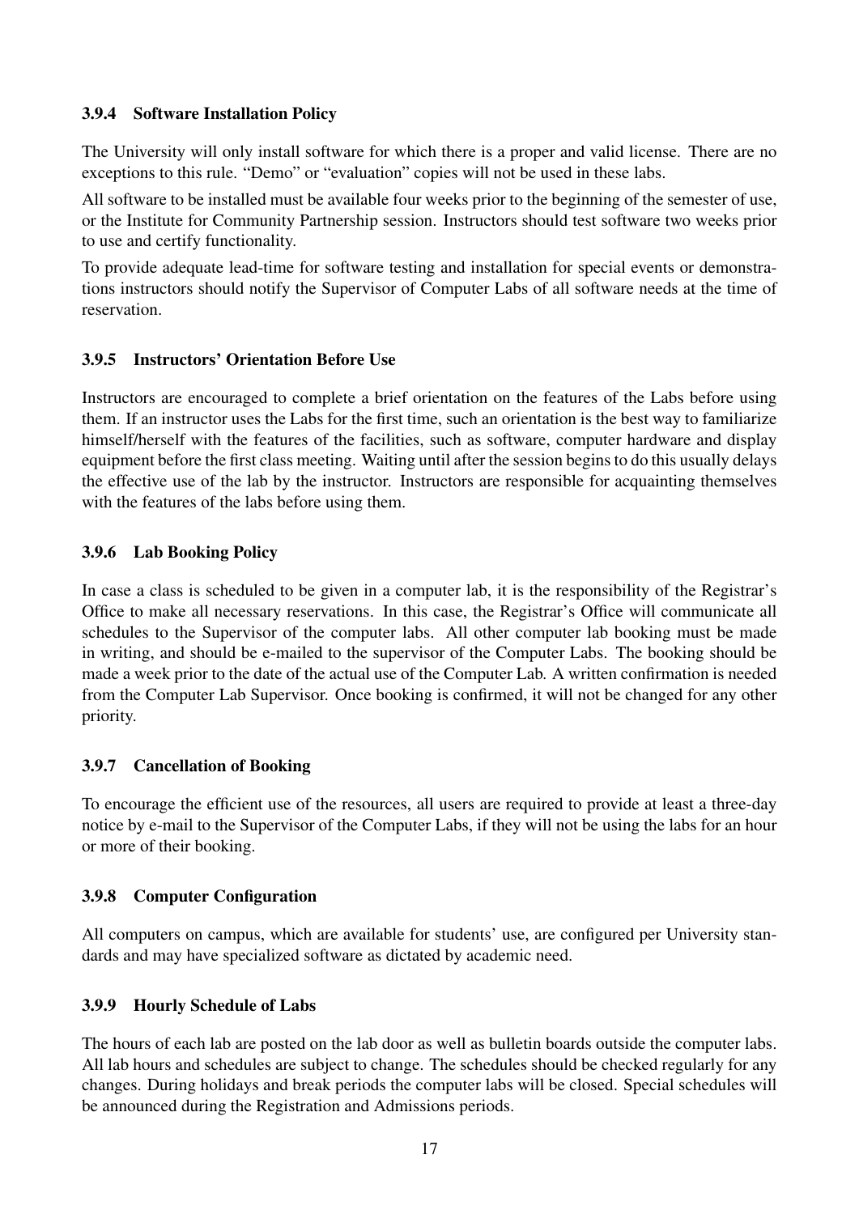### 3.9.4 Software Installation Policy

The University will only install software for which there is a proper and valid license. There are no exceptions to this rule. "Demo" or "evaluation" copies will not be used in these labs.

All software to be installed must be available four weeks prior to the beginning of the semester of use, or the Institute for Community Partnership session. Instructors should test software two weeks prior to use and certify functionality.

To provide adequate lead-time for software testing and installation for special events or demonstrations instructors should notify the Supervisor of Computer Labs of all software needs at the time of reservation.

### 3.9.5 Instructors' Orientation Before Use

Instructors are encouraged to complete a brief orientation on the features of the Labs before using them. If an instructor uses the Labs for the first time, such an orientation is the best way to familiarize himself/herself with the features of the facilities, such as software, computer hardware and display equipment before the first class meeting. Waiting until after the session begins to do this usually delays the effective use of the lab by the instructor. Instructors are responsible for acquainting themselves with the features of the labs before using them.

### 3.9.6 Lab Booking Policy

In case a class is scheduled to be given in a computer lab, it is the responsibility of the Registrar's Office to make all necessary reservations. In this case, the Registrar's Office will communicate all schedules to the Supervisor of the computer labs. All other computer lab booking must be made in writing, and should be e-mailed to the supervisor of the Computer Labs. The booking should be made a week prior to the date of the actual use of the Computer Lab. A written confirmation is needed from the Computer Lab Supervisor. Once booking is confirmed, it will not be changed for any other priority.

### 3.9.7 Cancellation of Booking

To encourage the efficient use of the resources, all users are required to provide at least a three-day notice by e-mail to the Supervisor of the Computer Labs, if they will not be using the labs for an hour or more of their booking.

### 3.9.8 Computer Configuration

All computers on campus, which are available for students' use, are configured per University standards and may have specialized software as dictated by academic need.

### 3.9.9 Hourly Schedule of Labs

The hours of each lab are posted on the lab door as well as bulletin boards outside the computer labs. All lab hours and schedules are subject to change. The schedules should be checked regularly for any changes. During holidays and break periods the computer labs will be closed. Special schedules will be announced during the Registration and Admissions periods.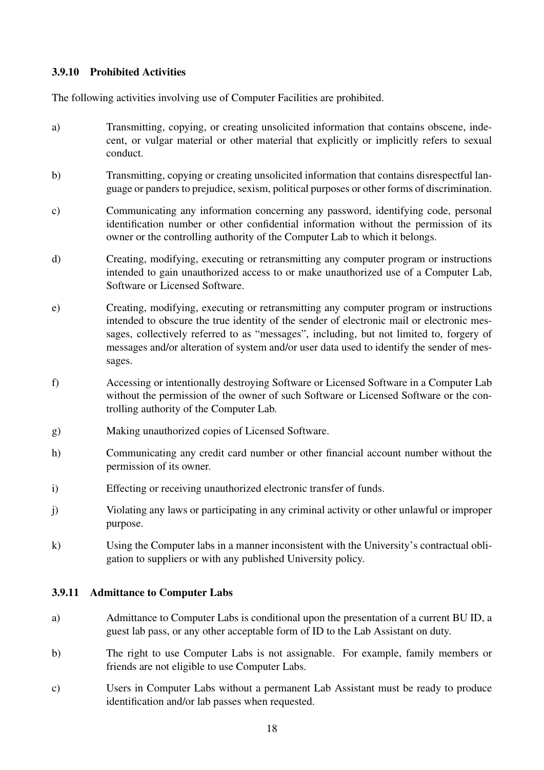#### 3.9.10 Prohibited Activities

The following activities involving use of Computer Facilities are prohibited.

a) Transmitting, copying, or creating unsolicited information that contains obscene, indecent, or vulgar material or other material that explicitly or implicitly refers to sexual conduct.

b) Transmitting, copying or creating unsolicited information that contains disrespectful language or panders to prejudice, sexism, political purposes or other forms of discrimination.

c) Communicating any information concerning any password, identifying code, personal identification number or other confidential information without the permission of its owner or the controlling authority of the Computer Lab to which it belongs.

d) Creating, modifying, executing or retransmitting any computer program or instructions intended to gain unauthorized access to or make unauthorized use of a Computer Lab, Software or Licensed Software.

e) Creating, modifying, executing or retransmitting any computer program or instructions intended to obscure the true identity of the sender of electronic mail or electronic messages, collectively referred to as "messages", including, but not limited to, forgery of messages and/or alteration of system and/or user data used to identify the sender of messages.

f) Accessing or intentionally destroying Software or Licensed Software in a Computer Lab without the permission of the owner of such Software or Licensed Software or the controlling authority of the Computer Lab.

g) Making unauthorized copies of Licensed Software.

h) Communicating any credit card number or other financial account number without the permission of its owner.

i) Effecting or receiving unauthorized electronic transfer of funds.

j) Violating any laws or participating in any criminal activity or other unlawful or improper purpose.

k) Using the Computer labs in a manner inconsistent with the University's contractual obligation to suppliers or with any published University policy.

#### 3.9.11 Admittance to Computer Labs

a) Admittance to Computer Labs is conditional upon the presentation of a current BU ID, a guest lab pass, or any other acceptable form of ID to the Lab Assistant on duty.

b) The right to use Computer Labs is not assignable. For example, family members or friends are not eligible to use Computer Labs.

c) Users in Computer Labs without a permanent Lab Assistant must be ready to produce identification and/or lab passes when requested.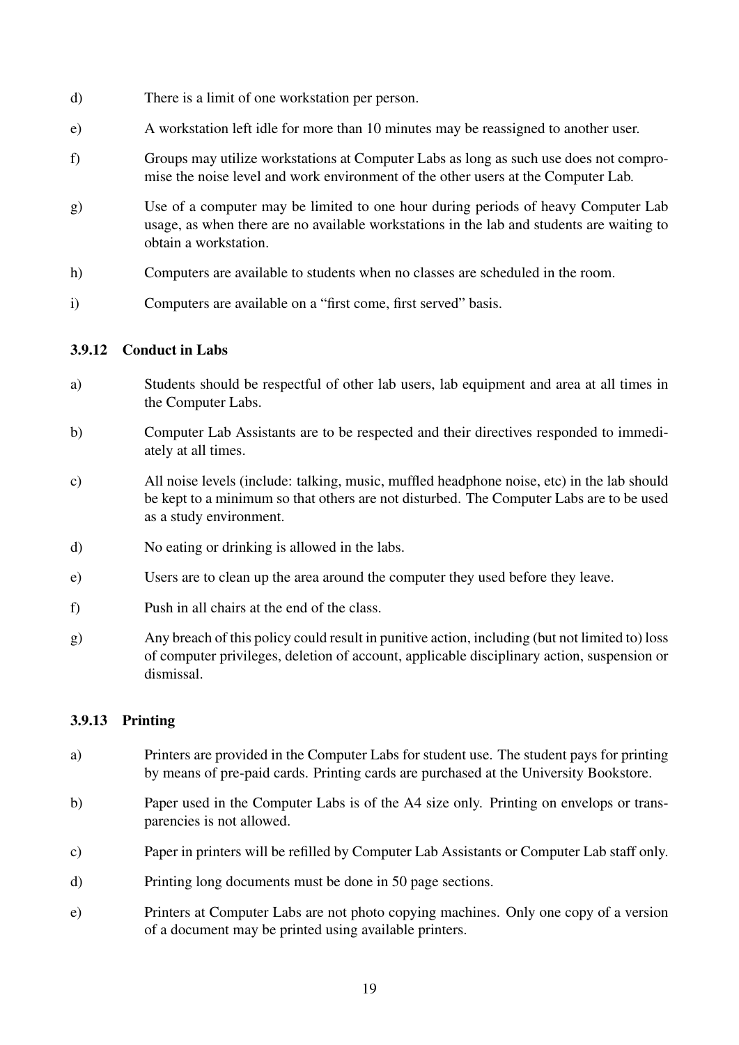d) There is a limit of one workstation per person.

e) A workstation left idle for more than 10 minutes may be reassigned to another user.

f) Groups may utilize workstations at Computer Labs as long as such use does not compromise the noise level and work environment of the other users at the Computer Lab.

g) Use of a computer may be limited to one hour during periods of heavy Computer Lab usage, as when there are no available workstations in the lab and students are waiting to obtain a workstation.

h) Computers are available to students when no classes are scheduled in the room.

i) Computers are available on a "first come, first served" basis.

### 3.9.12 Conduct in Labs

a) Students should be respectful of other lab users, lab equipment and area at all times in the Computer Labs.

b) Computer Lab Assistants are to be respected and their directives responded to immediately at all times.

c) All noise levels (include: talking, music, muffled headphone noise, etc) in the lab should be kept to a minimum so that others are not disturbed. The Computer Labs are to be used as a study environment.

d) No eating or drinking is allowed in the labs.

e) Users are to clean up the area around the computer they used before they leave.

f) Push in all chairs at the end of the class.

g) Any breach of this policy could result in punitive action, including (but not limited to) loss of computer privileges, deletion of account, applicable disciplinary action, suspension or dismissal.

### 3.9.13 Printing

a) Printers are provided in the Computer Labs for student use. The student pays for printing by means of pre-paid cards. Printing cards are purchased at the University Bookstore.

b) Paper used in the Computer Labs is of the A4 size only. Printing on envelops or transparencies is not allowed.

c) Paper in printers will be refilled by Computer Lab Assistants or Computer Lab staff only.

d) Printing long documents must be done in 50 page sections.

e) Printers at Computer Labs are not photo copying machines. Only one copy of a version of a document may be printed using available printers.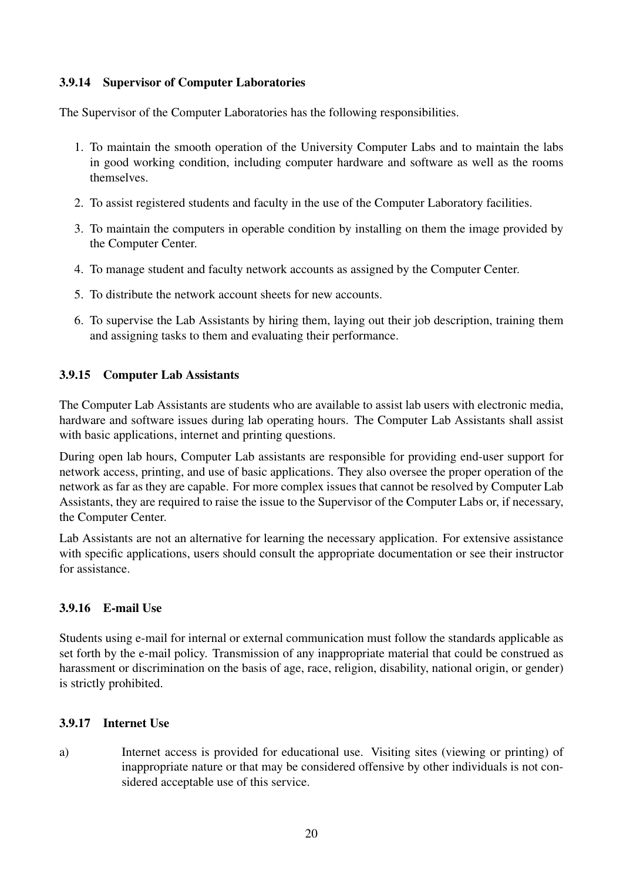### 3.9.14 Supervisor of Computer Laboratories

The Supervisor of the Computer Laboratories has the following responsibilities.

1. To maintain the smooth operation of the University Computer Labs and to maintain the labs in good working condition, including computer hardware and software as well as the rooms themselves.
2. To assist registered students and faculty in the use of the Computer Laboratory facilities.
3. To maintain the computers in operable condition by installing on them the image provided by the Computer Center.
4. To manage student and faculty network accounts as assigned by the Computer Center.
5. To distribute the network account sheets for new accounts.
6. To supervise the Lab Assistants by hiring them, laying out their job description, training them and assigning tasks to them and evaluating their performance.

### 3.9.15 Computer Lab Assistants

The Computer Lab Assistants are students who are available to assist lab users with electronic media, hardware and software issues during lab operating hours. The Computer Lab Assistants shall assist with basic applications, internet and printing questions.

During open lab hours, Computer Lab assistants are responsible for providing end-user support for network access, printing, and use of basic applications. They also oversee the proper operation of the network as far as they are capable. For more complex issues that cannot be resolved by Computer Lab Assistants, they are required to raise the issue to the Supervisor of the Computer Labs or, if necessary, the Computer Center.

Lab Assistants are not an alternative for learning the necessary application. For extensive assistance with specific applications, users should consult the appropriate documentation or see their instructor for assistance.

### 3.9.16 E-mail Use

Students using e-mail for internal or external communication must follow the standards applicable as set forth by the e-mail policy. Transmission of any inappropriate material that could be construed as harassment or discrimination on the basis of age, race, religion, disability, national origin, or gender) is strictly prohibited.

### 3.9.17 Internet Use

a) Internet access is provided for educational use. Visiting sites (viewing or printing) of inappropriate nature or that may be considered offensive by other individuals is not considered acceptable use of this service.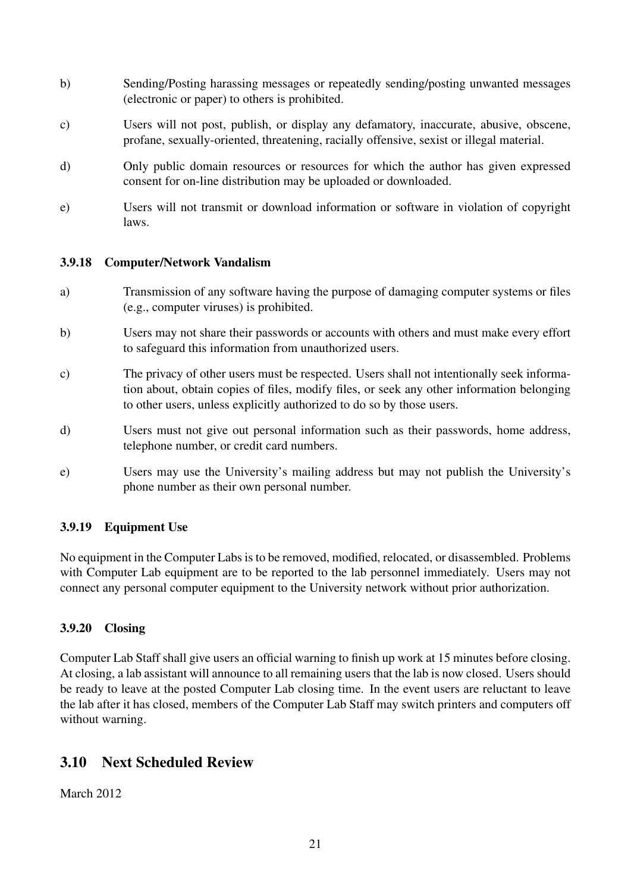b) Sending/Posting harassing messages or repeatedly sending/posting unwanted messages (electronic or paper) to others is prohibited.

c) Users will not post, publish, or display any defamatory, inaccurate, abusive, obscene, profane, sexually-oriented, threatening, racially offensive, sexist or illegal material.

d) Only public domain resources or resources for which the author has given expressed consent for on-line distribution may be uploaded or downloaded.

e) Users will not transmit or download information or software in violation of copyright laws.

### 3.9.18 Computer/Network Vandalism

a) Transmission of any software having the purpose of damaging computer systems or files (e.g., computer viruses) is prohibited.

b) Users may not share their passwords or accounts with others and must make every effort to safeguard this information from unauthorized users.

c) The privacy of other users must be respected. Users shall not intentionally seek information about, obtain copies of files, modify files, or seek any other information belonging to other users, unless explicitly authorized to do so by those users.

d) Users must not give out personal information such as their passwords, home address, telephone number, or credit card numbers.

e) Users may use the University's mailing address but may not publish the University's phone number as their own personal number.

### 3.9.19 Equipment Use

No equipment in the Computer Labs is to be removed, modified, relocated, or disassembled. Problems with Computer Lab equipment are to be reported to the lab personnel immediately. Users may not connect any personal computer equipment to the University network without prior authorization.

### 3.9.20 Closing

Computer Lab Staff shall give users an official warning to finish up work at 15 minutes before closing. At closing, a lab assistant will announce to all remaining users that the lab is now closed. Users should be ready to leave at the posted Computer Lab closing time. In the event users are reluctant to leave the lab after it has closed, members of the Computer Lab Staff may switch printers and computers off without warning.

## 3.10 Next Scheduled Review

March 2012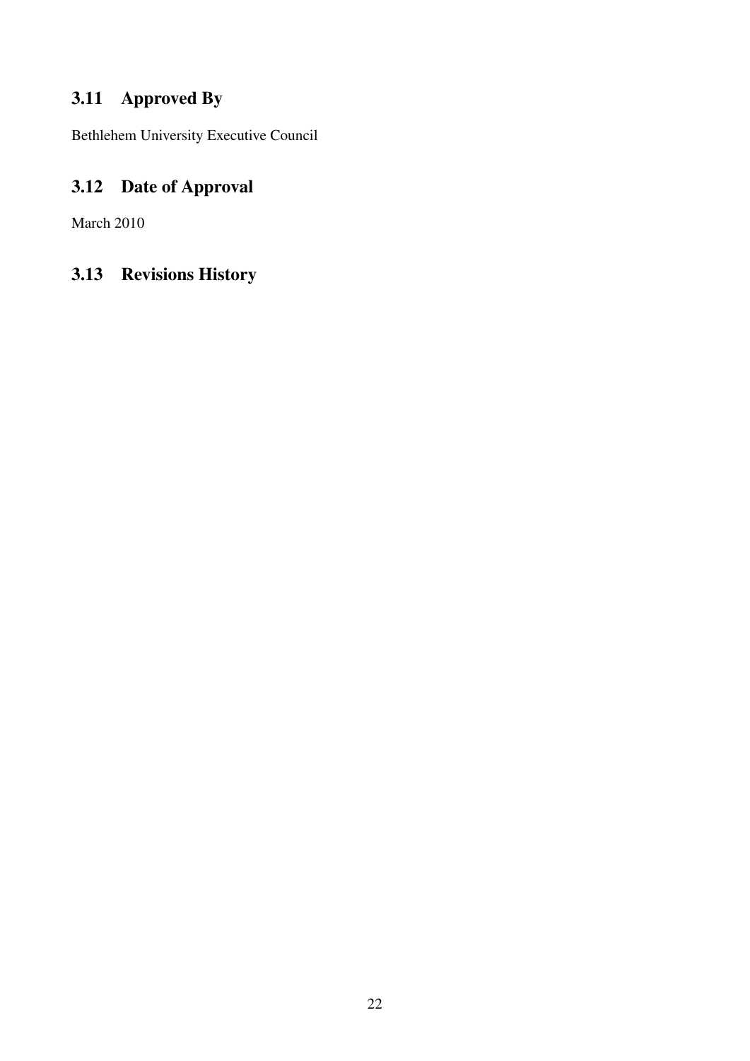## 3.11 Approved By

Bethlehem University Executive Council

## 3.12 Date of Approval

March 2010

## 3.13 Revisions History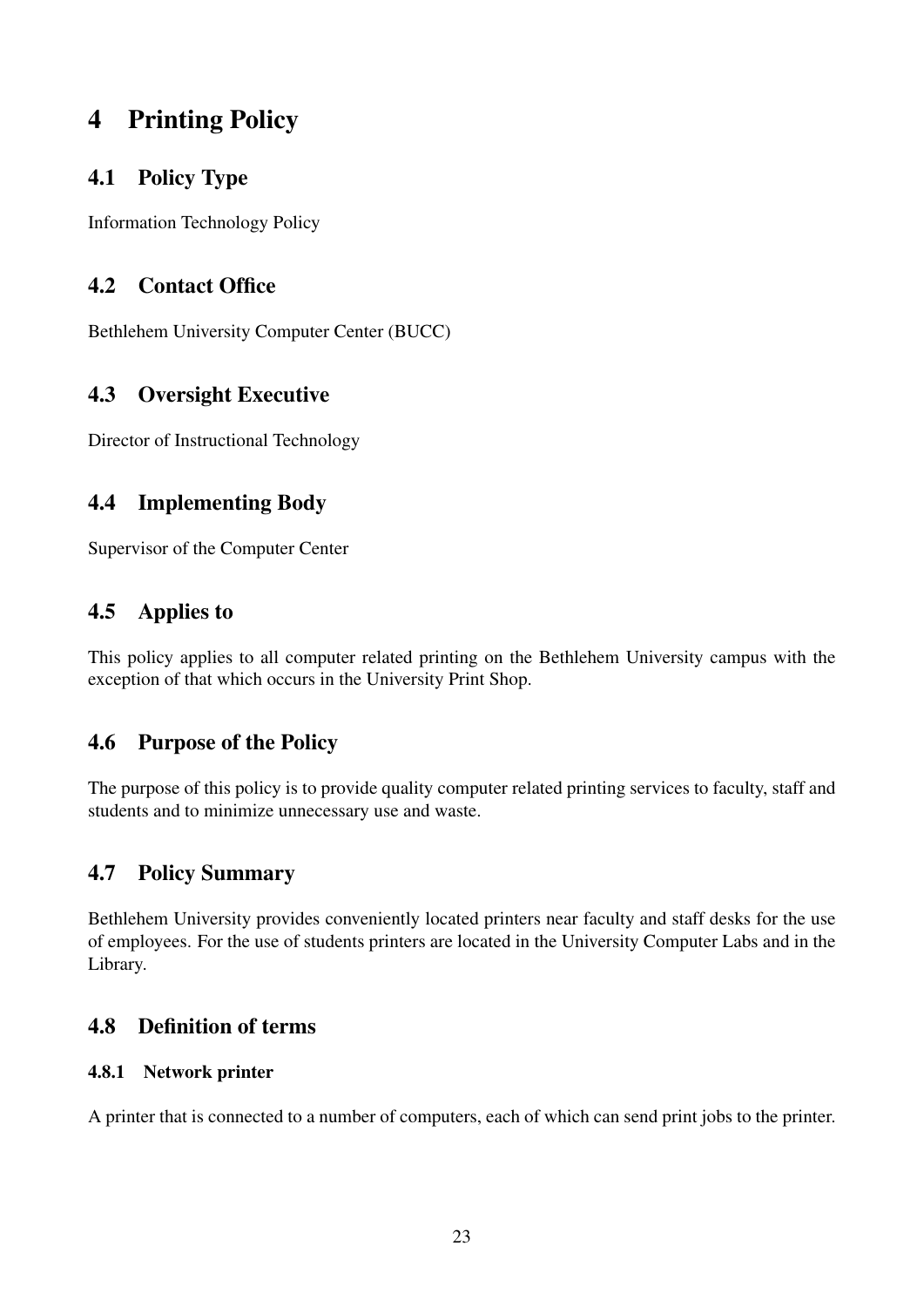# 4 Printing Policy

## 4.1 Policy Type

Information Technology Policy

## 4.2 Contact Office

Bethlehem University Computer Center (BUCC)

## 4.3 Oversight Executive

Director of Instructional Technology

## 4.4 Implementing Body

Supervisor of the Computer Center

## 4.5 Applies to

This policy applies to all computer related printing on the Bethlehem University campus with the exception of that which occurs in the University Print Shop.

## 4.6 Purpose of the Policy

The purpose of this policy is to provide quality computer related printing services to faculty, staff and students and to minimize unnecessary use and waste.

## 4.7 Policy Summary

Bethlehem University provides conveniently located printers near faculty and staff desks for the use of employees. For the use of students printers are located in the University Computer Labs and in the Library.

## 4.8 Definition of terms

### 4.8.1 Network printer

A printer that is connected to a number of computers, each of which can send print jobs to the printer.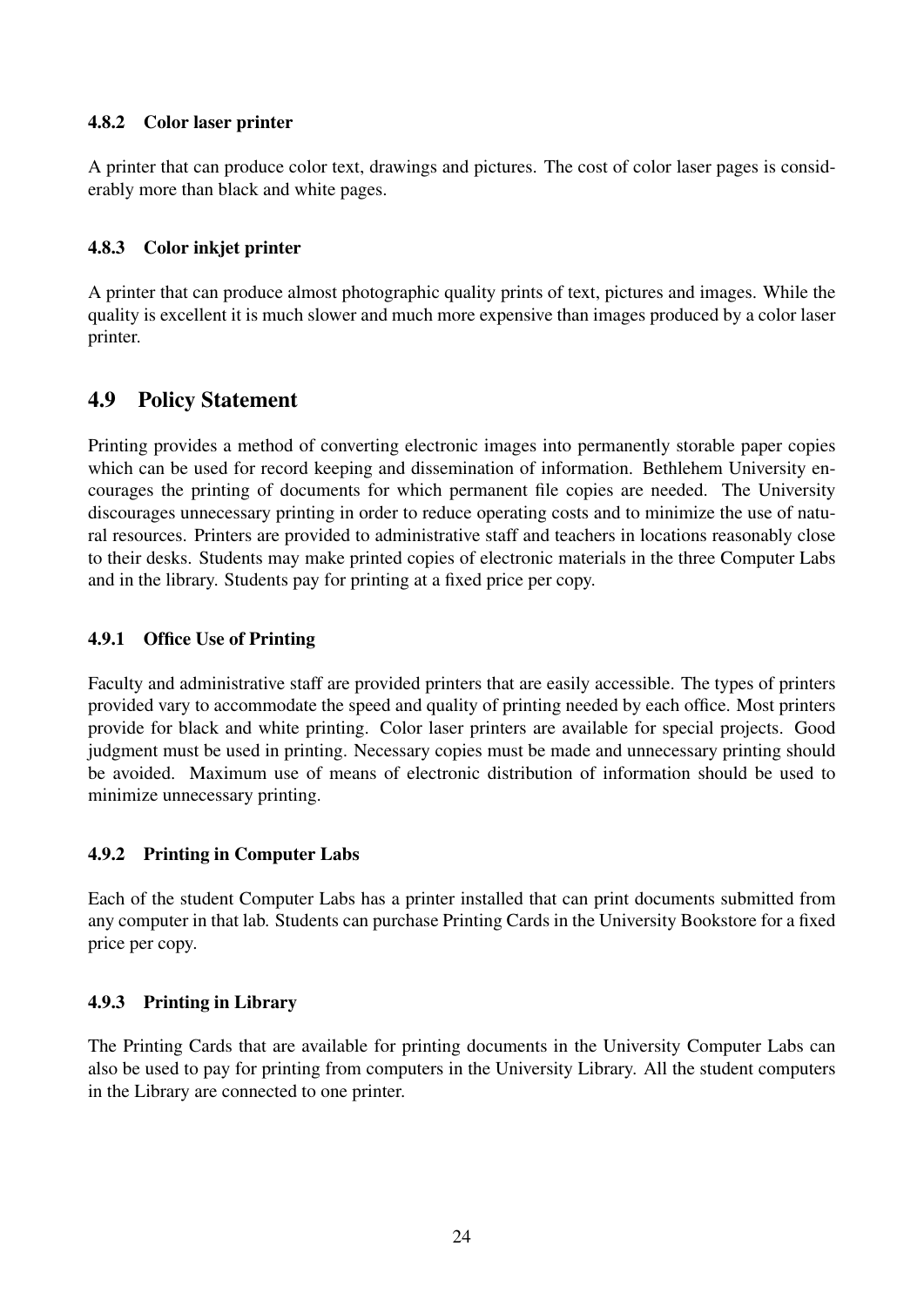#### 4.8.2 Color laser printer

A printer that can produce color text, drawings and pictures. The cost of color laser pages is considerably more than black and white pages.

#### 4.8.3 Color inkjet printer

A printer that can produce almost photographic quality prints of text, pictures and images. While the quality is excellent it is much slower and much more expensive than images produced by a color laser printer.

### 4.9 Policy Statement

Printing provides a method of converting electronic images into permanently storable paper copies which can be used for record keeping and dissemination of information. Bethlehem University encourages the printing of documents for which permanent file copies are needed. The University discourages unnecessary printing in order to reduce operating costs and to minimize the use of natural resources. Printers are provided to administrative staff and teachers in locations reasonably close to their desks. Students may make printed copies of electronic materials in the three Computer Labs and in the library. Students pay for printing at a fixed price per copy.

#### 4.9.1 Office Use of Printing

Faculty and administrative staff are provided printers that are easily accessible. The types of printers provided vary to accommodate the speed and quality of printing needed by each office. Most printers provide for black and white printing. Color laser printers are available for special projects. Good judgment must be used in printing. Necessary copies must be made and unnecessary printing should be avoided. Maximum use of means of electronic distribution of information should be used to minimize unnecessary printing.

#### 4.9.2 Printing in Computer Labs

Each of the student Computer Labs has a printer installed that can print documents submitted from any computer in that lab. Students can purchase Printing Cards in the University Bookstore for a fixed price per copy.

#### 4.9.3 Printing in Library

The Printing Cards that are available for printing documents in the University Computer Labs can also be used to pay for printing from computers in the University Library. All the student computers in the Library are connected to one printer.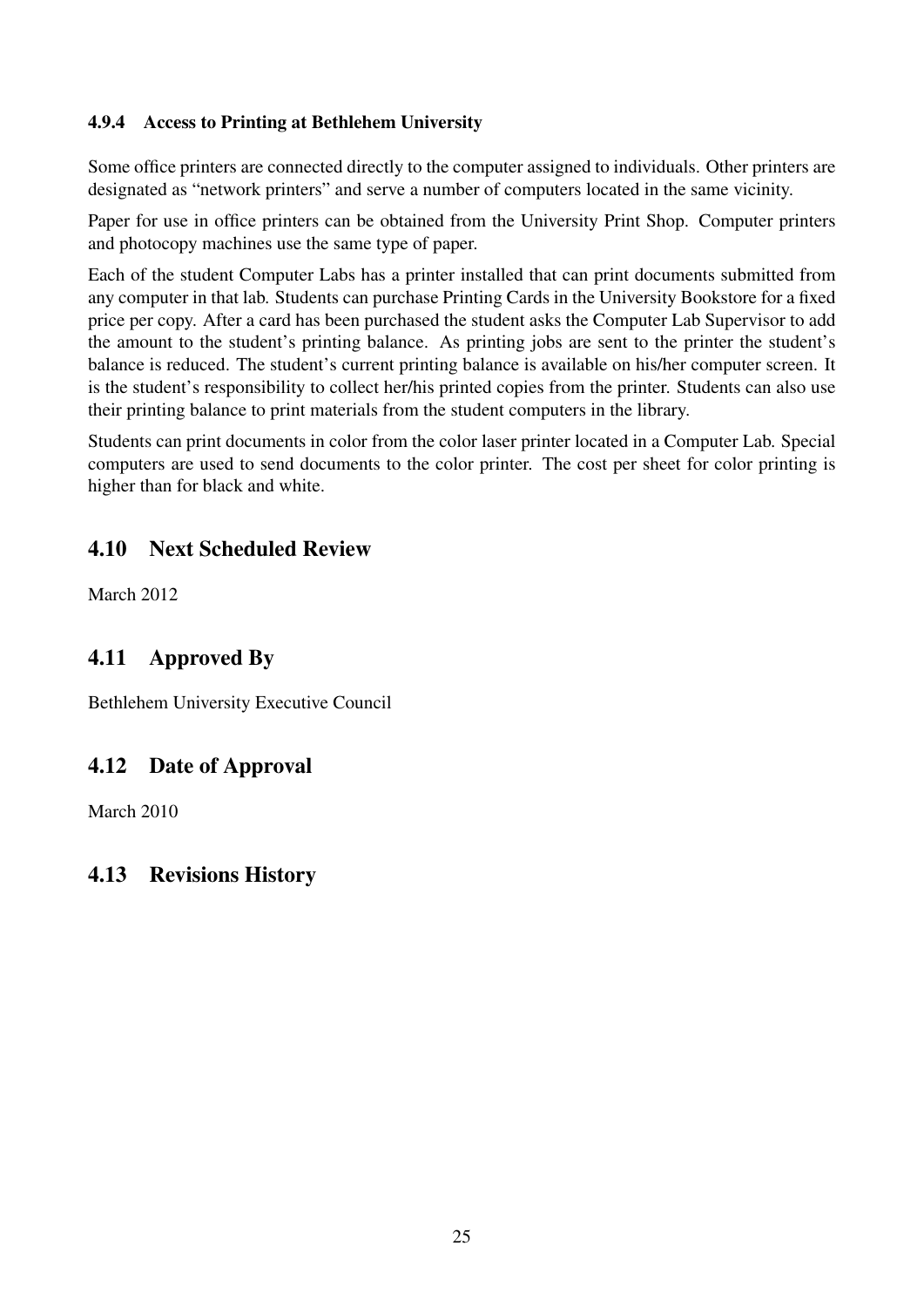#### 4.9.4 Access to Printing at Bethlehem University

Some office printers are connected directly to the computer assigned to individuals. Other printers are designated as "network printers" and serve a number of computers located in the same vicinity.

Paper for use in office printers can be obtained from the University Print Shop. Computer printers and photocopy machines use the same type of paper.

Each of the student Computer Labs has a printer installed that can print documents submitted from any computer in that lab. Students can purchase Printing Cards in the University Bookstore for a fixed price per copy. After a card has been purchased the student asks the Computer Lab Supervisor to add the amount to the student's printing balance. As printing jobs are sent to the printer the student's balance is reduced. The student's current printing balance is available on his/her computer screen. It is the student's responsibility to collect her/his printed copies from the printer. Students can also use their printing balance to print materials from the student computers in the library.

Students can print documents in color from the color laser printer located in a Computer Lab. Special computers are used to send documents to the color printer. The cost per sheet for color printing is higher than for black and white.

## 4.10 Next Scheduled Review

March 2012

## 4.11 Approved By

Bethlehem University Executive Council

## 4.12 Date of Approval

March 2010

## 4.13 Revisions History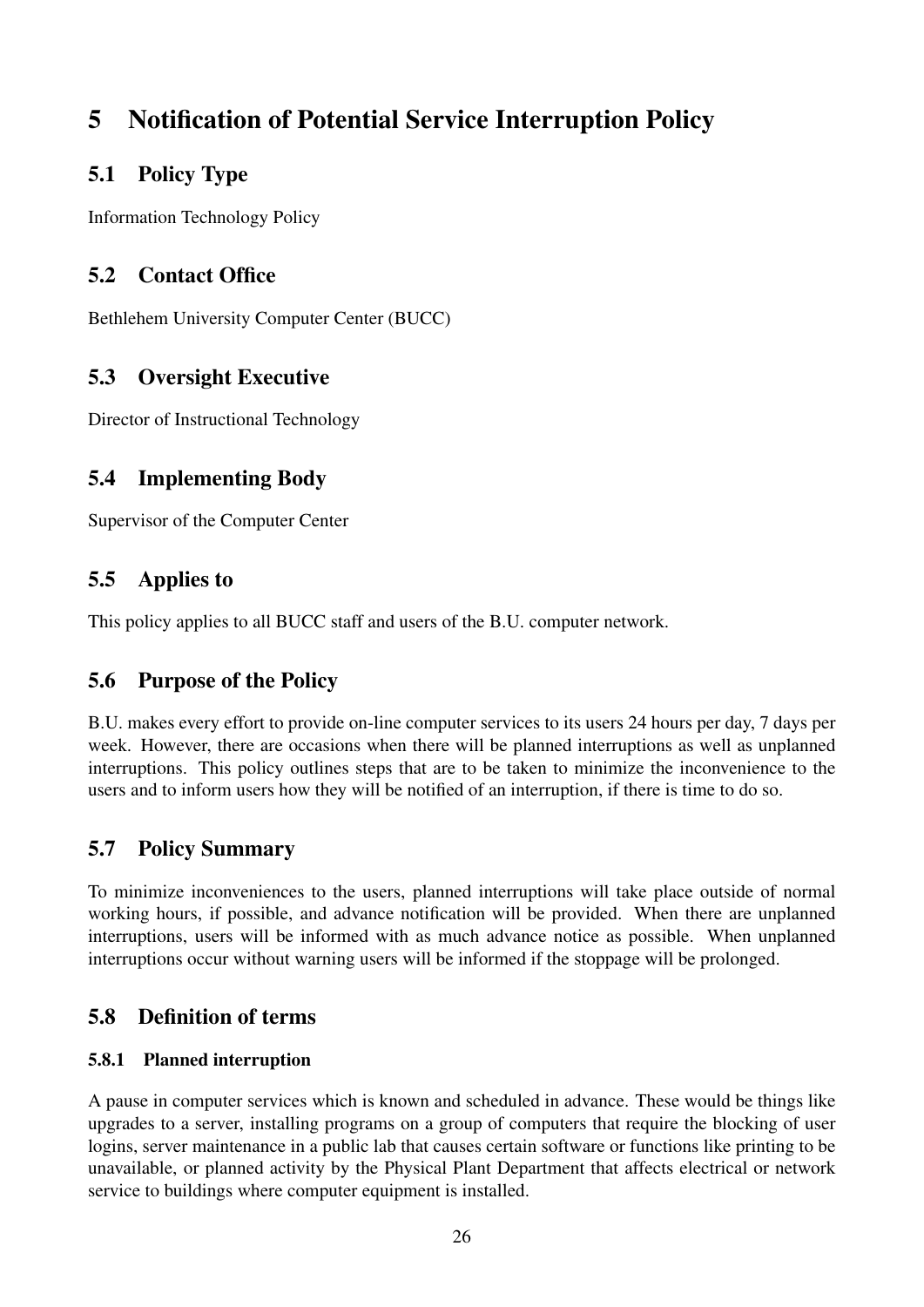# 5 Notification of Potential Service Interruption Policy

## 5.1 Policy Type

Information Technology Policy

## 5.2 Contact Office

Bethlehem University Computer Center (BUCC)

## 5.3 Oversight Executive

Director of Instructional Technology

## 5.4 Implementing Body

Supervisor of the Computer Center

## 5.5 Applies to

This policy applies to all BUCC staff and users of the B.U. computer network.

## 5.6 Purpose of the Policy

B.U. makes every effort to provide on-line computer services to its users 24 hours per day, 7 days per week. However, there are occasions when there will be planned interruptions as well as unplanned interruptions. This policy outlines steps that are to be taken to minimize the inconvenience to the users and to inform users how they will be notified of an interruption, if there is time to do so.

## 5.7 Policy Summary

To minimize inconveniences to the users, planned interruptions will take place outside of normal working hours, if possible, and advance notification will be provided. When there are unplanned interruptions, users will be informed with as much advance notice as possible. When unplanned interruptions occur without warning users will be informed if the stoppage will be prolonged.

## 5.8 Definition of terms

### 5.8.1 Planned interruption

A pause in computer services which is known and scheduled in advance. These would be things like upgrades to a server, installing programs on a group of computers that require the blocking of user logins, server maintenance in a public lab that causes certain software or functions like printing to be unavailable, or planned activity by the Physical Plant Department that affects electrical or network service to buildings where computer equipment is installed.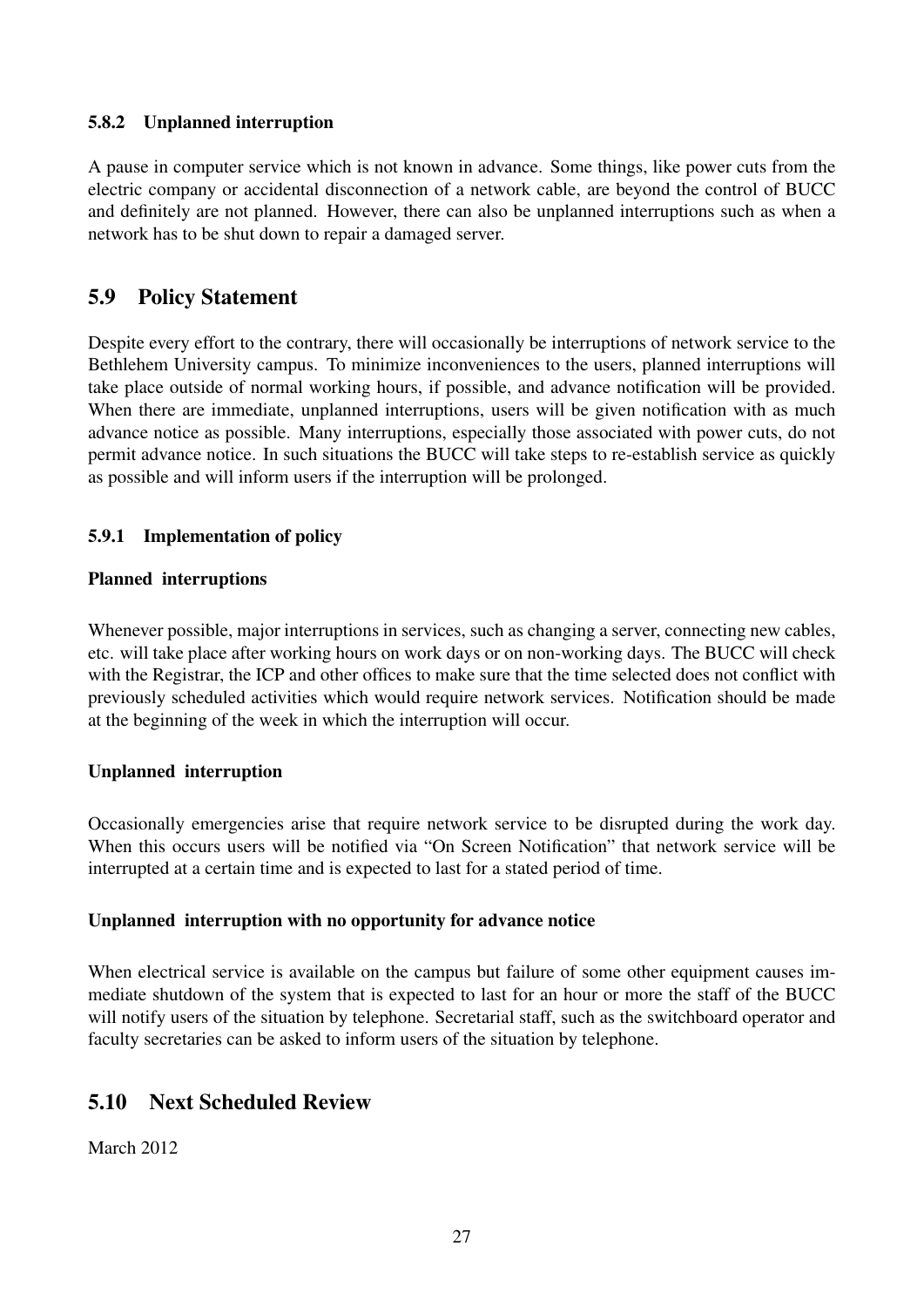#### 5.8.2 Unplanned interruption

A pause in computer service which is not known in advance. Some things, like power cuts from the electric company or accidental disconnection of a network cable, are beyond the control of BUCC and definitely are not planned. However, there can also be unplanned interruptions such as when a network has to be shut down to repair a damaged server.

### 5.9 Policy Statement

Despite every effort to the contrary, there will occasionally be interruptions of network service to the Bethlehem University campus. To minimize inconveniences to the users, planned interruptions will take place outside of normal working hours, if possible, and advance notification will be provided. When there are immediate, unplanned interruptions, users will be given notification with as much advance notice as possible. Many interruptions, especially those associated with power cuts, do not permit advance notice. In such situations the BUCC will take steps to re-establish service as quickly as possible and will inform users if the interruption will be prolonged.

#### 5.9.1 Implementation of policy

**Planned interruptions**

Whenever possible, major interruptions in services, such as changing a server, connecting new cables, etc. will take place after working hours on work days or on non-working days. The BUCC will check with the Registrar, the ICP and other offices to make sure that the time selected does not conflict with previously scheduled activities which would require network services. Notification should be made at the beginning of the week in which the interruption will occur.

**Unplanned interruption**

Occasionally emergencies arise that require network service to be disrupted during the work day. When this occurs users will be notified via "On Screen Notification" that network service will be interrupted at a certain time and is expected to last for a stated period of time.

**Unplanned interruption with no opportunity for advance notice**

When electrical service is available on the campus but failure of some other equipment causes immediate shutdown of the system that is expected to last for an hour or more the staff of the BUCC will notify users of the situation by telephone. Secretarial staff, such as the switchboard operator and faculty secretaries can be asked to inform users of the situation by telephone.

### 5.10 Next Scheduled Review

March 2012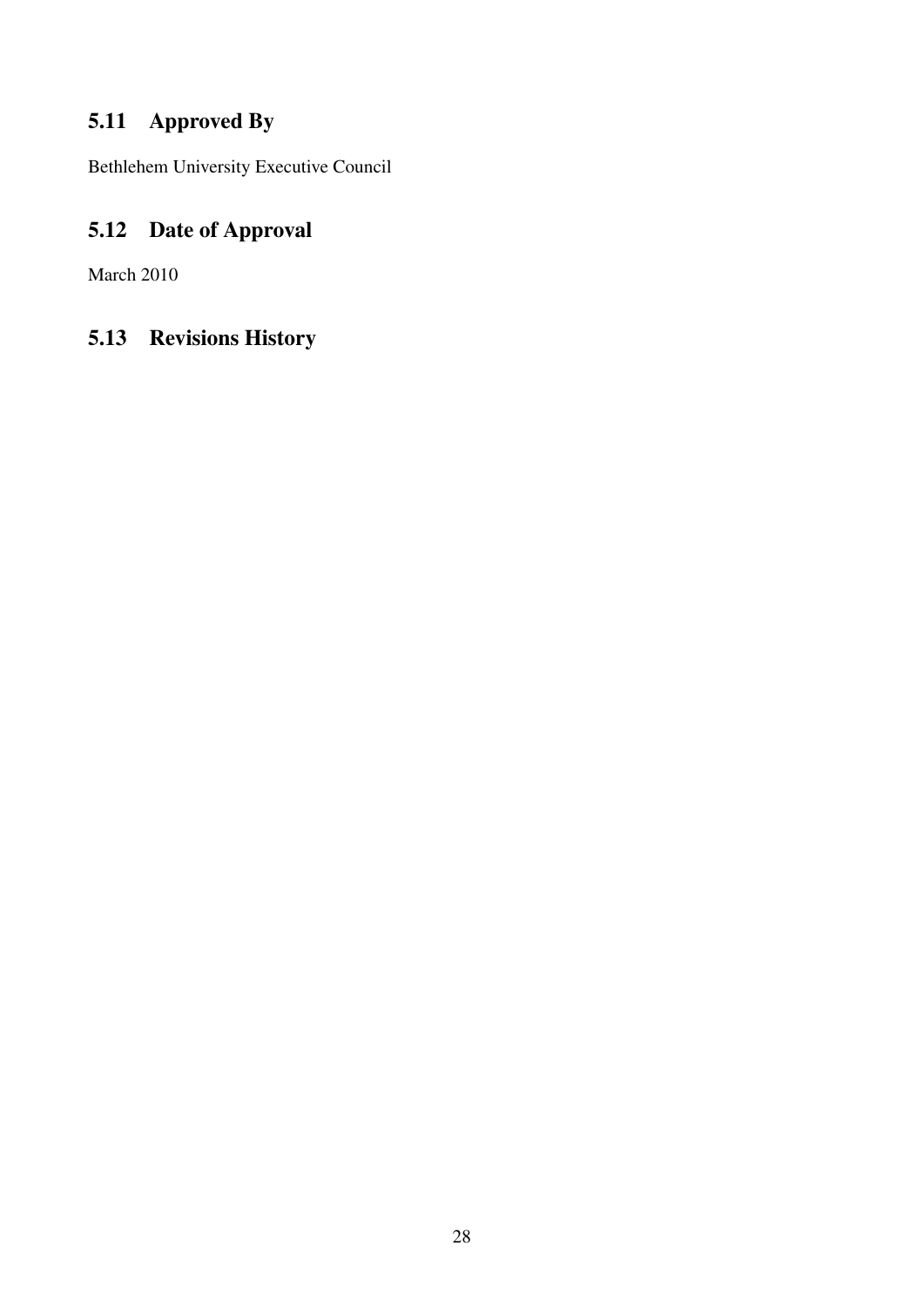## 5.11 Approved By

Bethlehem University Executive Council

## 5.12 Date of Approval

March 2010

## 5.13 Revisions History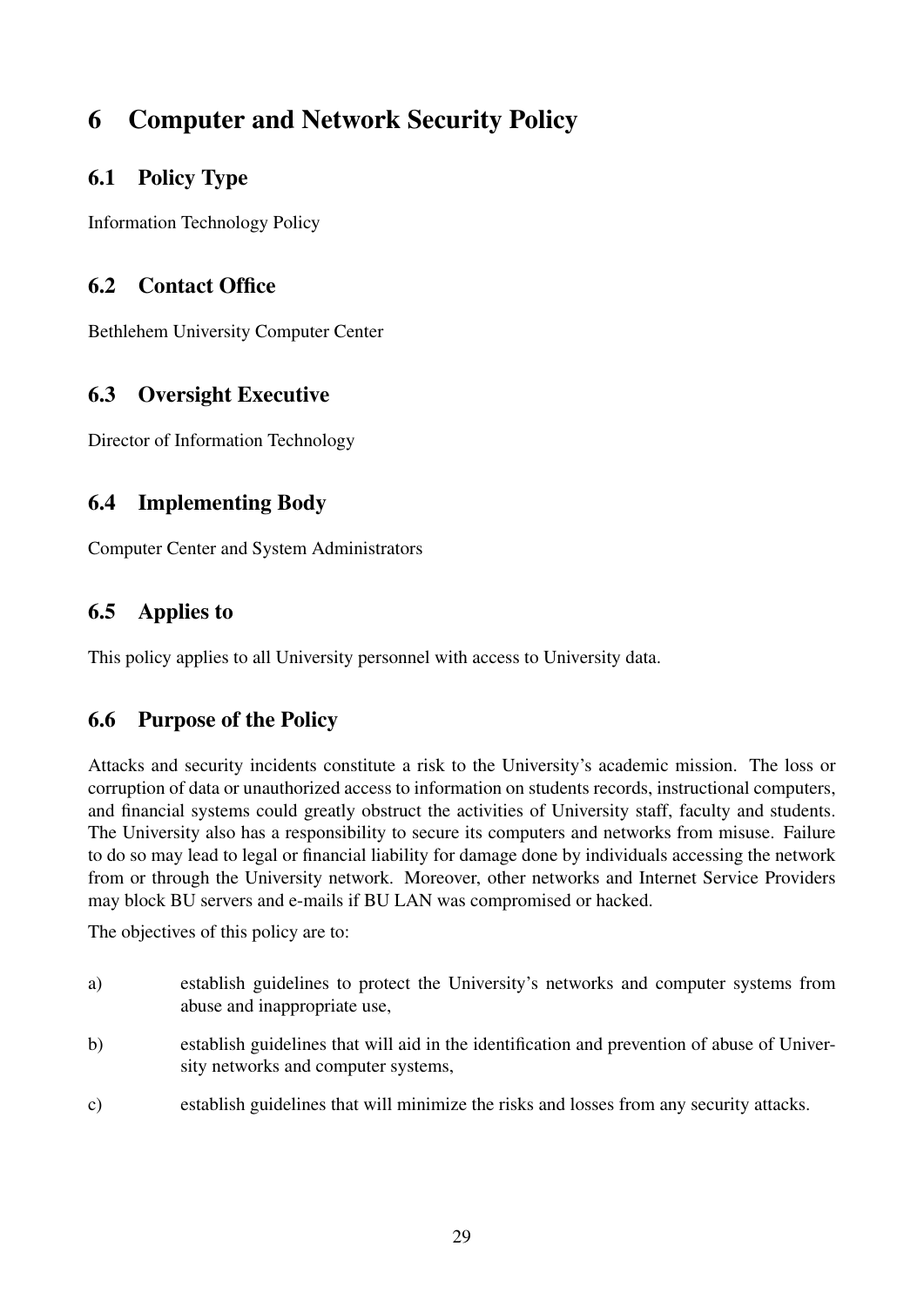# 6 Computer and Network Security Policy

## 6.1 Policy Type

Information Technology Policy

## 6.2 Contact Office

Bethlehem University Computer Center

## 6.3 Oversight Executive

Director of Information Technology

## 6.4 Implementing Body

Computer Center and System Administrators

## 6.5 Applies to

This policy applies to all University personnel with access to University data.

## 6.6 Purpose of the Policy

Attacks and security incidents constitute a risk to the University's academic mission. The loss or corruption of data or unauthorized access to information on students records, instructional computers, and financial systems could greatly obstruct the activities of University staff, faculty and students. The University also has a responsibility to secure its computers and networks from misuse. Failure to do so may lead to legal or financial liability for damage done by individuals accessing the network from or through the University network. Moreover, other networks and Internet Service Providers may block BU servers and e-mails if BU LAN was compromised or hacked.

The objectives of this policy are to:

a) establish guidelines to protect the University's networks and computer systems from abuse and inappropriate use,

b) establish guidelines that will aid in the identification and prevention of abuse of University networks and computer systems,

c) establish guidelines that will minimize the risks and losses from any security attacks.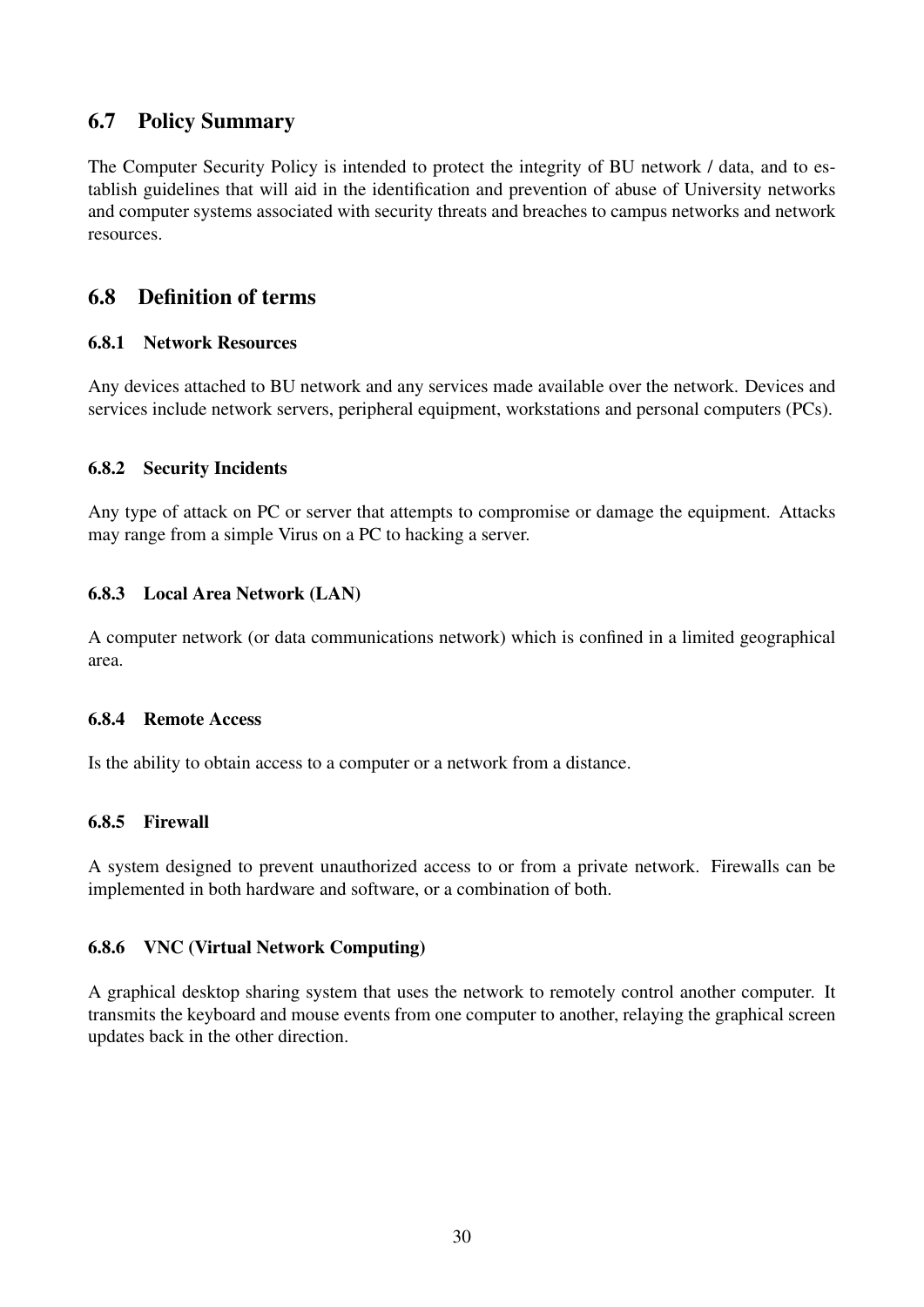## 6.7 Policy Summary

The Computer Security Policy is intended to protect the integrity of BU network / data, and to establish guidelines that will aid in the identification and prevention of abuse of University networks and computer systems associated with security threats and breaches to campus networks and network resources.

## 6.8 Definition of terms

### 6.8.1 Network Resources

Any devices attached to BU network and any services made available over the network. Devices and services include network servers, peripheral equipment, workstations and personal computers (PCs).

### 6.8.2 Security Incidents

Any type of attack on PC or server that attempts to compromise or damage the equipment. Attacks may range from a simple Virus on a PC to hacking a server.

### 6.8.3 Local Area Network (LAN)

A computer network (or data communications network) which is confined in a limited geographical area.

### 6.8.4 Remote Access

Is the ability to obtain access to a computer or a network from a distance.

### 6.8.5 Firewall

A system designed to prevent unauthorized access to or from a private network. Firewalls can be implemented in both hardware and software, or a combination of both.

### 6.8.6 VNC (Virtual Network Computing)

A graphical desktop sharing system that uses the network to remotely control another computer. It transmits the keyboard and mouse events from one computer to another, relaying the graphical screen updates back in the other direction.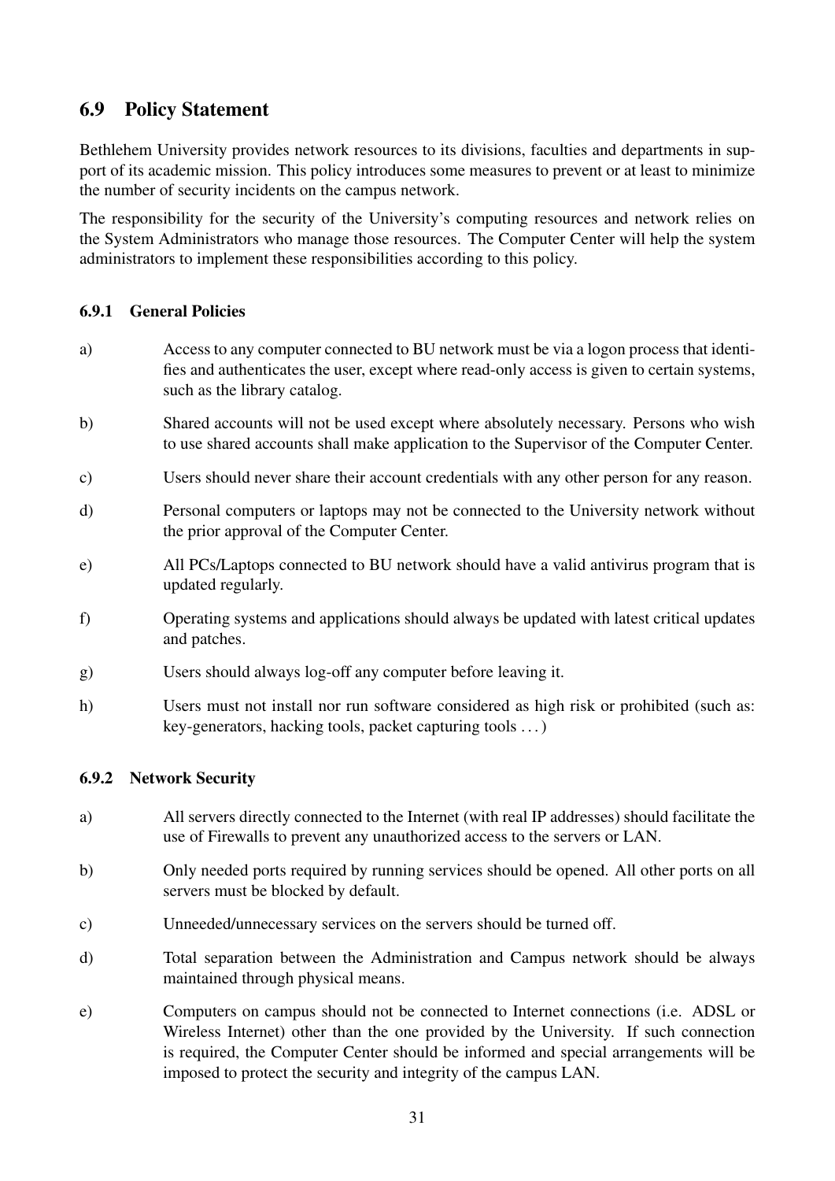## 6.9 Policy Statement

Bethlehem University provides network resources to its divisions, faculties and departments in support of its academic mission. This policy introduces some measures to prevent or at least to minimize the number of security incidents on the campus network.

The responsibility for the security of the University's computing resources and network relies on the System Administrators who manage those resources. The Computer Center will help the system administrators to implement these responsibilities according to this policy.

### 6.9.1 General Policies

a) Access to any computer connected to BU network must be via a logon process that identifies and authenticates the user, except where read-only access is given to certain systems, such as the library catalog.

b) Shared accounts will not be used except where absolutely necessary. Persons who wish to use shared accounts shall make application to the Supervisor of the Computer Center.

c) Users should never share their account credentials with any other person for any reason.

d) Personal computers or laptops may not be connected to the University network without the prior approval of the Computer Center.

e) All PCs/Laptops connected to BU network should have a valid antivirus program that is updated regularly.

f) Operating systems and applications should always be updated with latest critical updates and patches.

g) Users should always log-off any computer before leaving it.

h) Users must not install nor run software considered as high risk or prohibited (such as: key-generators, hacking tools, packet capturing tools ...)

### 6.9.2 Network Security

a) All servers directly connected to the Internet (with real IP addresses) should facilitate the use of Firewalls to prevent any unauthorized access to the servers or LAN.

b) Only needed ports required by running services should be opened. All other ports on all servers must be blocked by default.

c) Unneeded/unnecessary services on the servers should be turned off.

d) Total separation between the Administration and Campus network should be always maintained through physical means.

e) Computers on campus should not be connected to Internet connections (i.e. ADSL or Wireless Internet) other than the one provided by the University. If such connection is required, the Computer Center should be informed and special arrangements will be imposed to protect the security and integrity of the campus LAN.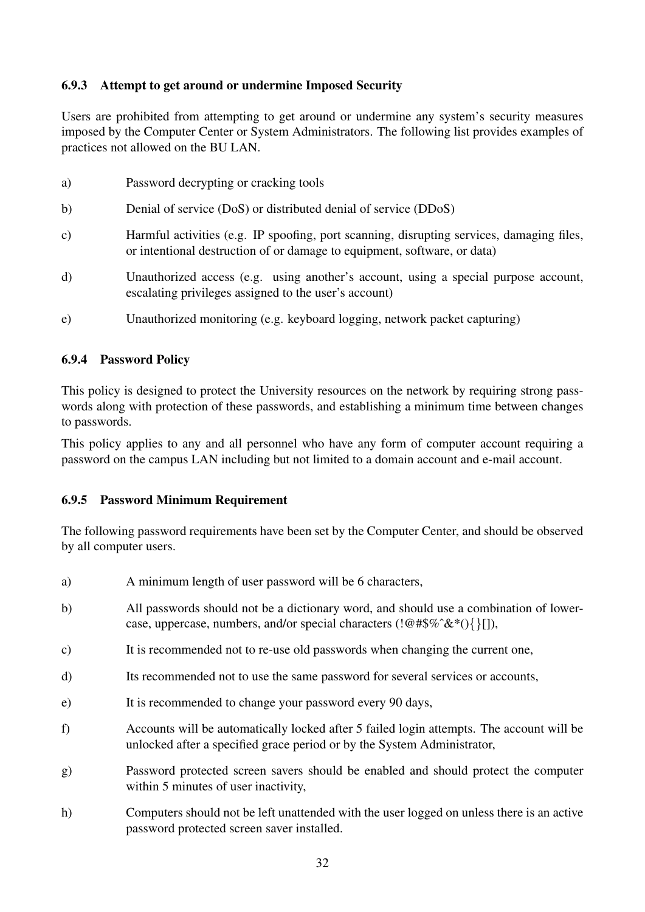#### 6.9.3 Attempt to get around or undermine Imposed Security

Users are prohibited from attempting to get around or undermine any system's security measures imposed by the Computer Center or System Administrators. The following list provides examples of practices not allowed on the BU LAN.

a) Password decrypting or cracking tools

b) Denial of service (DoS) or distributed denial of service (DDoS)

c) Harmful activities (e.g. IP spoofing, port scanning, disrupting services, damaging files, or intentional destruction of or damage to equipment, software, or data)

d) Unauthorized access (e.g. using another's account, using a special purpose account, escalating privileges assigned to the user's account)

e) Unauthorized monitoring (e.g. keyboard logging, network packet capturing)

#### 6.9.4 Password Policy

This policy is designed to protect the University resources on the network by requiring strong passwords along with protection of these passwords, and establishing a minimum time between changes to passwords.

This policy applies to any and all personnel who have any form of computer account requiring a password on the campus LAN including but not limited to a domain account and e-mail account.

#### 6.9.5 Password Minimum Requirement

The following password requirements have been set by the Computer Center, and should be observed by all computer users.

a) A minimum length of user password will be 6 characters,

b) All passwords should not be a dictionary word, and should use a combination of lowercase, uppercase, numbers, and/or special characters (!@#$%ˆ&*(){}[]),

c) It is recommended not to re-use old passwords when changing the current one,

d) Its recommended not to use the same password for several services or accounts,

e) It is recommended to change your password every 90 days,

f) Accounts will be automatically locked after 5 failed login attempts. The account will be unlocked after a specified grace period or by the System Administrator,

g) Password protected screen savers should be enabled and should protect the computer within 5 minutes of user inactivity,

h) Computers should not be left unattended with the user logged on unless there is an active password protected screen saver installed.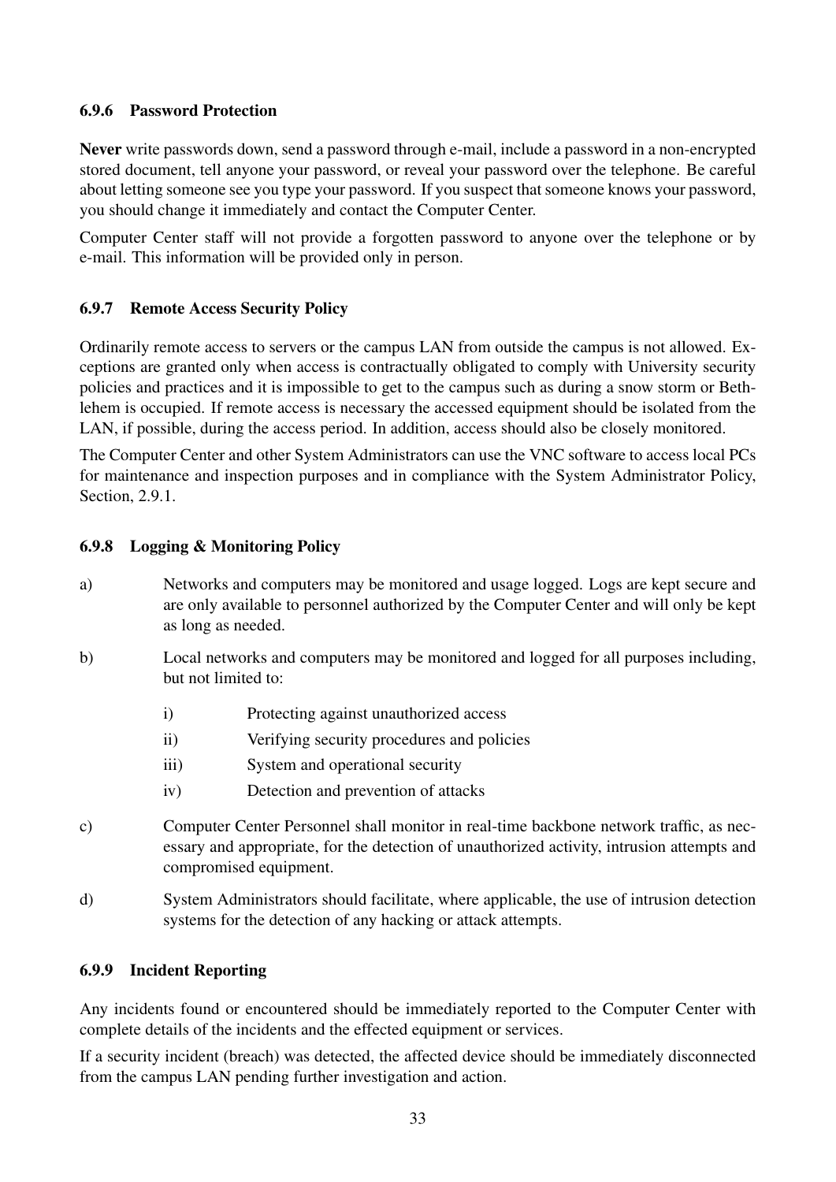#### 6.9.6 Password Protection

**Never** write passwords down, send a password through e-mail, include a password in a non-encrypted stored document, tell anyone your password, or reveal your password over the telephone. Be careful about letting someone see you type your password. If you suspect that someone knows your password, you should change it immediately and contact the Computer Center.

Computer Center staff will not provide a forgotten password to anyone over the telephone or by e-mail. This information will be provided only in person.

#### 6.9.7 Remote Access Security Policy

Ordinarily remote access to servers or the campus LAN from outside the campus is not allowed. Exceptions are granted only when access is contractually obligated to comply with University security policies and practices and it is impossible to get to the campus such as during a snow storm or Bethlehem is occupied. If remote access is necessary the accessed equipment should be isolated from the LAN, if possible, during the access period. In addition, access should also be closely monitored.

The Computer Center and other System Administrators can use the VNC software to access local PCs for maintenance and inspection purposes and in compliance with the System Administrator Policy, Section, 2.9.1.

#### 6.9.8 Logging & Monitoring Policy

a) Networks and computers may be monitored and usage logged. Logs are kept secure and are only available to personnel authorized by the Computer Center and will only be kept as long as needed.

b) Local networks and computers may be monitored and logged for all purposes including, but not limited to:

   i) Protecting against unauthorized access

   ii) Verifying security procedures and policies

   iii) System and operational security

   iv) Detection and prevention of attacks

c) Computer Center Personnel shall monitor in real-time backbone network traffic, as necessary and appropriate, for the detection of unauthorized activity, intrusion attempts and compromised equipment.

d) System Administrators should facilitate, where applicable, the use of intrusion detection systems for the detection of any hacking or attack attempts.

#### 6.9.9 Incident Reporting

Any incidents found or encountered should be immediately reported to the Computer Center with complete details of the incidents and the effected equipment or services.

If a security incident (breach) was detected, the affected device should be immediately disconnected from the campus LAN pending further investigation and action.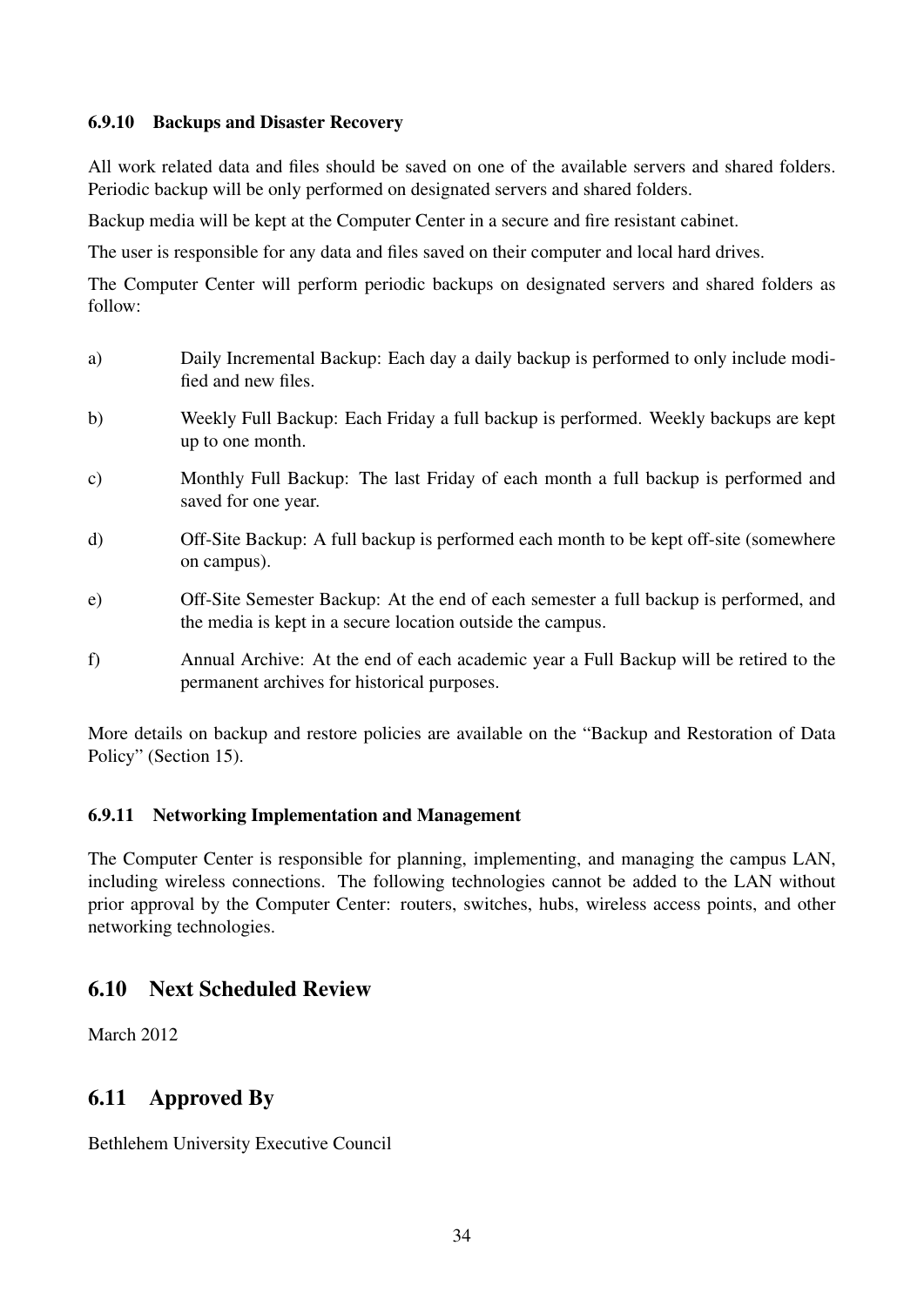#### 6.9.10 Backups and Disaster Recovery

All work related data and files should be saved on one of the available servers and shared folders. Periodic backup will be only performed on designated servers and shared folders.

Backup media will be kept at the Computer Center in a secure and fire resistant cabinet.

The user is responsible for any data and files saved on their computer and local hard drives.

The Computer Center will perform periodic backups on designated servers and shared folders as follow:

a) Daily Incremental Backup: Each day a daily backup is performed to only include modified and new files.

b) Weekly Full Backup: Each Friday a full backup is performed. Weekly backups are kept up to one month.

c) Monthly Full Backup: The last Friday of each month a full backup is performed and saved for one year.

d) Off-Site Backup: A full backup is performed each month to be kept off-site (somewhere on campus).

e) Off-Site Semester Backup: At the end of each semester a full backup is performed, and the media is kept in a secure location outside the campus.

f) Annual Archive: At the end of each academic year a Full Backup will be retired to the permanent archives for historical purposes.

More details on backup and restore policies are available on the "Backup and Restoration of Data Policy" (Section 15).

#### 6.9.11 Networking Implementation and Management

The Computer Center is responsible for planning, implementing, and managing the campus LAN, including wireless connections. The following technologies cannot be added to the LAN without prior approval by the Computer Center: routers, switches, hubs, wireless access points, and other networking technologies.

## 6.10 Next Scheduled Review

March 2012

## 6.11 Approved By

Bethlehem University Executive Council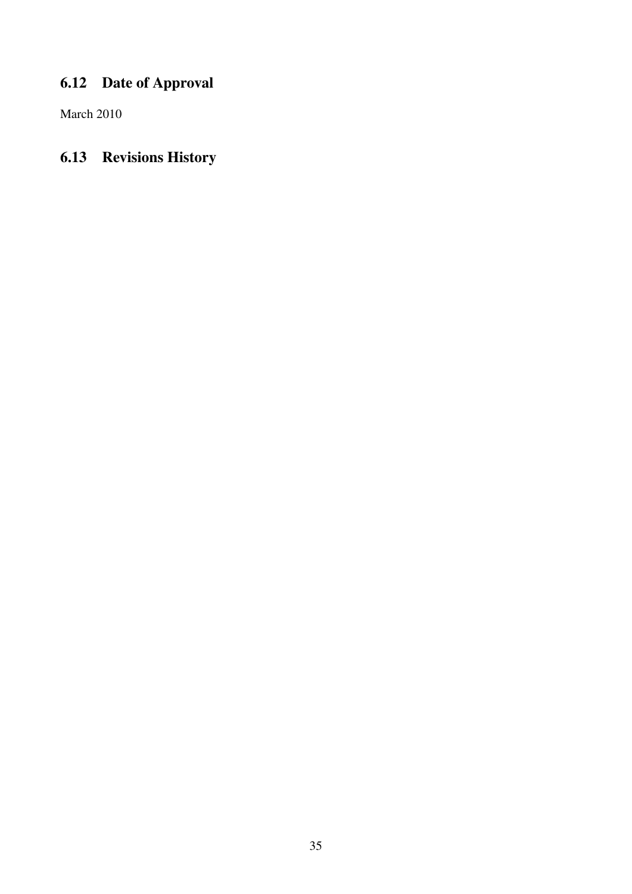## 6.12 Date of Approval

March 2010

## 6.13 Revisions History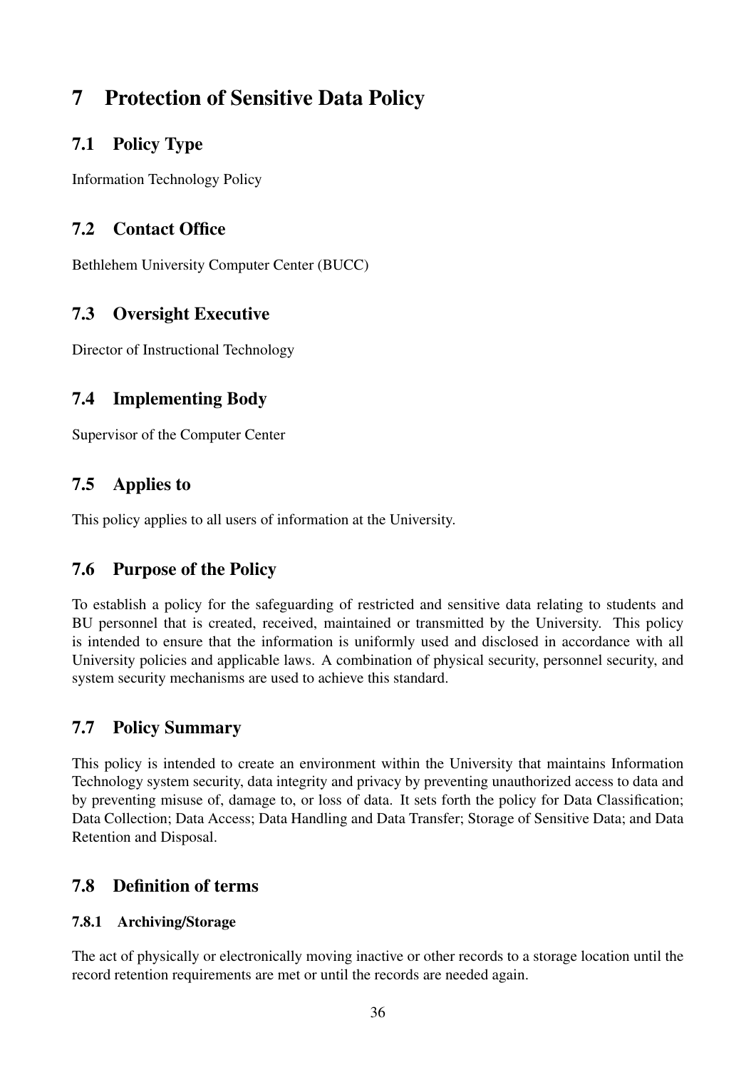# 7 Protection of Sensitive Data Policy

## 7.1 Policy Type

Information Technology Policy

## 7.2 Contact Office

Bethlehem University Computer Center (BUCC)

## 7.3 Oversight Executive

Director of Instructional Technology

## 7.4 Implementing Body

Supervisor of the Computer Center

## 7.5 Applies to

This policy applies to all users of information at the University.

## 7.6 Purpose of the Policy

To establish a policy for the safeguarding of restricted and sensitive data relating to students and BU personnel that is created, received, maintained or transmitted by the University. This policy is intended to ensure that the information is uniformly used and disclosed in accordance with all University policies and applicable laws. A combination of physical security, personnel security, and system security mechanisms are used to achieve this standard.

## 7.7 Policy Summary

This policy is intended to create an environment within the University that maintains Information Technology system security, data integrity and privacy by preventing unauthorized access to data and by preventing misuse of, damage to, or loss of data. It sets forth the policy for Data Classification; Data Collection; Data Access; Data Handling and Data Transfer; Storage of Sensitive Data; and Data Retention and Disposal.

## 7.8 Definition of terms

### 7.8.1 Archiving/Storage

The act of physically or electronically moving inactive or other records to a storage location until the record retention requirements are met or until the records are needed again.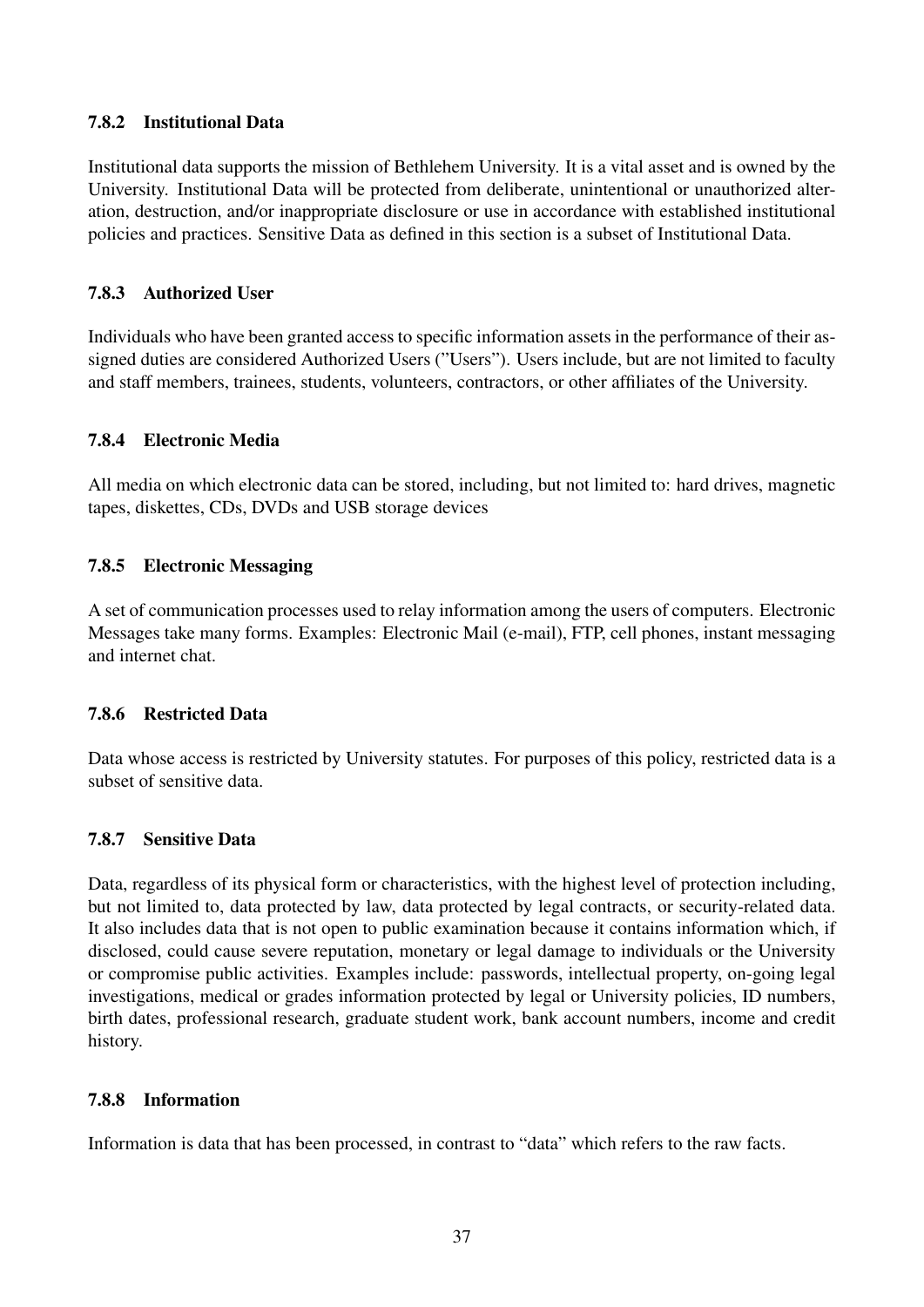### 7.8.2 Institutional Data

Institutional data supports the mission of Bethlehem University. It is a vital asset and is owned by the University. Institutional Data will be protected from deliberate, unintentional or unauthorized alteration, destruction, and/or inappropriate disclosure or use in accordance with established institutional policies and practices. Sensitive Data as defined in this section is a subset of Institutional Data.

### 7.8.3 Authorized User

Individuals who have been granted access to specific information assets in the performance of their assigned duties are considered Authorized Users ("Users"). Users include, but are not limited to faculty and staff members, trainees, students, volunteers, contractors, or other affiliates of the University.

### 7.8.4 Electronic Media

All media on which electronic data can be stored, including, but not limited to: hard drives, magnetic tapes, diskettes, CDs, DVDs and USB storage devices

### 7.8.5 Electronic Messaging

A set of communication processes used to relay information among the users of computers. Electronic Messages take many forms. Examples: Electronic Mail (e-mail), FTP, cell phones, instant messaging and internet chat.

### 7.8.6 Restricted Data

Data whose access is restricted by University statutes. For purposes of this policy, restricted data is a subset of sensitive data.

### 7.8.7 Sensitive Data

Data, regardless of its physical form or characteristics, with the highest level of protection including, but not limited to, data protected by law, data protected by legal contracts, or security-related data. It also includes data that is not open to public examination because it contains information which, if disclosed, could cause severe reputation, monetary or legal damage to individuals or the University or compromise public activities. Examples include: passwords, intellectual property, on-going legal investigations, medical or grades information protected by legal or University policies, ID numbers, birth dates, professional research, graduate student work, bank account numbers, income and credit history.

### 7.8.8 Information

Information is data that has been processed, in contrast to "data" which refers to the raw facts.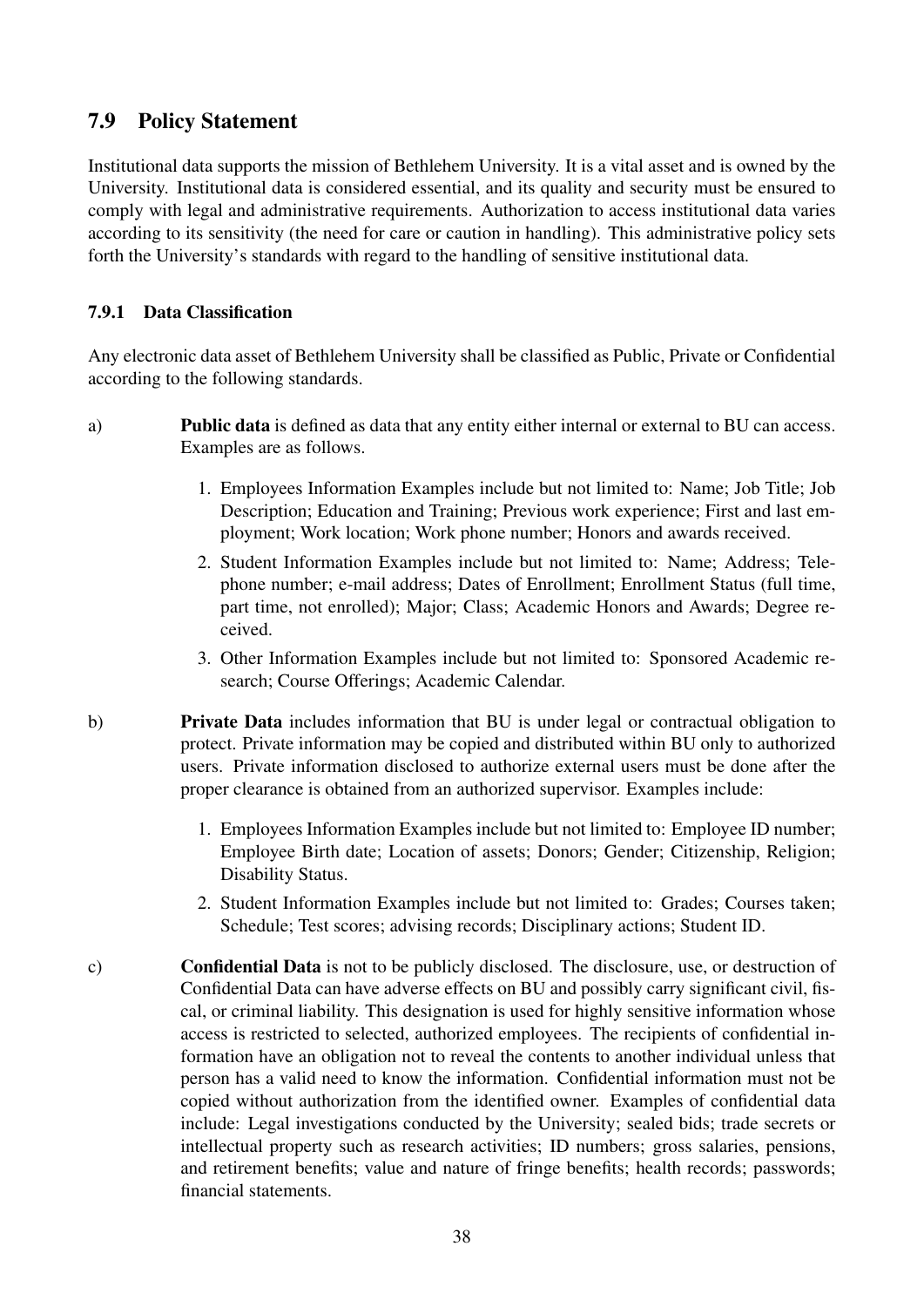## 7.9 Policy Statement

Institutional data supports the mission of Bethlehem University. It is a vital asset and is owned by the University. Institutional data is considered essential, and its quality and security must be ensured to comply with legal and administrative requirements. Authorization to access institutional data varies according to its sensitivity (the need for care or caution in handling). This administrative policy sets forth the University's standards with regard to the handling of sensitive institutional data.

### 7.9.1 Data Classification

Any electronic data asset of Bethlehem University shall be classified as Public, Private or Confidential according to the following standards.

a) **Public data** is defined as data that any entity either internal or external to BU can access. Examples are as follows.

1. Employees Information Examples include but not limited to: Name; Job Title; Job Description; Education and Training; Previous work experience; First and last employment; Work location; Work phone number; Honors and awards received.
2. Student Information Examples include but not limited to: Name; Address; Telephone number; e-mail address; Dates of Enrollment; Enrollment Status (full time, part time, not enrolled); Major; Class; Academic Honors and Awards; Degree received.
3. Other Information Examples include but not limited to: Sponsored Academic research; Course Offerings; Academic Calendar.

b) **Private Data** includes information that BU is under legal or contractual obligation to protect. Private information may be copied and distributed within BU only to authorized users. Private information disclosed to authorize external users must be done after the proper clearance is obtained from an authorized supervisor. Examples include:

1. Employees Information Examples include but not limited to: Employee ID number; Employee Birth date; Location of assets; Donors; Gender; Citizenship, Religion; Disability Status.
2. Student Information Examples include but not limited to: Grades; Courses taken; Schedule; Test scores; advising records; Disciplinary actions; Student ID.

c) **Confidential Data** is not to be publicly disclosed. The disclosure, use, or destruction of Confidential Data can have adverse effects on BU and possibly carry significant civil, fiscal, or criminal liability. This designation is used for highly sensitive information whose access is restricted to selected, authorized employees. The recipients of confidential information have an obligation not to reveal the contents to another individual unless that person has a valid need to know the information. Confidential information must not be copied without authorization from the identified owner. Examples of confidential data include: Legal investigations conducted by the University; sealed bids; trade secrets or intellectual property such as research activities; ID numbers; gross salaries, pensions, and retirement benefits; value and nature of fringe benefits; health records; passwords; financial statements.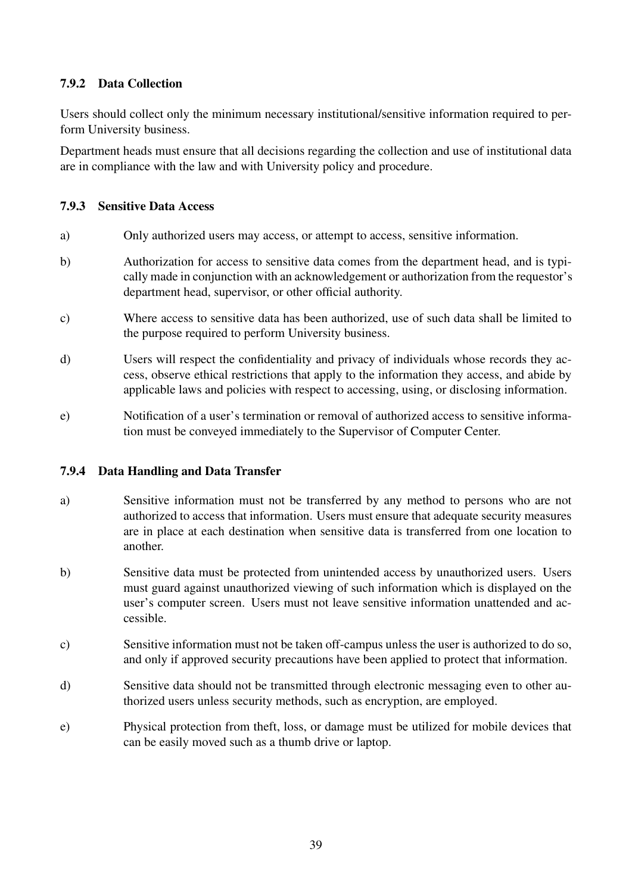### 7.9.2 Data Collection

Users should collect only the minimum necessary institutional/sensitive information required to perform University business.

Department heads must ensure that all decisions regarding the collection and use of institutional data are in compliance with the law and with University policy and procedure.

### 7.9.3 Sensitive Data Access

a) Only authorized users may access, or attempt to access, sensitive information.

b) Authorization for access to sensitive data comes from the department head, and is typically made in conjunction with an acknowledgement or authorization from the requestor's department head, supervisor, or other official authority.

c) Where access to sensitive data has been authorized, use of such data shall be limited to the purpose required to perform University business.

d) Users will respect the confidentiality and privacy of individuals whose records they access, observe ethical restrictions that apply to the information they access, and abide by applicable laws and policies with respect to accessing, using, or disclosing information.

e) Notification of a user's termination or removal of authorized access to sensitive information must be conveyed immediately to the Supervisor of Computer Center.

### 7.9.4 Data Handling and Data Transfer

a) Sensitive information must not be transferred by any method to persons who are not authorized to access that information. Users must ensure that adequate security measures are in place at each destination when sensitive data is transferred from one location to another.

b) Sensitive data must be protected from unintended access by unauthorized users. Users must guard against unauthorized viewing of such information which is displayed on the user's computer screen. Users must not leave sensitive information unattended and accessible.

c) Sensitive information must not be taken off-campus unless the user is authorized to do so, and only if approved security precautions have been applied to protect that information.

d) Sensitive data should not be transmitted through electronic messaging even to other authorized users unless security methods, such as encryption, are employed.

e) Physical protection from theft, loss, or damage must be utilized for mobile devices that can be easily moved such as a thumb drive or laptop.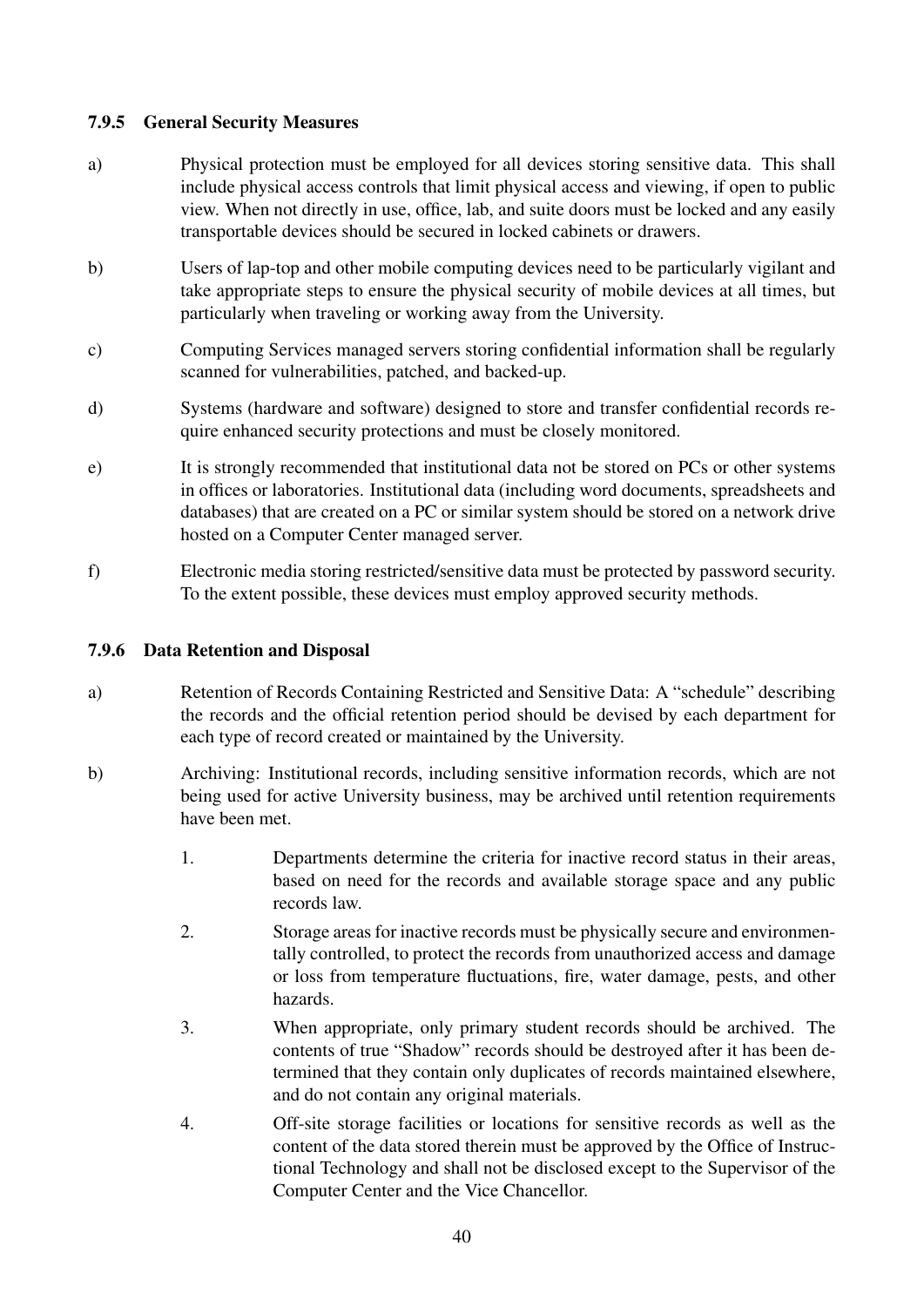### 7.9.5 General Security Measures

a) Physical protection must be employed for all devices storing sensitive data. This shall include physical access controls that limit physical access and viewing, if open to public view. When not directly in use, office, lab, and suite doors must be locked and any easily transportable devices should be secured in locked cabinets or drawers.

b) Users of lap-top and other mobile computing devices need to be particularly vigilant and take appropriate steps to ensure the physical security of mobile devices at all times, but particularly when traveling or working away from the University.

c) Computing Services managed servers storing confidential information shall be regularly scanned for vulnerabilities, patched, and backed-up.

d) Systems (hardware and software) designed to store and transfer confidential records require enhanced security protections and must be closely monitored.

e) It is strongly recommended that institutional data not be stored on PCs or other systems in offices or laboratories. Institutional data (including word documents, spreadsheets and databases) that are created on a PC or similar system should be stored on a network drive hosted on a Computer Center managed server.

f) Electronic media storing restricted/sensitive data must be protected by password security. To the extent possible, these devices must employ approved security methods.

### 7.9.6 Data Retention and Disposal

a) Retention of Records Containing Restricted and Sensitive Data: A "schedule" describing the records and the official retention period should be devised by each department for each type of record created or maintained by the University.

b) Archiving: Institutional records, including sensitive information records, which are not being used for active University business, may be archived until retention requirements have been met.

1. Departments determine the criteria for inactive record status in their areas, based on need for the records and available storage space and any public records law.
2. Storage areas for inactive records must be physically secure and environmentally controlled, to protect the records from unauthorized access and damage or loss from temperature fluctuations, fire, water damage, pests, and other hazards.
3. When appropriate, only primary student records should be archived. The contents of true "Shadow" records should be destroyed after it has been determined that they contain only duplicates of records maintained elsewhere, and do not contain any original materials.
4. Off-site storage facilities or locations for sensitive records as well as the content of the data stored therein must be approved by the Office of Instructional Technology and shall not be disclosed except to the Supervisor of the Computer Center and the Vice Chancellor.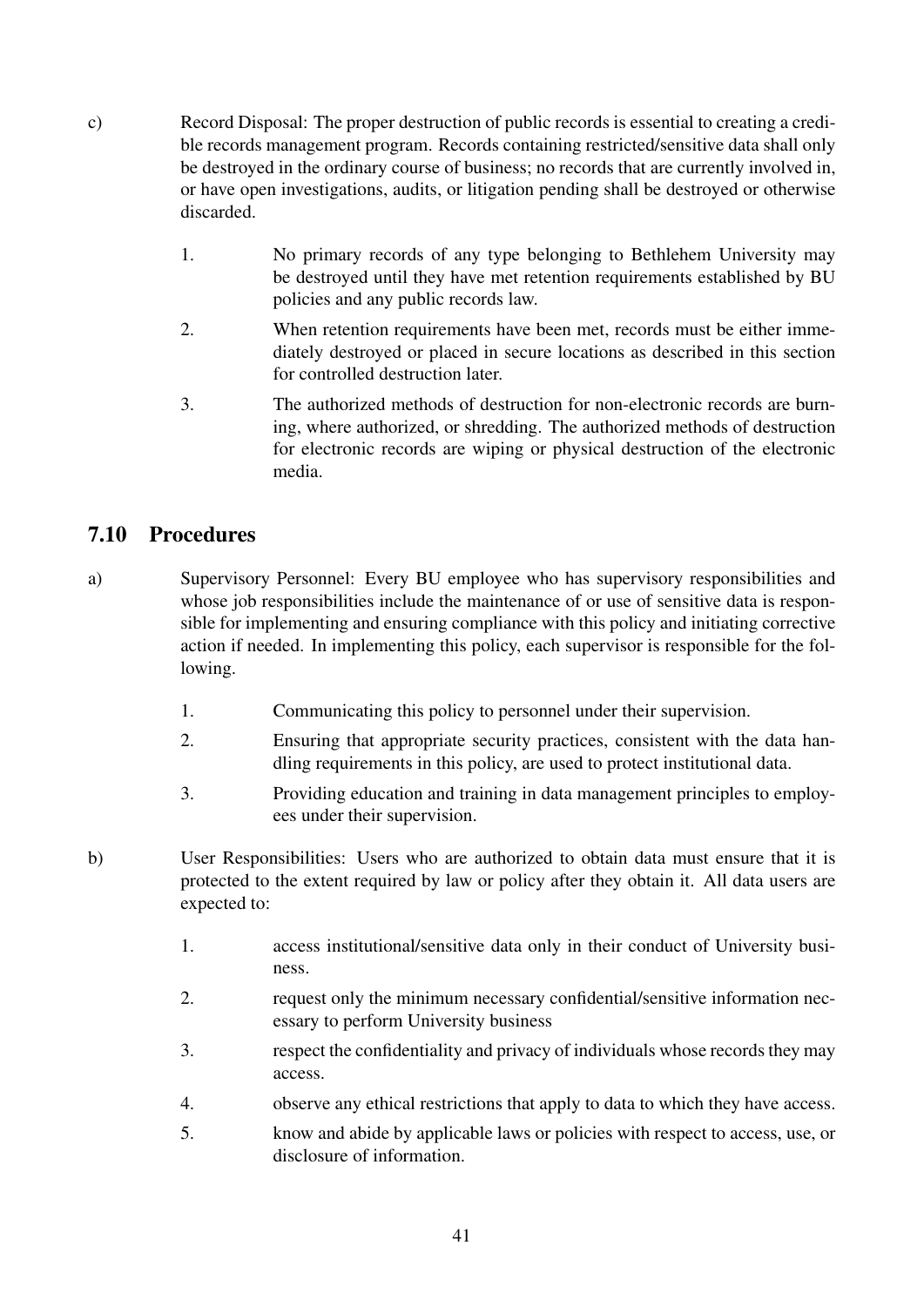c) Record Disposal: The proper destruction of public records is essential to creating a credible records management program. Records containing restricted/sensitive data shall only be destroyed in the ordinary course of business; no records that are currently involved in, or have open investigations, audits, or litigation pending shall be destroyed or otherwise discarded.

1. No primary records of any type belonging to Bethlehem University may be destroyed until they have met retention requirements established by BU policies and any public records law.
2. When retention requirements have been met, records must be either immediately destroyed or placed in secure locations as described in this section for controlled destruction later.
3. The authorized methods of destruction for non-electronic records are burning, where authorized, or shredding. The authorized methods of destruction for electronic records are wiping or physical destruction of the electronic media.

## 7.10 Procedures

a) Supervisory Personnel: Every BU employee who has supervisory responsibilities and whose job responsibilities include the maintenance of or use of sensitive data is responsible for implementing and ensuring compliance with this policy and initiating corrective action if needed. In implementing this policy, each supervisor is responsible for the following.

1. Communicating this policy to personnel under their supervision.
2. Ensuring that appropriate security practices, consistent with the data handling requirements in this policy, are used to protect institutional data.
3. Providing education and training in data management principles to employees under their supervision.

b) User Responsibilities: Users who are authorized to obtain data must ensure that it is protected to the extent required by law or policy after they obtain it. All data users are expected to:

1. access institutional/sensitive data only in their conduct of University business.
2. request only the minimum necessary confidential/sensitive information necessary to perform University business
3. respect the confidentiality and privacy of individuals whose records they may access.
4. observe any ethical restrictions that apply to data to which they have access.
5. know and abide by applicable laws or policies with respect to access, use, or disclosure of information.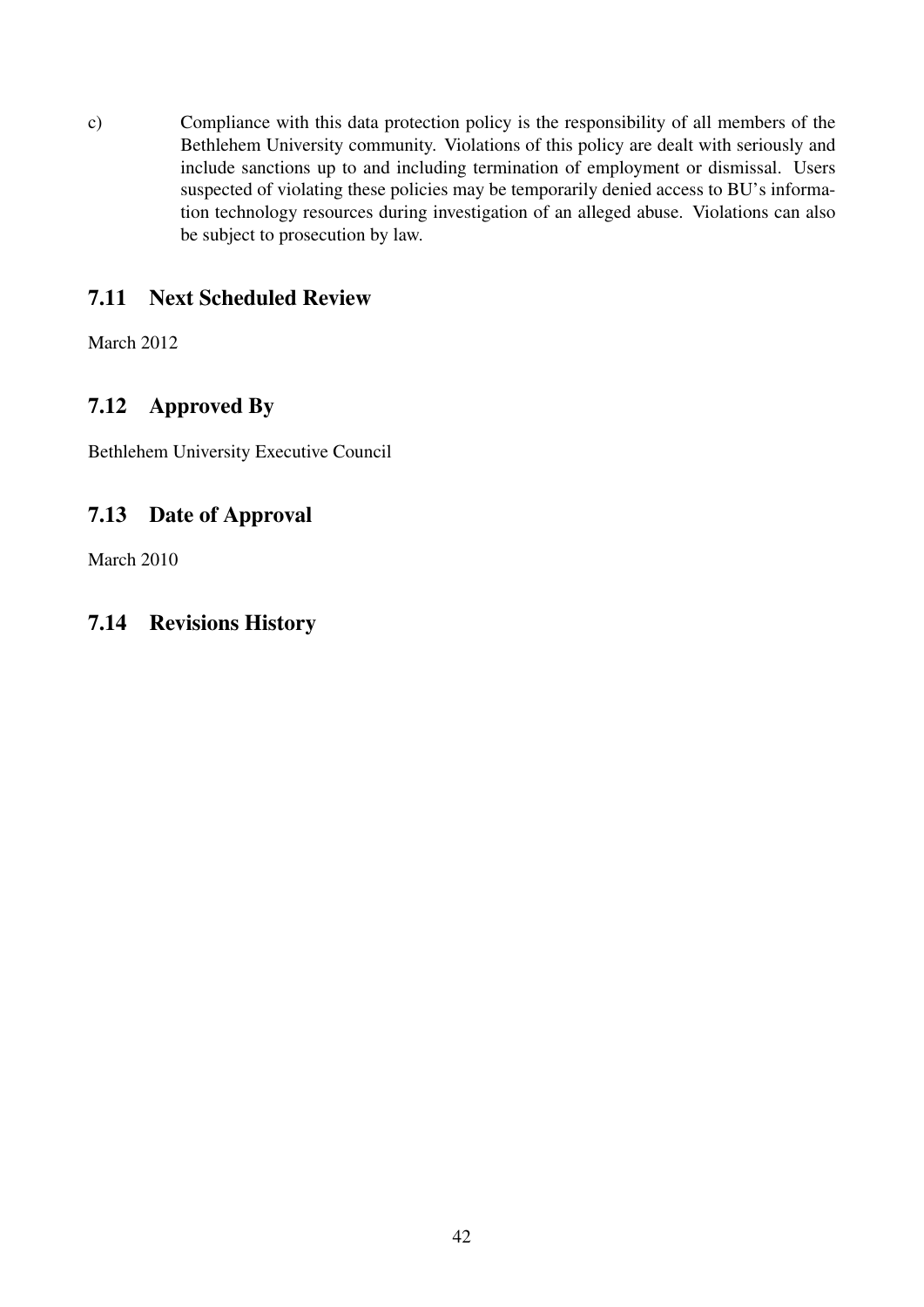c) Compliance with this data protection policy is the responsibility of all members of the Bethlehem University community. Violations of this policy are dealt with seriously and include sanctions up to and including termination of employment or dismissal. Users suspected of violating these policies may be temporarily denied access to BU's information technology resources during investigation of an alleged abuse. Violations can also be subject to prosecution by law.

## 7.11 Next Scheduled Review

March 2012

## 7.12 Approved By

Bethlehem University Executive Council

## 7.13 Date of Approval

March 2010

## 7.14 Revisions History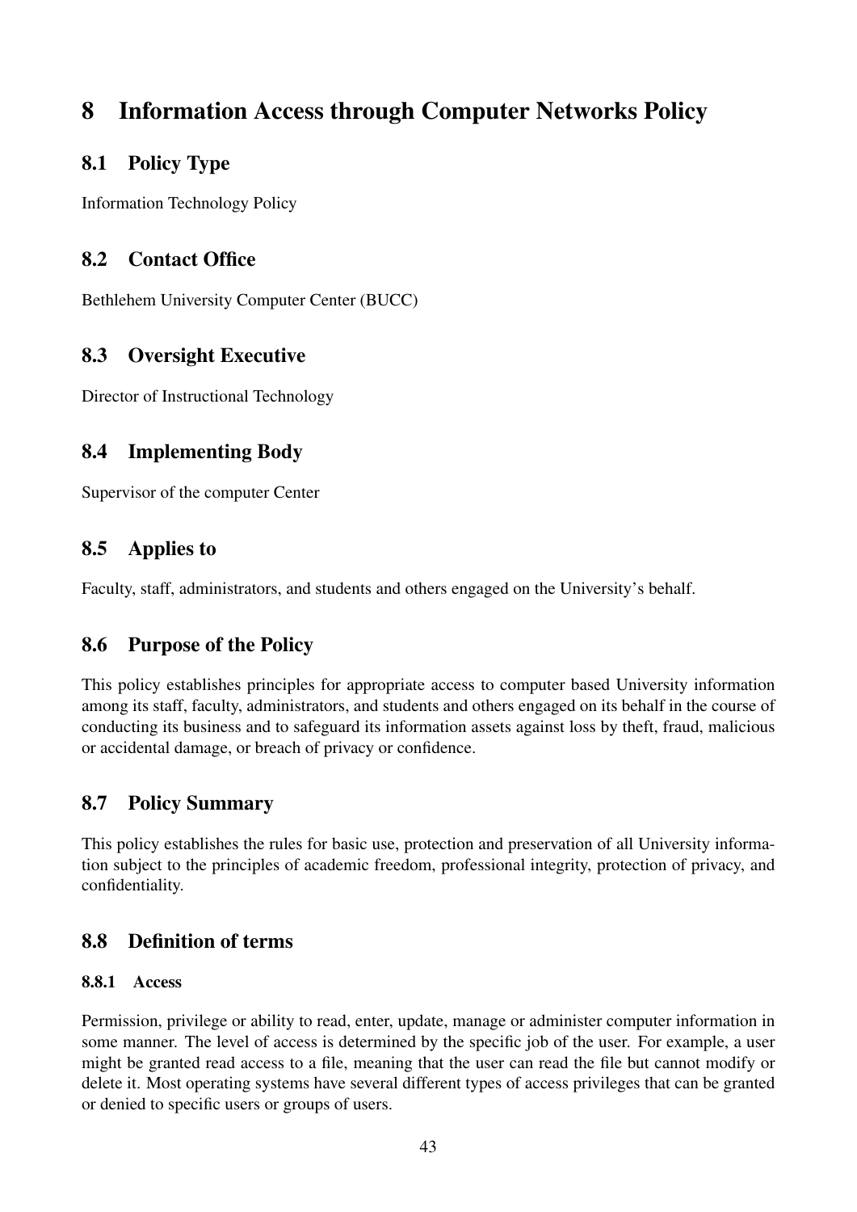# 8 Information Access through Computer Networks Policy

## 8.1 Policy Type

Information Technology Policy

## 8.2 Contact Office

Bethlehem University Computer Center (BUCC)

## 8.3 Oversight Executive

Director of Instructional Technology

## 8.4 Implementing Body

Supervisor of the computer Center

## 8.5 Applies to

Faculty, staff, administrators, and students and others engaged on the University's behalf.

## 8.6 Purpose of the Policy

This policy establishes principles for appropriate access to computer based University information among its staff, faculty, administrators, and students and others engaged on its behalf in the course of conducting its business and to safeguard its information assets against loss by theft, fraud, malicious or accidental damage, or breach of privacy or confidence.

## 8.7 Policy Summary

This policy establishes the rules for basic use, protection and preservation of all University information subject to the principles of academic freedom, professional integrity, protection of privacy, and confidentiality.

## 8.8 Definition of terms

### 8.8.1 Access

Permission, privilege or ability to read, enter, update, manage or administer computer information in some manner. The level of access is determined by the specific job of the user. For example, a user might be granted read access to a file, meaning that the user can read the file but cannot modify or delete it. Most operating systems have several different types of access privileges that can be granted or denied to specific users or groups of users.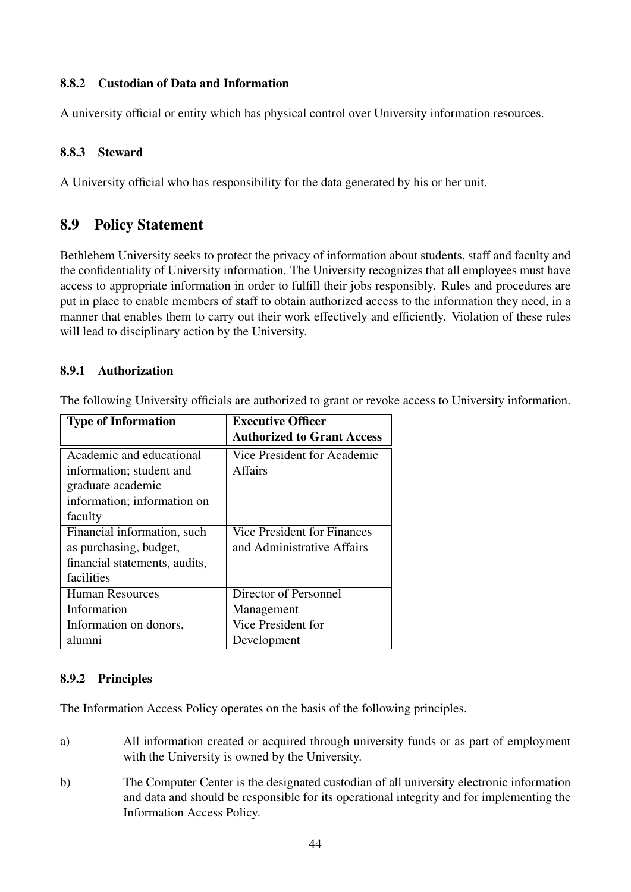#### 8.8.2 Custodian of Data and Information

A university official or entity which has physical control over University information resources.

#### 8.8.3 Steward

A University official who has responsibility for the data generated by his or her unit.

## 8.9 Policy Statement

Bethlehem University seeks to protect the privacy of information about students, staff and faculty and the confidentiality of University information. The University recognizes that all employees must have access to appropriate information in order to fulfill their jobs responsibly. Rules and procedures are put in place to enable members of staff to obtain authorized access to the information they need, in a manner that enables them to carry out their work effectively and efficiently. Violation of these rules will lead to disciplinary action by the University.

#### 8.9.1 Authorization

The following University officials are authorized to grant or revoke access to University information.

| **Type of Information** | **Executive Officer Authorized to Grant Access** |
|---|---|
| Academic and educational information; student and graduate academic information; information on faculty | Vice President for Academic Affairs |
| Financial information, such as purchasing, budget, financial statements, audits, facilities | Vice President for Finances and Administrative Affairs |
| Human Resources Information | Director of Personnel Management |
| Information on donors, alumni | Vice President for Development |

#### 8.9.2 Principles

The Information Access Policy operates on the basis of the following principles.

a) All information created or acquired through university funds or as part of employment with the University is owned by the University.

b) The Computer Center is the designated custodian of all university electronic information and data and should be responsible for its operational integrity and for implementing the Information Access Policy.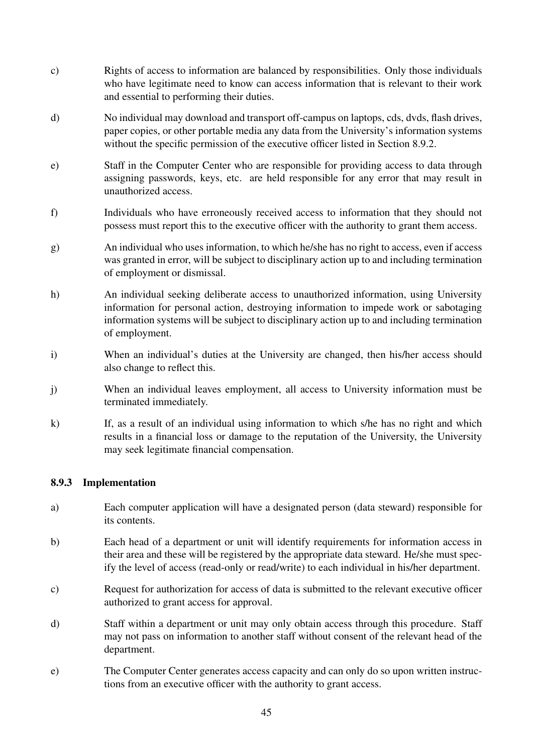c) Rights of access to information are balanced by responsibilities. Only those individuals who have legitimate need to know can access information that is relevant to their work and essential to performing their duties.

d) No individual may download and transport off-campus on laptops, cds, dvds, flash drives, paper copies, or other portable media any data from the University's information systems without the specific permission of the executive officer listed in Section 8.9.2.

e) Staff in the Computer Center who are responsible for providing access to data through assigning passwords, keys, etc. are held responsible for any error that may result in unauthorized access.

f) Individuals who have erroneously received access to information that they should not possess must report this to the executive officer with the authority to grant them access.

g) An individual who uses information, to which he/she has no right to access, even if access was granted in error, will be subject to disciplinary action up to and including termination of employment or dismissal.

h) An individual seeking deliberate access to unauthorized information, using University information for personal action, destroying information to impede work or sabotaging information systems will be subject to disciplinary action up to and including termination of employment.

i) When an individual's duties at the University are changed, then his/her access should also change to reflect this.

j) When an individual leaves employment, all access to University information must be terminated immediately.

k) If, as a result of an individual using information to which s/he has no right and which results in a financial loss or damage to the reputation of the University, the University may seek legitimate financial compensation.

### 8.9.3 Implementation

a) Each computer application will have a designated person (data steward) responsible for its contents.

b) Each head of a department or unit will identify requirements for information access in their area and these will be registered by the appropriate data steward. He/she must specify the level of access (read-only or read/write) to each individual in his/her department.

c) Request for authorization for access of data is submitted to the relevant executive officer authorized to grant access for approval.

d) Staff within a department or unit may only obtain access through this procedure. Staff may not pass on information to another staff without consent of the relevant head of the department.

e) The Computer Center generates access capacity and can only do so upon written instructions from an executive officer with the authority to grant access.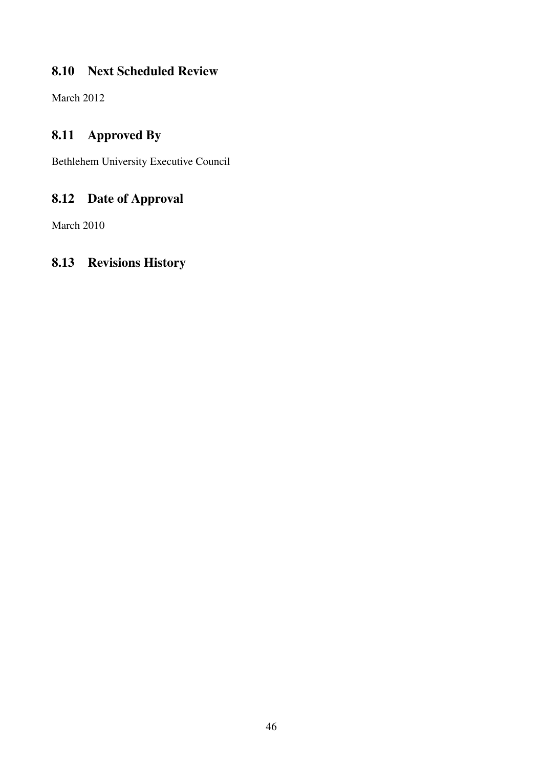## 8.10 Next Scheduled Review

March 2012

## 8.11 Approved By

Bethlehem University Executive Council

## 8.12 Date of Approval

March 2010

## 8.13 Revisions History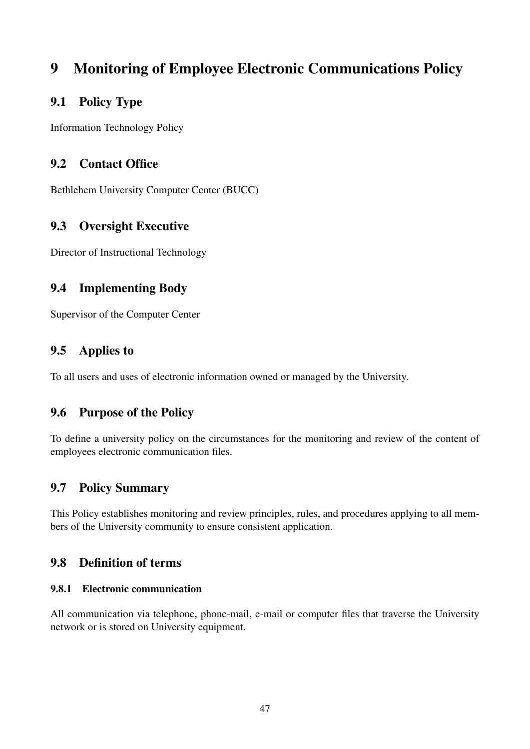# 9 Monitoring of Employee Electronic Communications Policy

## 9.1 Policy Type

Information Technology Policy

## 9.2 Contact Office

Bethlehem University Computer Center (BUCC)

## 9.3 Oversight Executive

Director of Instructional Technology

## 9.4 Implementing Body

Supervisor of the Computer Center

## 9.5 Applies to

To all users and uses of electronic information owned or managed by the University.

## 9.6 Purpose of the Policy

To define a university policy on the circumstances for the monitoring and review of the content of employees electronic communication files.

## 9.7 Policy Summary

This Policy establishes monitoring and review principles, rules, and procedures applying to all members of the University community to ensure consistent application.

## 9.8 Definition of terms

### 9.8.1 Electronic communication

All communication via telephone, phone-mail, e-mail or computer files that traverse the University network or is stored on University equipment.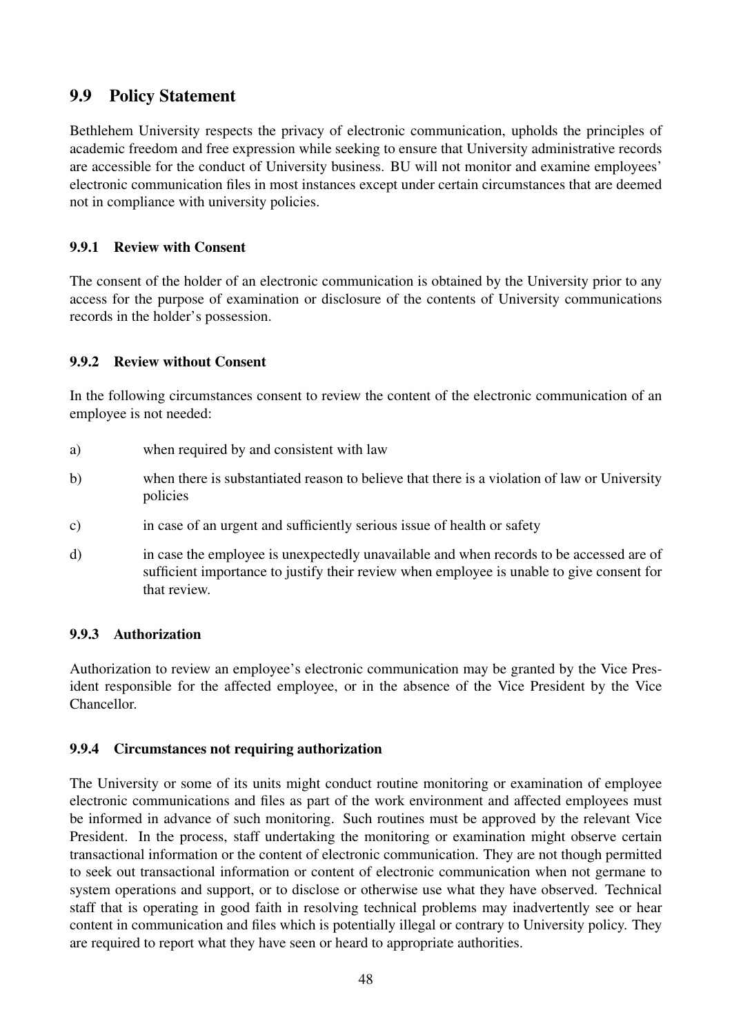## 9.9 Policy Statement

Bethlehem University respects the privacy of electronic communication, upholds the principles of academic freedom and free expression while seeking to ensure that University administrative records are accessible for the conduct of University business. BU will not monitor and examine employees' electronic communication files in most instances except under certain circumstances that are deemed not in compliance with university policies.

### 9.9.1 Review with Consent

The consent of the holder of an electronic communication is obtained by the University prior to any access for the purpose of examination or disclosure of the contents of University communications records in the holder's possession.

### 9.9.2 Review without Consent

In the following circumstances consent to review the content of the electronic communication of an employee is not needed:

a) when required by and consistent with law

b) when there is substantiated reason to believe that there is a violation of law or University policies

c) in case of an urgent and sufficiently serious issue of health or safety

d) in case the employee is unexpectedly unavailable and when records to be accessed are of sufficient importance to justify their review when employee is unable to give consent for that review.

### 9.9.3 Authorization

Authorization to review an employee's electronic communication may be granted by the Vice President responsible for the affected employee, or in the absence of the Vice President by the Vice Chancellor.

### 9.9.4 Circumstances not requiring authorization

The University or some of its units might conduct routine monitoring or examination of employee electronic communications and files as part of the work environment and affected employees must be informed in advance of such monitoring. Such routines must be approved by the relevant Vice President. In the process, staff undertaking the monitoring or examination might observe certain transactional information or the content of electronic communication. They are not though permitted to seek out transactional information or content of electronic communication when not germane to system operations and support, or to disclose or otherwise use what they have observed. Technical staff that is operating in good faith in resolving technical problems may inadvertently see or hear content in communication and files which is potentially illegal or contrary to University policy. They are required to report what they have seen or heard to appropriate authorities.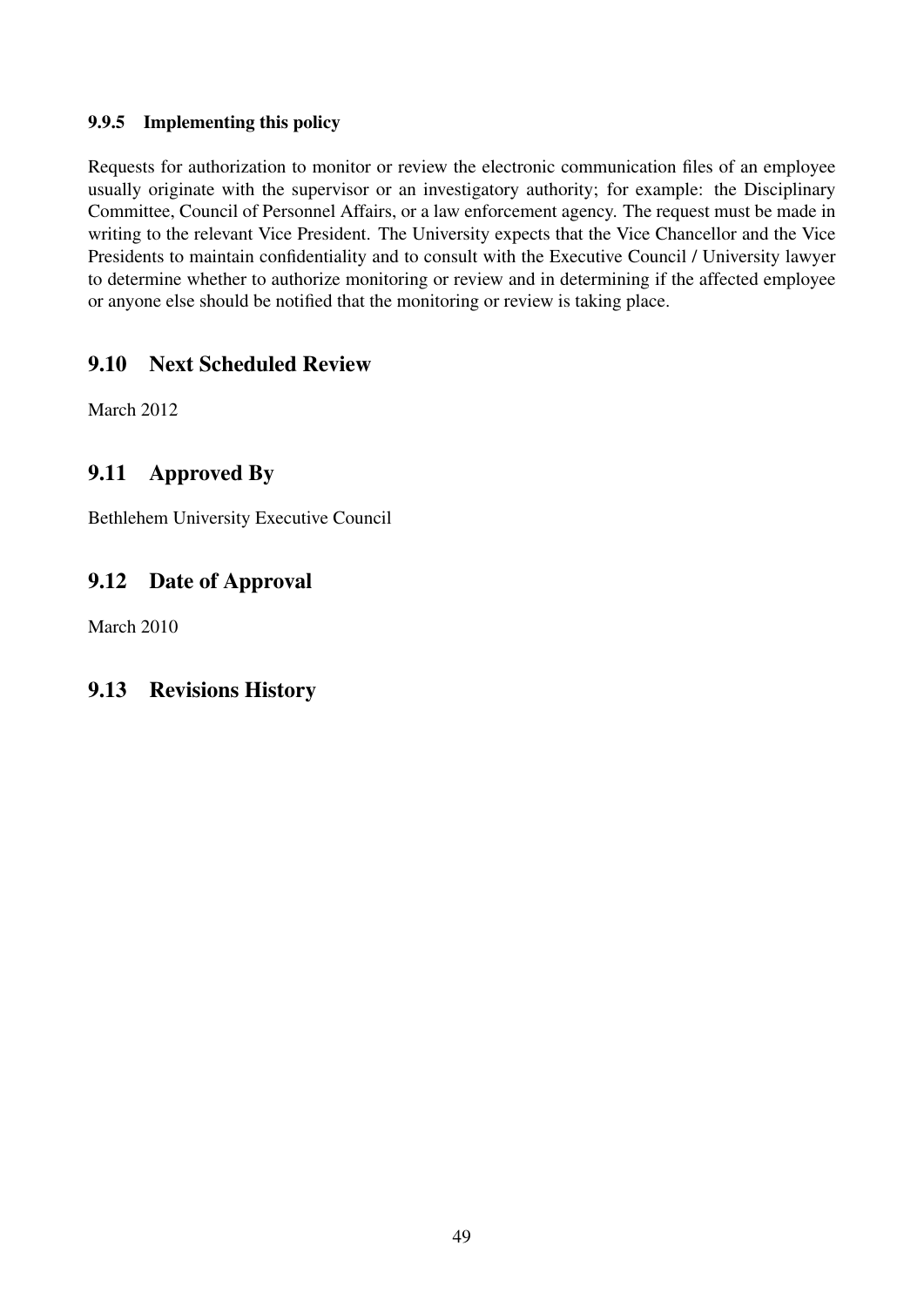#### 9.9.5 Implementing this policy

Requests for authorization to monitor or review the electronic communication files of an employee usually originate with the supervisor or an investigatory authority; for example: the Disciplinary Committee, Council of Personnel Affairs, or a law enforcement agency. The request must be made in writing to the relevant Vice President. The University expects that the Vice Chancellor and the Vice Presidents to maintain confidentiality and to consult with the Executive Council / University lawyer to determine whether to authorize monitoring or review and in determining if the affected employee or anyone else should be notified that the monitoring or review is taking place.

## 9.10 Next Scheduled Review

March 2012

## 9.11 Approved By

Bethlehem University Executive Council

## 9.12 Date of Approval

March 2010

## 9.13 Revisions History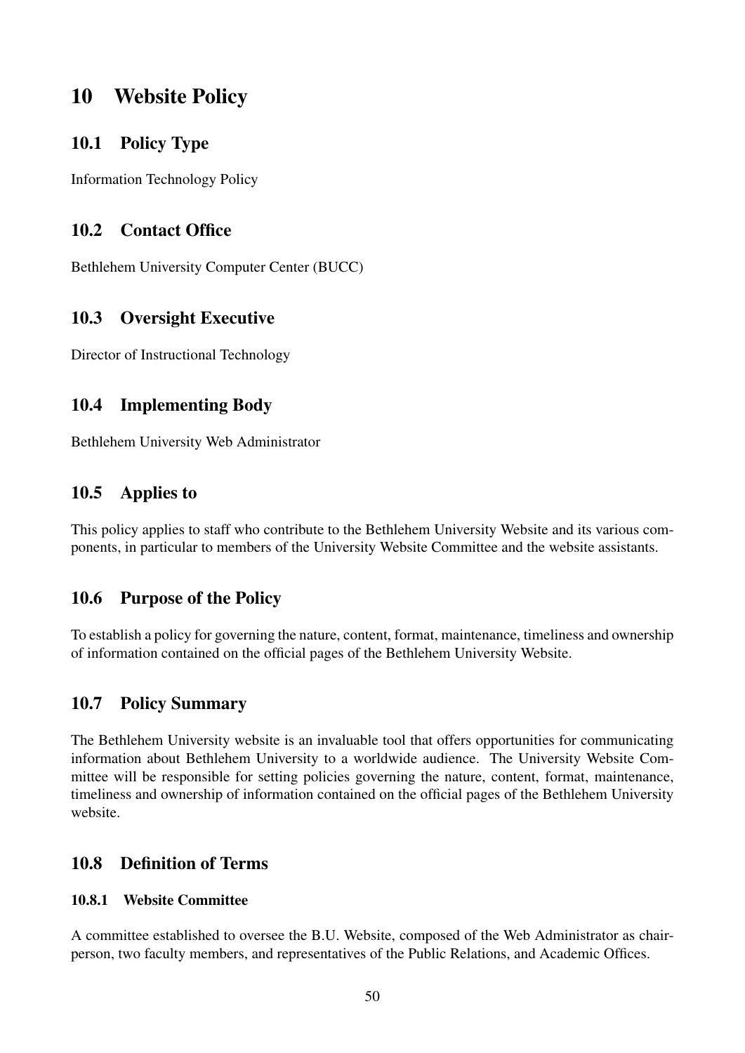# 10 Website Policy

## 10.1 Policy Type

Information Technology Policy

## 10.2 Contact Office

Bethlehem University Computer Center (BUCC)

## 10.3 Oversight Executive

Director of Instructional Technology

## 10.4 Implementing Body

Bethlehem University Web Administrator

## 10.5 Applies to

This policy applies to staff who contribute to the Bethlehem University Website and its various components, in particular to members of the University Website Committee and the website assistants.

## 10.6 Purpose of the Policy

To establish a policy for governing the nature, content, format, maintenance, timeliness and ownership of information contained on the official pages of the Bethlehem University Website.

## 10.7 Policy Summary

The Bethlehem University website is an invaluable tool that offers opportunities for communicating information about Bethlehem University to a worldwide audience. The University Website Committee will be responsible for setting policies governing the nature, content, format, maintenance, timeliness and ownership of information contained on the official pages of the Bethlehem University website.

## 10.8 Definition of Terms

### 10.8.1 Website Committee

A committee established to oversee the B.U. Website, composed of the Web Administrator as chairperson, two faculty members, and representatives of the Public Relations, and Academic Offices.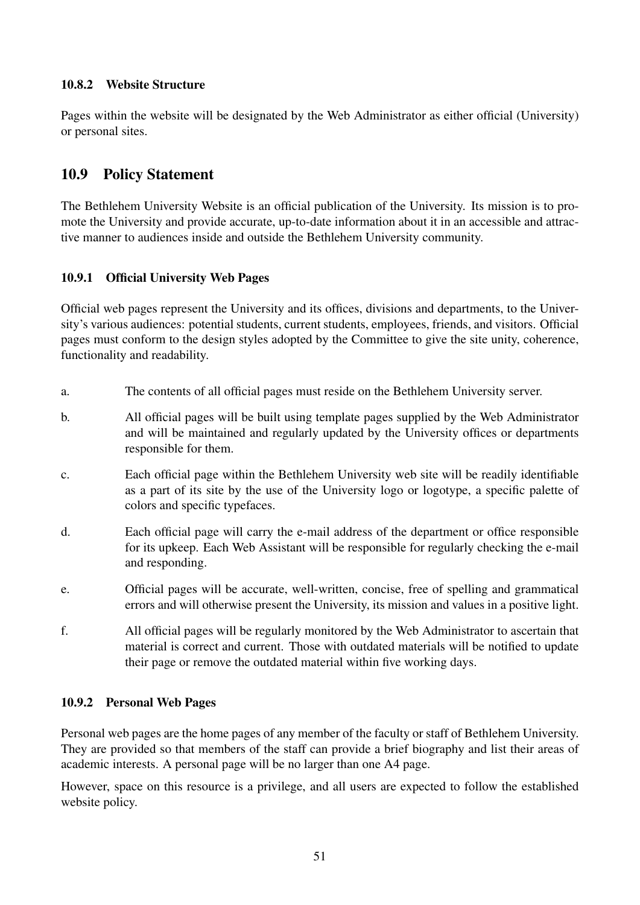#### 10.8.2 Website Structure

Pages within the website will be designated by the Web Administrator as either official (University) or personal sites.

## 10.9 Policy Statement

The Bethlehem University Website is an official publication of the University. Its mission is to promote the University and provide accurate, up-to-date information about it in an accessible and attractive manner to audiences inside and outside the Bethlehem University community.

#### 10.9.1 Official University Web Pages

Official web pages represent the University and its offices, divisions and departments, to the University's various audiences: potential students, current students, employees, friends, and visitors. Official pages must conform to the design styles adopted by the Committee to give the site unity, coherence, functionality and readability.

a. The contents of all official pages must reside on the Bethlehem University server.

b. All official pages will be built using template pages supplied by the Web Administrator and will be maintained and regularly updated by the University offices or departments responsible for them.

c. Each official page within the Bethlehem University web site will be readily identifiable as a part of its site by the use of the University logo or logotype, a specific palette of colors and specific typefaces.

d. Each official page will carry the e-mail address of the department or office responsible for its upkeep. Each Web Assistant will be responsible for regularly checking the e-mail and responding.

e. Official pages will be accurate, well-written, concise, free of spelling and grammatical errors and will otherwise present the University, its mission and values in a positive light.

f. All official pages will be regularly monitored by the Web Administrator to ascertain that material is correct and current. Those with outdated materials will be notified to update their page or remove the outdated material within five working days.

#### 10.9.2 Personal Web Pages

Personal web pages are the home pages of any member of the faculty or staff of Bethlehem University. They are provided so that members of the staff can provide a brief biography and list their areas of academic interests. A personal page will be no larger than one A4 page.

However, space on this resource is a privilege, and all users are expected to follow the established website policy.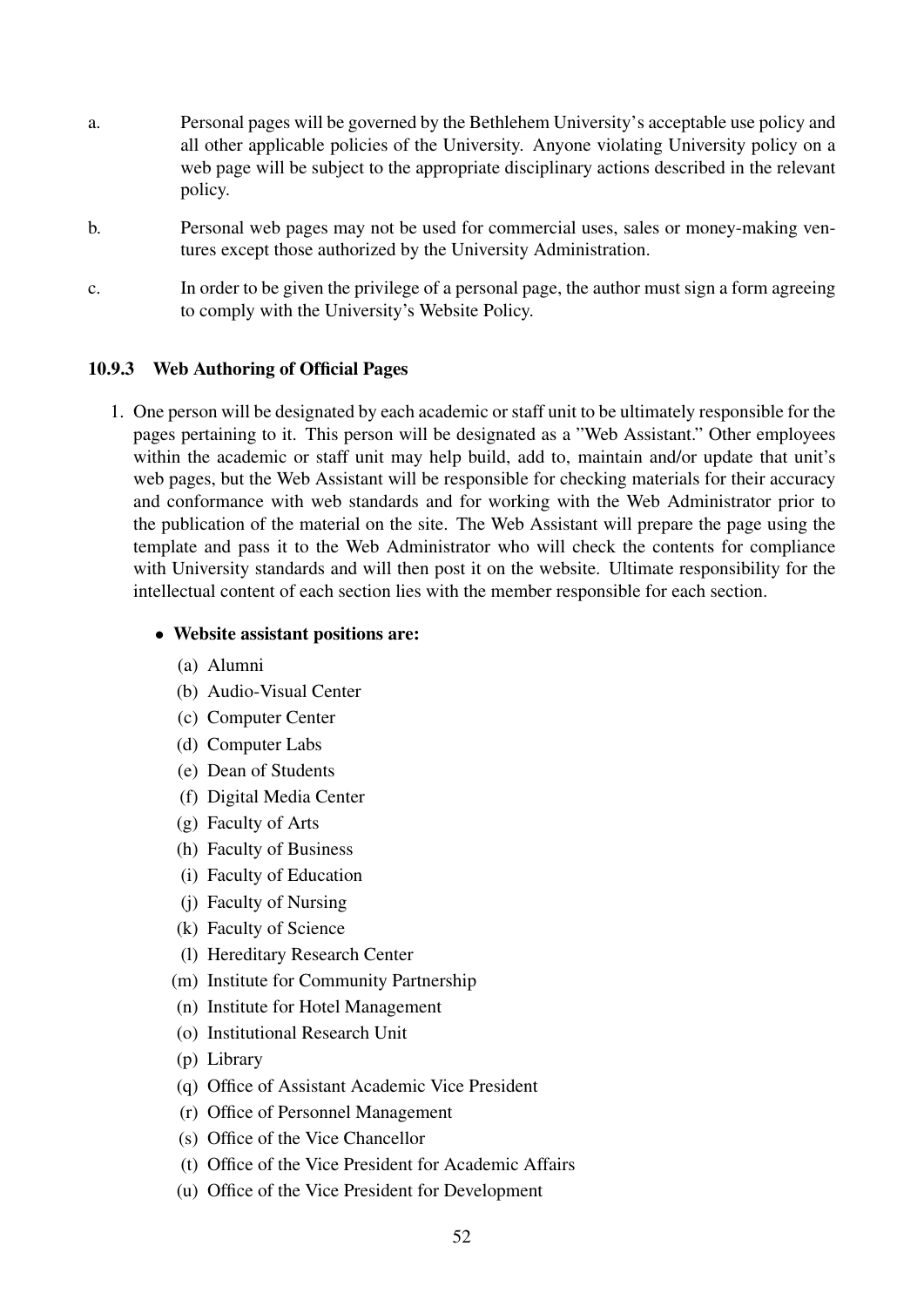a. Personal pages will be governed by the Bethlehem University's acceptable use policy and all other applicable policies of the University. Anyone violating University policy on a web page will be subject to the appropriate disciplinary actions described in the relevant policy.

b. Personal web pages may not be used for commercial uses, sales or money-making ventures except those authorized by the University Administration.

c. In order to be given the privilege of a personal page, the author must sign a form agreeing to comply with the University's Website Policy.

#### 10.9.3 Web Authoring of Official Pages

1. One person will be designated by each academic or staff unit to be ultimately responsible for the pages pertaining to it. This person will be designated as a "Web Assistant." Other employees within the academic or staff unit may help build, add to, maintain and/or update that unit's web pages, but the Web Assistant will be responsible for checking materials for their accuracy and conformance with web standards and for working with the Web Administrator prior to the publication of the material on the site. The Web Assistant will prepare the page using the template and pass it to the Web Administrator who will check the contents for compliance with University standards and will then post it on the website. Ultimate responsibility for the intellectual content of each section lies with the member responsible for each section.

   - **Website assistant positions are:**
     (a) Alumni
     (b) Audio-Visual Center
     (c) Computer Center
     (d) Computer Labs
     (e) Dean of Students
     (f) Digital Media Center
     (g) Faculty of Arts
     (h) Faculty of Business
     (i) Faculty of Education
     (j) Faculty of Nursing
     (k) Faculty of Science
     (l) Hereditary Research Center
     (m) Institute for Community Partnership
     (n) Institute for Hotel Management
     (o) Institutional Research Unit
     (p) Library
     (q) Office of Assistant Academic Vice President
     (r) Office of Personnel Management
     (s) Office of the Vice Chancellor
     (t) Office of the Vice President for Academic Affairs
     (u) Office of the Vice President for Development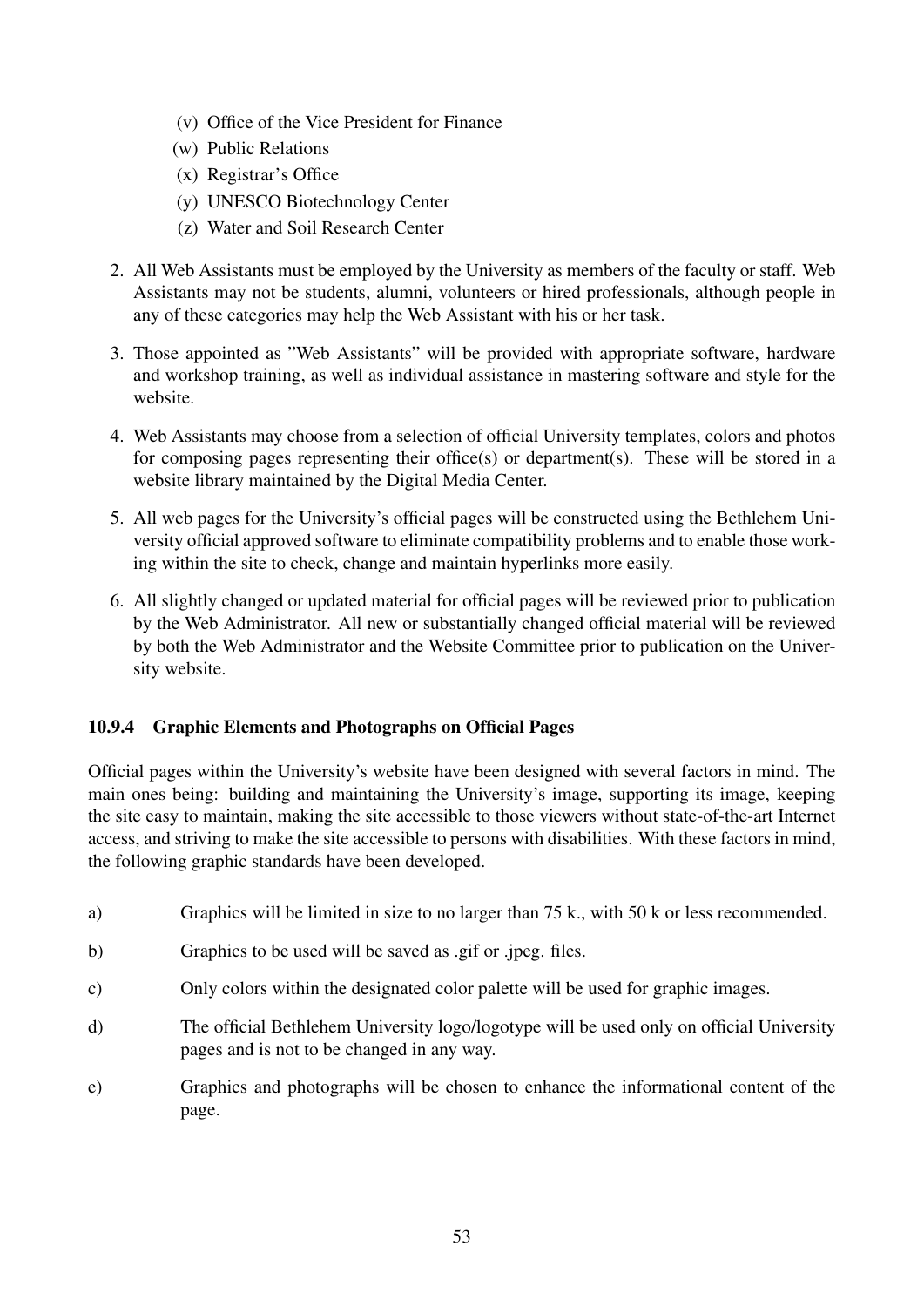(v) Office of the Vice President for Finance
   (w) Public Relations
   (x) Registrar's Office
   (y) UNESCO Biotechnology Center
   (z) Water and Soil Research Center

2. All Web Assistants must be employed by the University as members of the faculty or staff. Web Assistants may not be students, alumni, volunteers or hired professionals, although people in any of these categories may help the Web Assistant with his or her task.

3. Those appointed as "Web Assistants" will be provided with appropriate software, hardware and workshop training, as well as individual assistance in mastering software and style for the website.

4. Web Assistants may choose from a selection of official University templates, colors and photos for composing pages representing their office(s) or department(s). These will be stored in a website library maintained by the Digital Media Center.

5. All web pages for the University's official pages will be constructed using the Bethlehem University official approved software to eliminate compatibility problems and to enable those working within the site to check, change and maintain hyperlinks more easily.

6. All slightly changed or updated material for official pages will be reviewed prior to publication by the Web Administrator. All new or substantially changed official material will be reviewed by both the Web Administrator and the Website Committee prior to publication on the University website.

#### 10.9.4 Graphic Elements and Photographs on Official Pages

Official pages within the University's website have been designed with several factors in mind. The main ones being: building and maintaining the University's image, supporting its image, keeping the site easy to maintain, making the site accessible to those viewers without state-of-the-art Internet access, and striving to make the site accessible to persons with disabilities. With these factors in mind, the following graphic standards have been developed.

a) Graphics will be limited in size to no larger than 75 k., with 50 k or less recommended.

b) Graphics to be used will be saved as .gif or .jpeg. files.

c) Only colors within the designated color palette will be used for graphic images.

d) The official Bethlehem University logo/logotype will be used only on official University pages and is not to be changed in any way.

e) Graphics and photographs will be chosen to enhance the informational content of the page.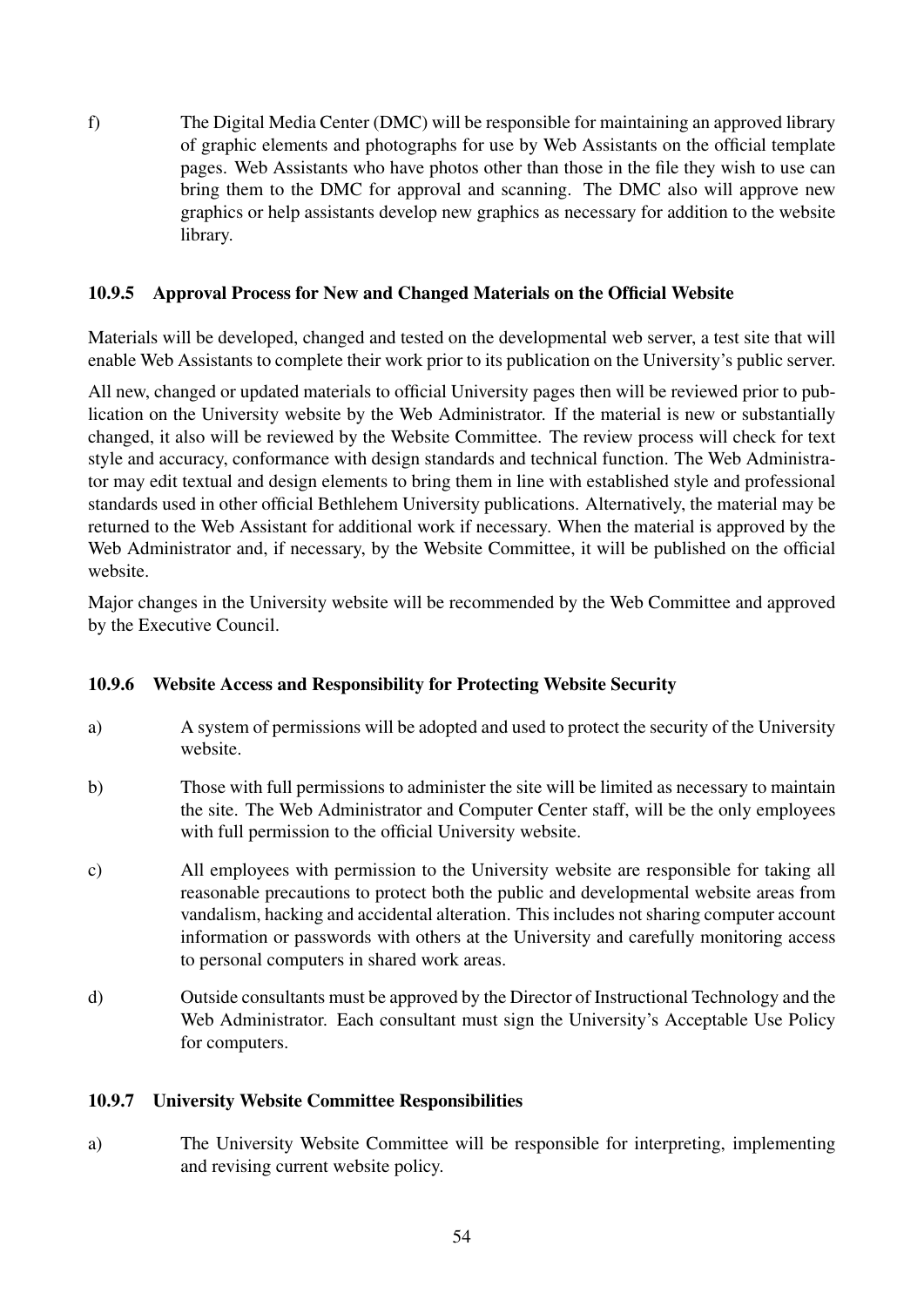f) The Digital Media Center (DMC) will be responsible for maintaining an approved library of graphic elements and photographs for use by Web Assistants on the official template pages. Web Assistants who have photos other than those in the file they wish to use can bring them to the DMC for approval and scanning. The DMC also will approve new graphics or help assistants develop new graphics as necessary for addition to the website library.

### 10.9.5 Approval Process for New and Changed Materials on the Official Website

Materials will be developed, changed and tested on the developmental web server, a test site that will enable Web Assistants to complete their work prior to its publication on the University's public server.

All new, changed or updated materials to official University pages then will be reviewed prior to publication on the University website by the Web Administrator. If the material is new or substantially changed, it also will be reviewed by the Website Committee. The review process will check for text style and accuracy, conformance with design standards and technical function. The Web Administrator may edit textual and design elements to bring them in line with established style and professional standards used in other official Bethlehem University publications. Alternatively, the material may be returned to the Web Assistant for additional work if necessary. When the material is approved by the Web Administrator and, if necessary, by the Website Committee, it will be published on the official website.

Major changes in the University website will be recommended by the Web Committee and approved by the Executive Council.

### 10.9.6 Website Access and Responsibility for Protecting Website Security

a) A system of permissions will be adopted and used to protect the security of the University website.

b) Those with full permissions to administer the site will be limited as necessary to maintain the site. The Web Administrator and Computer Center staff, will be the only employees with full permission to the official University website.

c) All employees with permission to the University website are responsible for taking all reasonable precautions to protect both the public and developmental website areas from vandalism, hacking and accidental alteration. This includes not sharing computer account information or passwords with others at the University and carefully monitoring access to personal computers in shared work areas.

d) Outside consultants must be approved by the Director of Instructional Technology and the Web Administrator. Each consultant must sign the University's Acceptable Use Policy for computers.

### 10.9.7 University Website Committee Responsibilities

a) The University Website Committee will be responsible for interpreting, implementing and revising current website policy.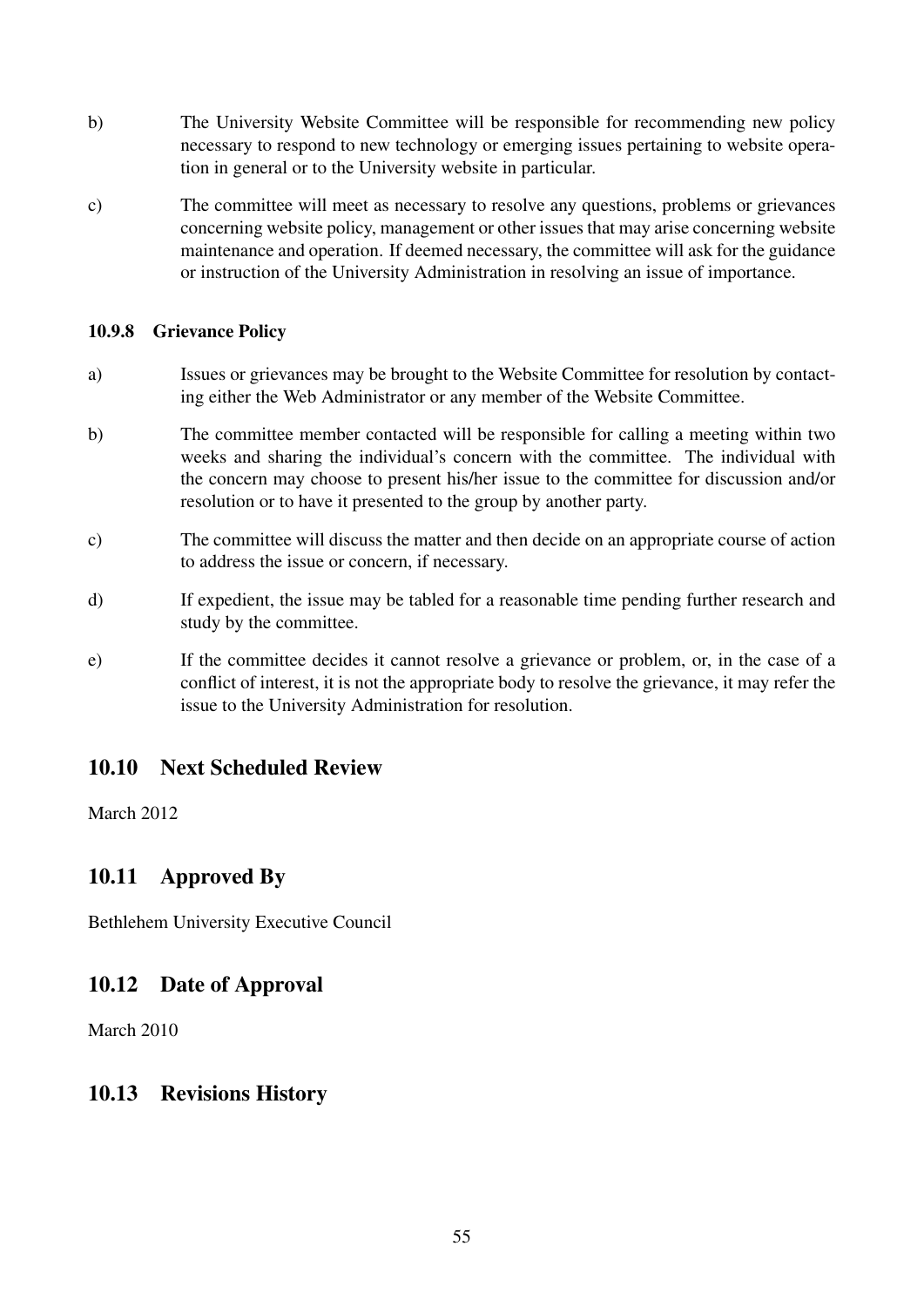b) The University Website Committee will be responsible for recommending new policy necessary to respond to new technology or emerging issues pertaining to website operation in general or to the University website in particular.

c) The committee will meet as necessary to resolve any questions, problems or grievances concerning website policy, management or other issues that may arise concerning website maintenance and operation. If deemed necessary, the committee will ask for the guidance or instruction of the University Administration in resolving an issue of importance.

#### 10.9.8 Grievance Policy

a) Issues or grievances may be brought to the Website Committee for resolution by contacting either the Web Administrator or any member of the Website Committee.

b) The committee member contacted will be responsible for calling a meeting within two weeks and sharing the individual's concern with the committee. The individual with the concern may choose to present his/her issue to the committee for discussion and/or resolution or to have it presented to the group by another party.

c) The committee will discuss the matter and then decide on an appropriate course of action to address the issue or concern, if necessary.

d) If expedient, the issue may be tabled for a reasonable time pending further research and study by the committee.

e) If the committee decides it cannot resolve a grievance or problem, or, in the case of a conflict of interest, it is not the appropriate body to resolve the grievance, it may refer the issue to the University Administration for resolution.

## 10.10 Next Scheduled Review

March 2012

## 10.11 Approved By

Bethlehem University Executive Council

## 10.12 Date of Approval

March 2010

## 10.13 Revisions History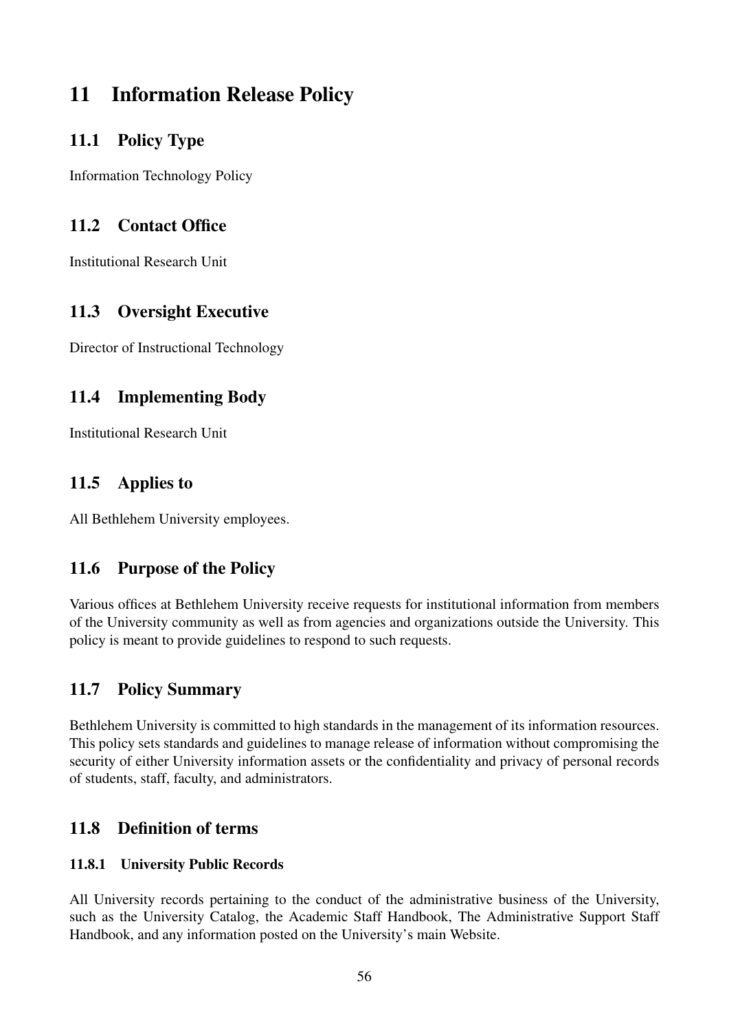# 11 Information Release Policy

## 11.1 Policy Type

Information Technology Policy

## 11.2 Contact Office

Institutional Research Unit

## 11.3 Oversight Executive

Director of Instructional Technology

## 11.4 Implementing Body

Institutional Research Unit

## 11.5 Applies to

All Bethlehem University employees.

## 11.6 Purpose of the Policy

Various offices at Bethlehem University receive requests for institutional information from members of the University community as well as from agencies and organizations outside the University. This policy is meant to provide guidelines to respond to such requests.

## 11.7 Policy Summary

Bethlehem University is committed to high standards in the management of its information resources. This policy sets standards and guidelines to manage release of information without compromising the security of either University information assets or the confidentiality and privacy of personal records of students, staff, faculty, and administrators.

## 11.8 Definition of terms

### 11.8.1 University Public Records

All University records pertaining to the conduct of the administrative business of the University, such as the University Catalog, the Academic Staff Handbook, The Administrative Support Staff Handbook, and any information posted on the University's main Website.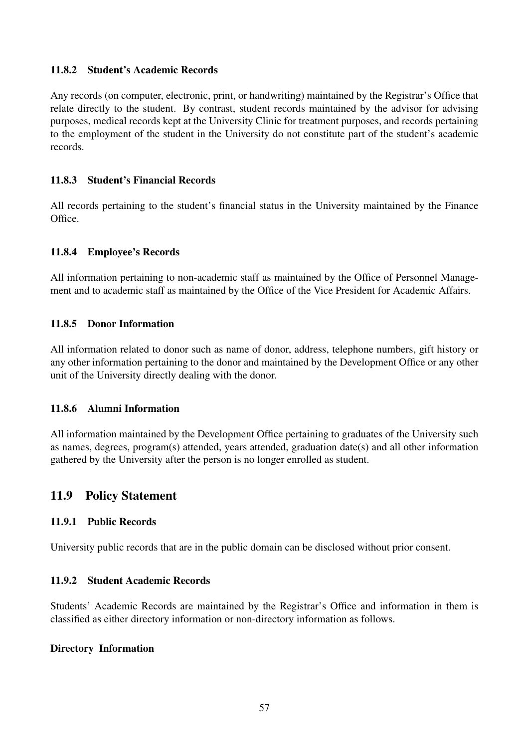#### 11.8.2 Student's Academic Records

Any records (on computer, electronic, print, or handwriting) maintained by the Registrar's Office that relate directly to the student. By contrast, student records maintained by the advisor for advising purposes, medical records kept at the University Clinic for treatment purposes, and records pertaining to the employment of the student in the University do not constitute part of the student's academic records.

#### 11.8.3 Student's Financial Records

All records pertaining to the student's financial status in the University maintained by the Finance Office.

#### 11.8.4 Employee's Records

All information pertaining to non-academic staff as maintained by the Office of Personnel Management and to academic staff as maintained by the Office of the Vice President for Academic Affairs.

#### 11.8.5 Donor Information

All information related to donor such as name of donor, address, telephone numbers, gift history or any other information pertaining to the donor and maintained by the Development Office or any other unit of the University directly dealing with the donor.

#### 11.8.6 Alumni Information

All information maintained by the Development Office pertaining to graduates of the University such as names, degrees, program(s) attended, years attended, graduation date(s) and all other information gathered by the University after the person is no longer enrolled as student.

### 11.9 Policy Statement

#### 11.9.1 Public Records

University public records that are in the public domain can be disclosed without prior consent.

#### 11.9.2 Student Academic Records

Students' Academic Records are maintained by the Registrar's Office and information in them is classified as either directory information or non-directory information as follows.

**Directory Information**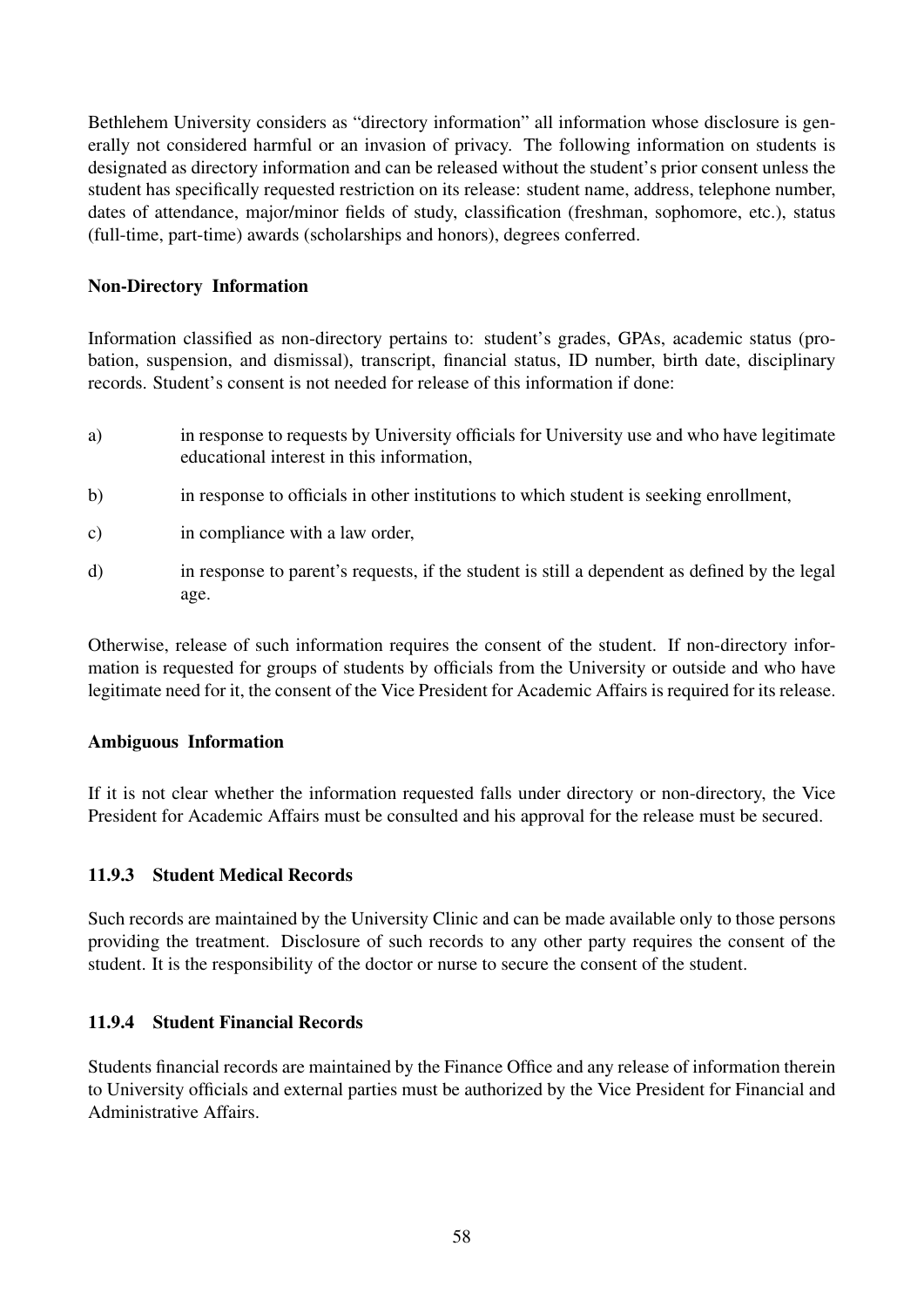Bethlehem University considers as "directory information" all information whose disclosure is generally not considered harmful or an invasion of privacy. The following information on students is designated as directory information and can be released without the student's prior consent unless the student has specifically requested restriction on its release: student name, address, telephone number, dates of attendance, major/minor fields of study, classification (freshman, sophomore, etc.), status (full-time, part-time) awards (scholarships and honors), degrees conferred.

**Non-Directory Information**

Information classified as non-directory pertains to: student's grades, GPAs, academic status (probation, suspension, and dismissal), transcript, financial status, ID number, birth date, disciplinary records. Student's consent is not needed for release of this information if done:

a) in response to requests by University officials for University use and who have legitimate educational interest in this information,

b) in response to officials in other institutions to which student is seeking enrollment,

c) in compliance with a law order,

d) in response to parent's requests, if the student is still a dependent as defined by the legal age.

Otherwise, release of such information requires the consent of the student. If non-directory information is requested for groups of students by officials from the University or outside and who have legitimate need for it, the consent of the Vice President for Academic Affairs is required for its release.

**Ambiguous Information**

If it is not clear whether the information requested falls under directory or non-directory, the Vice President for Academic Affairs must be consulted and his approval for the release must be secured.

### 11.9.3 Student Medical Records

Such records are maintained by the University Clinic and can be made available only to those persons providing the treatment. Disclosure of such records to any other party requires the consent of the student. It is the responsibility of the doctor or nurse to secure the consent of the student.

### 11.9.4 Student Financial Records

Students financial records are maintained by the Finance Office and any release of information therein to University officials and external parties must be authorized by the Vice President for Financial and Administrative Affairs.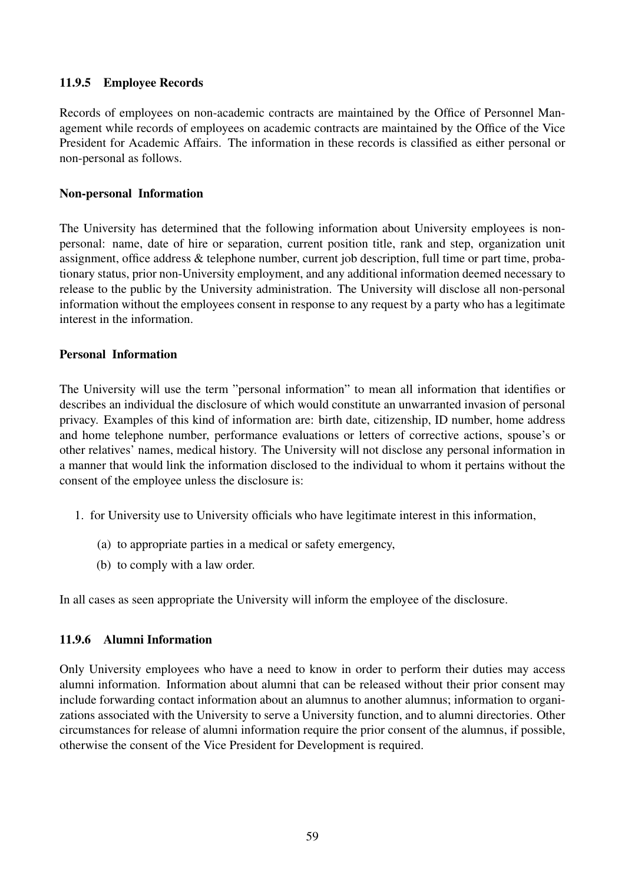### 11.9.5 Employee Records

Records of employees on non-academic contracts are maintained by the Office of Personnel Management while records of employees on academic contracts are maintained by the Office of the Vice President for Academic Affairs. The information in these records is classified as either personal or non-personal as follows.

**Non-personal Information**

The University has determined that the following information about University employees is non-personal: name, date of hire or separation, current position title, rank and step, organization unit assignment, office address & telephone number, current job description, full time or part time, probationary status, prior non-University employment, and any additional information deemed necessary to release to the public by the University administration. The University will disclose all non-personal information without the employees consent in response to any request by a party who has a legitimate interest in the information.

**Personal Information**

The University will use the term "personal information" to mean all information that identifies or describes an individual the disclosure of which would constitute an unwarranted invasion of personal privacy. Examples of this kind of information are: birth date, citizenship, ID number, home address and home telephone number, performance evaluations or letters of corrective actions, spouse's or other relatives' names, medical history. The University will not disclose any personal information in a manner that would link the information disclosed to the individual to whom it pertains without the consent of the employee unless the disclosure is:

1. for University use to University officials who have legitimate interest in this information,
   (a) to appropriate parties in a medical or safety emergency,
   (b) to comply with a law order.

In all cases as seen appropriate the University will inform the employee of the disclosure.

### 11.9.6 Alumni Information

Only University employees who have a need to know in order to perform their duties may access alumni information. Information about alumni that can be released without their prior consent may include forwarding contact information about an alumnus to another alumnus; information to organizations associated with the University to serve a University function, and to alumni directories. Other circumstances for release of alumni information require the prior consent of the alumnus, if possible, otherwise the consent of the Vice President for Development is required.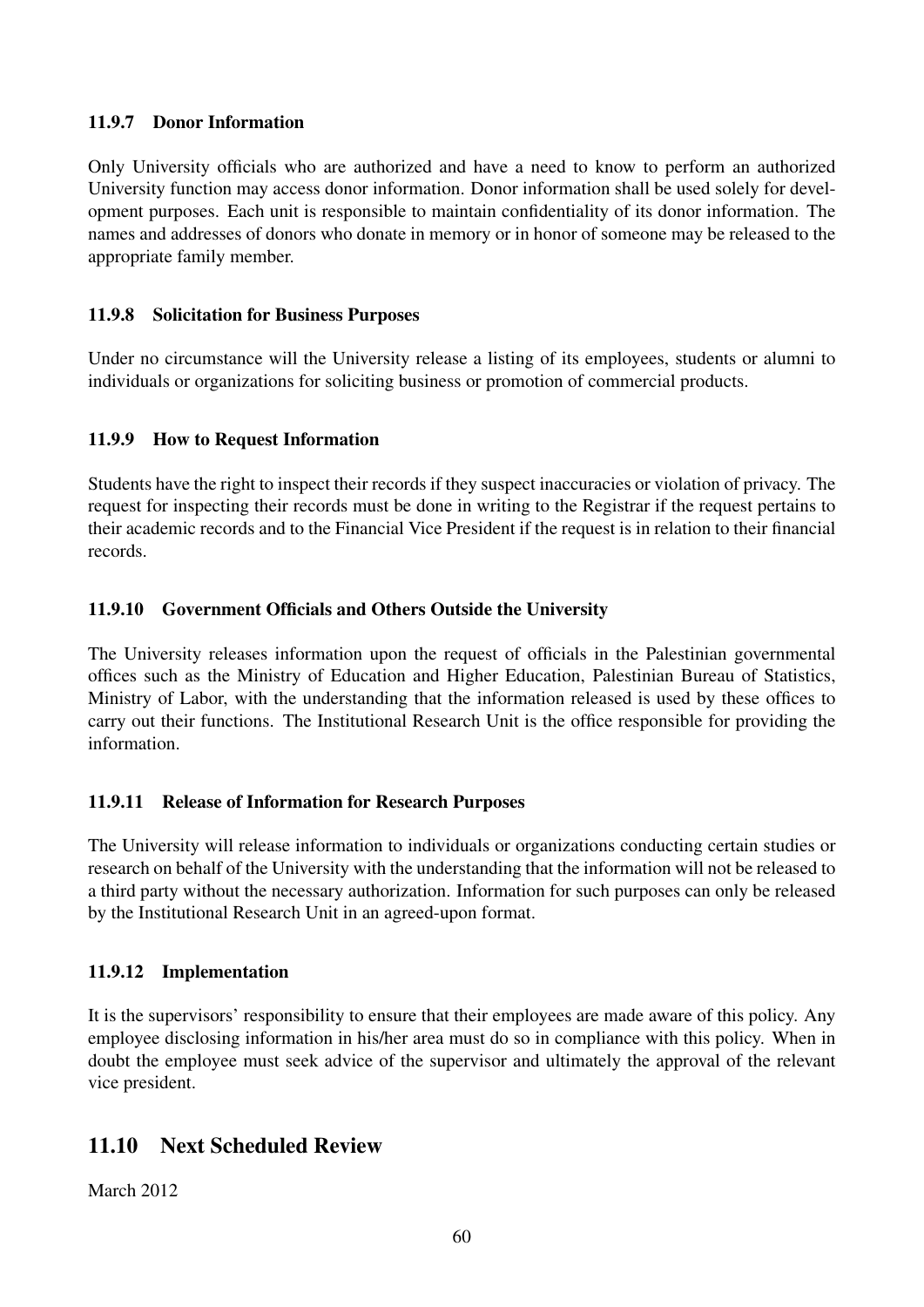#### 11.9.7 Donor Information

Only University officials who are authorized and have a need to know to perform an authorized University function may access donor information. Donor information shall be used solely for development purposes. Each unit is responsible to maintain confidentiality of its donor information. The names and addresses of donors who donate in memory or in honor of someone may be released to the appropriate family member.

#### 11.9.8 Solicitation for Business Purposes

Under no circumstance will the University release a listing of its employees, students or alumni to individuals or organizations for soliciting business or promotion of commercial products.

#### 11.9.9 How to Request Information

Students have the right to inspect their records if they suspect inaccuracies or violation of privacy. The request for inspecting their records must be done in writing to the Registrar if the request pertains to their academic records and to the Financial Vice President if the request is in relation to their financial records.

#### 11.9.10 Government Officials and Others Outside the University

The University releases information upon the request of officials in the Palestinian governmental offices such as the Ministry of Education and Higher Education, Palestinian Bureau of Statistics, Ministry of Labor, with the understanding that the information released is used by these offices to carry out their functions. The Institutional Research Unit is the office responsible for providing the information.

#### 11.9.11 Release of Information for Research Purposes

The University will release information to individuals or organizations conducting certain studies or research on behalf of the University with the understanding that the information will not be released to a third party without the necessary authorization. Information for such purposes can only be released by the Institutional Research Unit in an agreed-upon format.

#### 11.9.12 Implementation

It is the supervisors' responsibility to ensure that their employees are made aware of this policy. Any employee disclosing information in his/her area must do so in compliance with this policy. When in doubt the employee must seek advice of the supervisor and ultimately the approval of the relevant vice president.

## 11.10 Next Scheduled Review

March 2012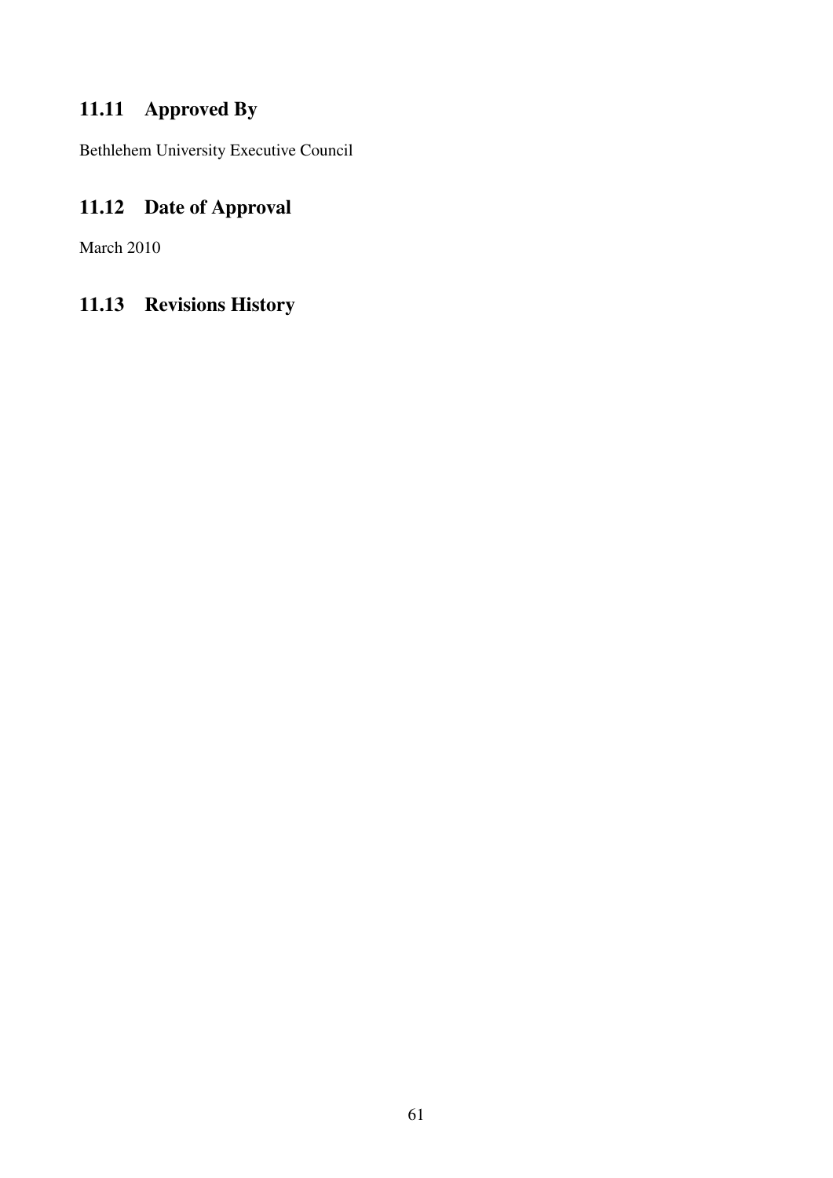## 11.11 Approved By

Bethlehem University Executive Council

## 11.12 Date of Approval

March 2010

## 11.13 Revisions History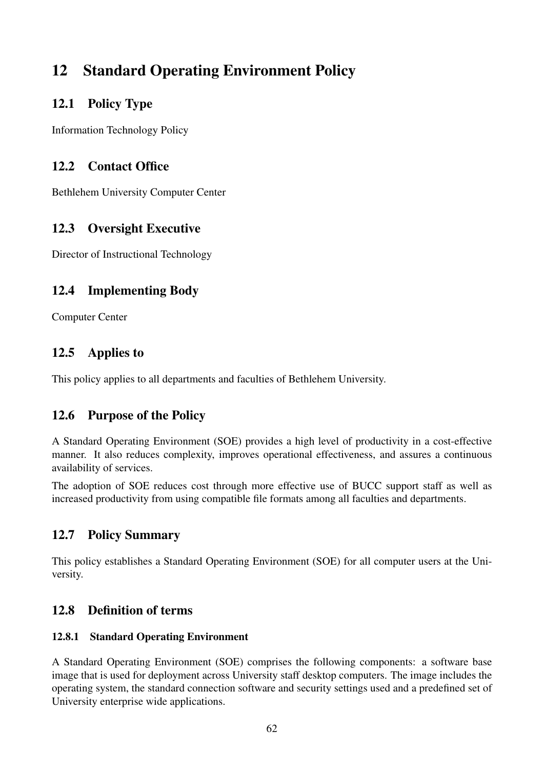# 12 Standard Operating Environment Policy

## 12.1 Policy Type

Information Technology Policy

## 12.2 Contact Office

Bethlehem University Computer Center

## 12.3 Oversight Executive

Director of Instructional Technology

## 12.4 Implementing Body

Computer Center

## 12.5 Applies to

This policy applies to all departments and faculties of Bethlehem University.

## 12.6 Purpose of the Policy

A Standard Operating Environment (SOE) provides a high level of productivity in a cost-effective manner. It also reduces complexity, improves operational effectiveness, and assures a continuous availability of services.

The adoption of SOE reduces cost through more effective use of BUCC support staff as well as increased productivity from using compatible file formats among all faculties and departments.

## 12.7 Policy Summary

This policy establishes a Standard Operating Environment (SOE) for all computer users at the University.

## 12.8 Definition of terms

### 12.8.1 Standard Operating Environment

A Standard Operating Environment (SOE) comprises the following components: a software base image that is used for deployment across University staff desktop computers. The image includes the operating system, the standard connection software and security settings used and a predefined set of University enterprise wide applications.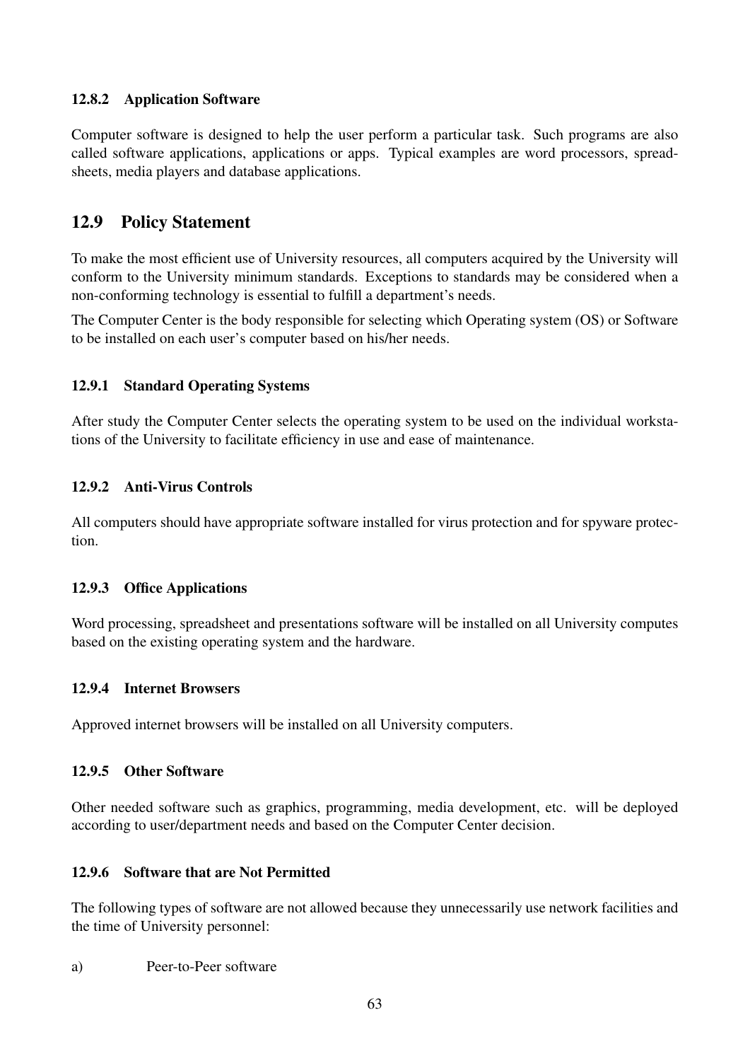### 12.8.2 Application Software

Computer software is designed to help the user perform a particular task. Such programs are also called software applications, applications or apps. Typical examples are word processors, spreadsheets, media players and database applications.

## 12.9 Policy Statement

To make the most efficient use of University resources, all computers acquired by the University will conform to the University minimum standards. Exceptions to standards may be considered when a non-conforming technology is essential to fulfill a department's needs.

The Computer Center is the body responsible for selecting which Operating system (OS) or Software to be installed on each user's computer based on his/her needs.

### 12.9.1 Standard Operating Systems

After study the Computer Center selects the operating system to be used on the individual workstations of the University to facilitate efficiency in use and ease of maintenance.

### 12.9.2 Anti-Virus Controls

All computers should have appropriate software installed for virus protection and for spyware protection.

### 12.9.3 Office Applications

Word processing, spreadsheet and presentations software will be installed on all University computes based on the existing operating system and the hardware.

### 12.9.4 Internet Browsers

Approved internet browsers will be installed on all University computers.

### 12.9.5 Other Software

Other needed software such as graphics, programming, media development, etc. will be deployed according to user/department needs and based on the Computer Center decision.

### 12.9.6 Software that are Not Permitted

The following types of software are not allowed because they unnecessarily use network facilities and the time of University personnel:

a) Peer-to-Peer software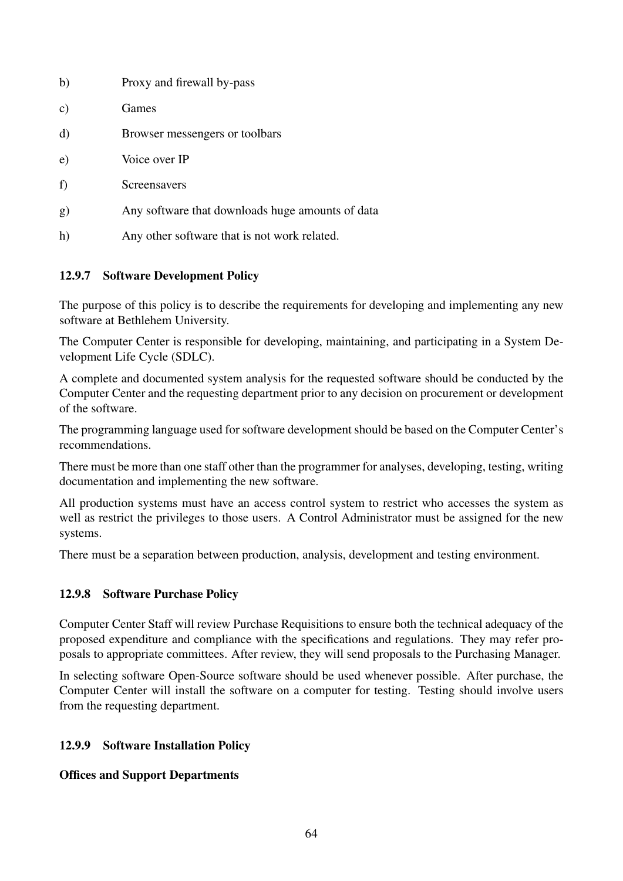b) Proxy and firewall by-pass

c) Games

d) Browser messengers or toolbars

e) Voice over IP

f) Screensavers

g) Any software that downloads huge amounts of data

h) Any other software that is not work related.

### 12.9.7 Software Development Policy

The purpose of this policy is to describe the requirements for developing and implementing any new software at Bethlehem University.

The Computer Center is responsible for developing, maintaining, and participating in a System Development Life Cycle (SDLC).

A complete and documented system analysis for the requested software should be conducted by the Computer Center and the requesting department prior to any decision on procurement or development of the software.

The programming language used for software development should be based on the Computer Center's recommendations.

There must be more than one staff other than the programmer for analyses, developing, testing, writing documentation and implementing the new software.

All production systems must have an access control system to restrict who accesses the system as well as restrict the privileges to those users. A Control Administrator must be assigned for the new systems.

There must be a separation between production, analysis, development and testing environment.

### 12.9.8 Software Purchase Policy

Computer Center Staff will review Purchase Requisitions to ensure both the technical adequacy of the proposed expenditure and compliance with the specifications and regulations. They may refer proposals to appropriate committees. After review, they will send proposals to the Purchasing Manager.

In selecting software Open-Source software should be used whenever possible. After purchase, the Computer Center will install the software on a computer for testing. Testing should involve users from the requesting department.

### 12.9.9 Software Installation Policy

**Offices and Support Departments**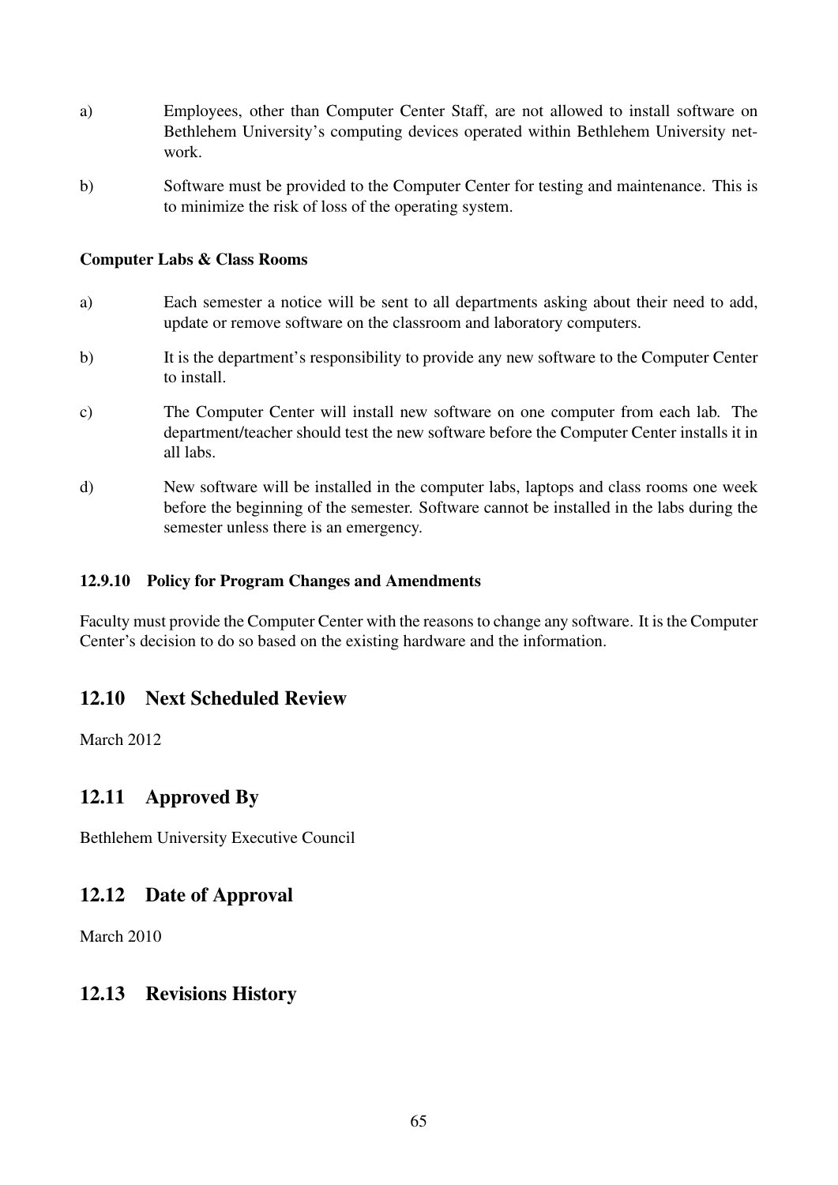a) Employees, other than Computer Center Staff, are not allowed to install software on Bethlehem University's computing devices operated within Bethlehem University network.

b) Software must be provided to the Computer Center for testing and maintenance. This is to minimize the risk of loss of the operating system.

**Computer Labs & Class Rooms**

a) Each semester a notice will be sent to all departments asking about their need to add, update or remove software on the classroom and laboratory computers.

b) It is the department's responsibility to provide any new software to the Computer Center to install.

c) The Computer Center will install new software on one computer from each lab. The department/teacher should test the new software before the Computer Center installs it in all labs.

d) New software will be installed in the computer labs, laptops and class rooms one week before the beginning of the semester. Software cannot be installed in the labs during the semester unless there is an emergency.

#### 12.9.10 Policy for Program Changes and Amendments

Faculty must provide the Computer Center with the reasons to change any software. It is the Computer Center's decision to do so based on the existing hardware and the information.

## 12.10 Next Scheduled Review

March 2012

## 12.11 Approved By

Bethlehem University Executive Council

## 12.12 Date of Approval

March 2010

## 12.13 Revisions History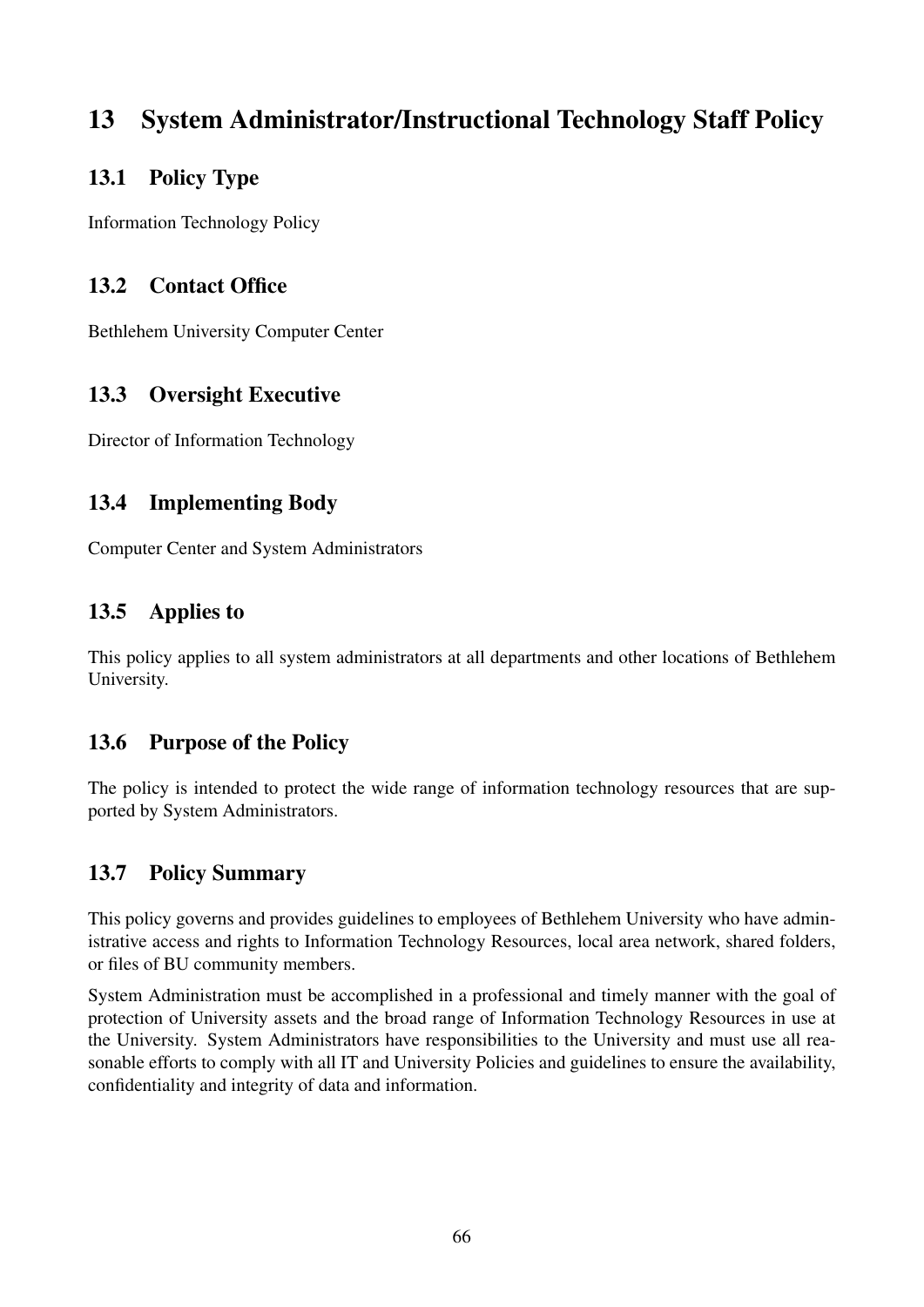# 13 System Administrator/Instructional Technology Staff Policy

## 13.1 Policy Type

Information Technology Policy

## 13.2 Contact Office

Bethlehem University Computer Center

## 13.3 Oversight Executive

Director of Information Technology

## 13.4 Implementing Body

Computer Center and System Administrators

## 13.5 Applies to

This policy applies to all system administrators at all departments and other locations of Bethlehem University.

## 13.6 Purpose of the Policy

The policy is intended to protect the wide range of information technology resources that are supported by System Administrators.

## 13.7 Policy Summary

This policy governs and provides guidelines to employees of Bethlehem University who have administrative access and rights to Information Technology Resources, local area network, shared folders, or files of BU community members.

System Administration must be accomplished in a professional and timely manner with the goal of protection of University assets and the broad range of Information Technology Resources in use at the University. System Administrators have responsibilities to the University and must use all reasonable efforts to comply with all IT and University Policies and guidelines to ensure the availability, confidentiality and integrity of data and information.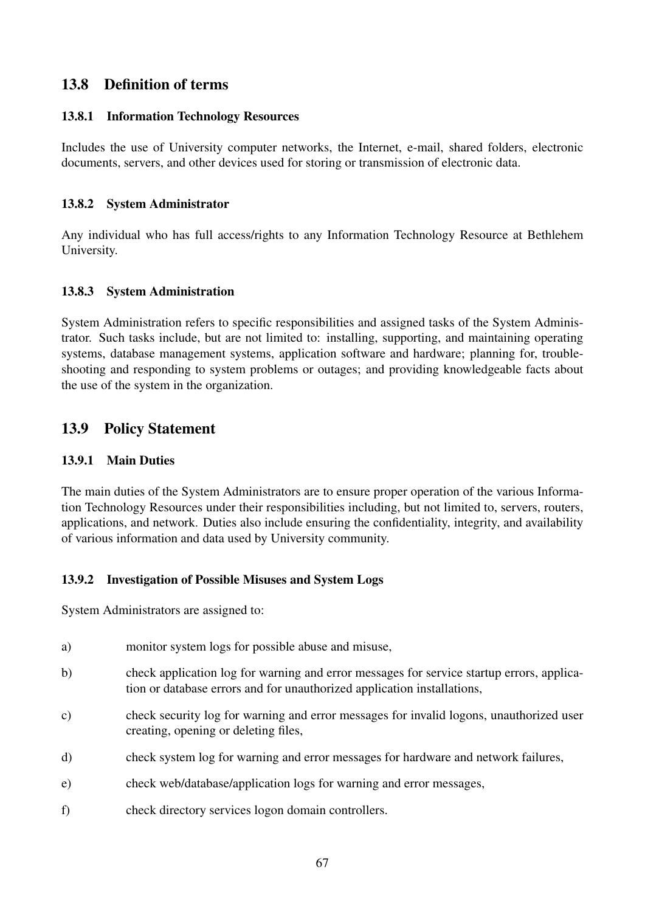## 13.8 Definition of terms

### 13.8.1 Information Technology Resources

Includes the use of University computer networks, the Internet, e-mail, shared folders, electronic documents, servers, and other devices used for storing or transmission of electronic data.

### 13.8.2 System Administrator

Any individual who has full access/rights to any Information Technology Resource at Bethlehem University.

### 13.8.3 System Administration

System Administration refers to specific responsibilities and assigned tasks of the System Administrator. Such tasks include, but are not limited to: installing, supporting, and maintaining operating systems, database management systems, application software and hardware; planning for, troubleshooting and responding to system problems or outages; and providing knowledgeable facts about the use of the system in the organization.

## 13.9 Policy Statement

### 13.9.1 Main Duties

The main duties of the System Administrators are to ensure proper operation of the various Information Technology Resources under their responsibilities including, but not limited to, servers, routers, applications, and network. Duties also include ensuring the confidentiality, integrity, and availability of various information and data used by University community.

### 13.9.2 Investigation of Possible Misuses and System Logs

System Administrators are assigned to:

a) monitor system logs for possible abuse and misuse,

b) check application log for warning and error messages for service startup errors, application or database errors and for unauthorized application installations,

c) check security log for warning and error messages for invalid logons, unauthorized user creating, opening or deleting files,

d) check system log for warning and error messages for hardware and network failures,

e) check web/database/application logs for warning and error messages,

f) check directory services logon domain controllers.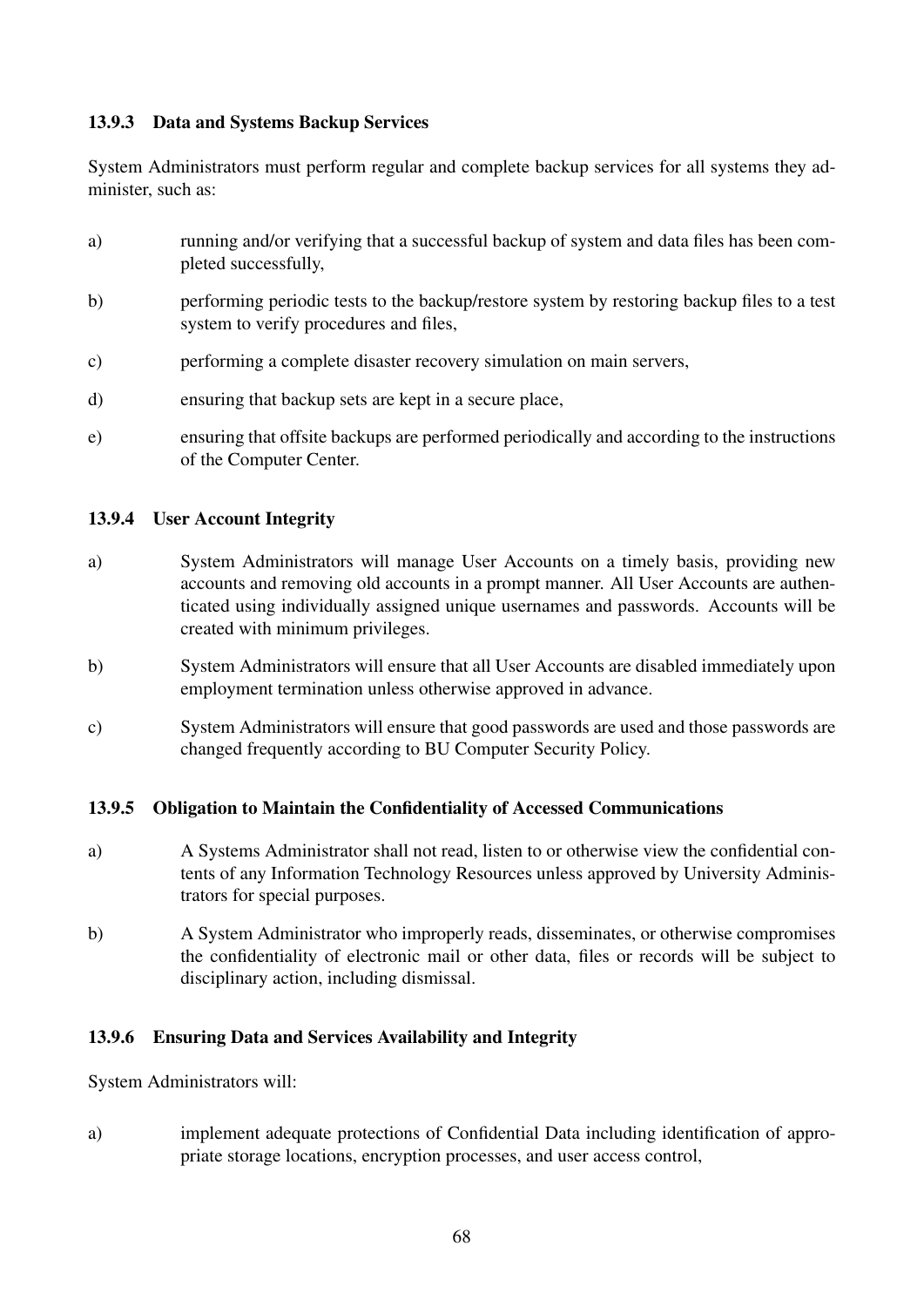#### 13.9.3 Data and Systems Backup Services

System Administrators must perform regular and complete backup services for all systems they administer, such as:

a) running and/or verifying that a successful backup of system and data files has been completed successfully,

b) performing periodic tests to the backup/restore system by restoring backup files to a test system to verify procedures and files,

c) performing a complete disaster recovery simulation on main servers,

d) ensuring that backup sets are kept in a secure place,

e) ensuring that offsite backups are performed periodically and according to the instructions of the Computer Center.

#### 13.9.4 User Account Integrity

a) System Administrators will manage User Accounts on a timely basis, providing new accounts and removing old accounts in a prompt manner. All User Accounts are authenticated using individually assigned unique usernames and passwords. Accounts will be created with minimum privileges.

b) System Administrators will ensure that all User Accounts are disabled immediately upon employment termination unless otherwise approved in advance.

c) System Administrators will ensure that good passwords are used and those passwords are changed frequently according to BU Computer Security Policy.

#### 13.9.5 Obligation to Maintain the Confidentiality of Accessed Communications

a) A Systems Administrator shall not read, listen to or otherwise view the confidential contents of any Information Technology Resources unless approved by University Administrators for special purposes.

b) A System Administrator who improperly reads, disseminates, or otherwise compromises the confidentiality of electronic mail or other data, files or records will be subject to disciplinary action, including dismissal.

#### 13.9.6 Ensuring Data and Services Availability and Integrity

System Administrators will:

a) implement adequate protections of Confidential Data including identification of appropriate storage locations, encryption processes, and user access control,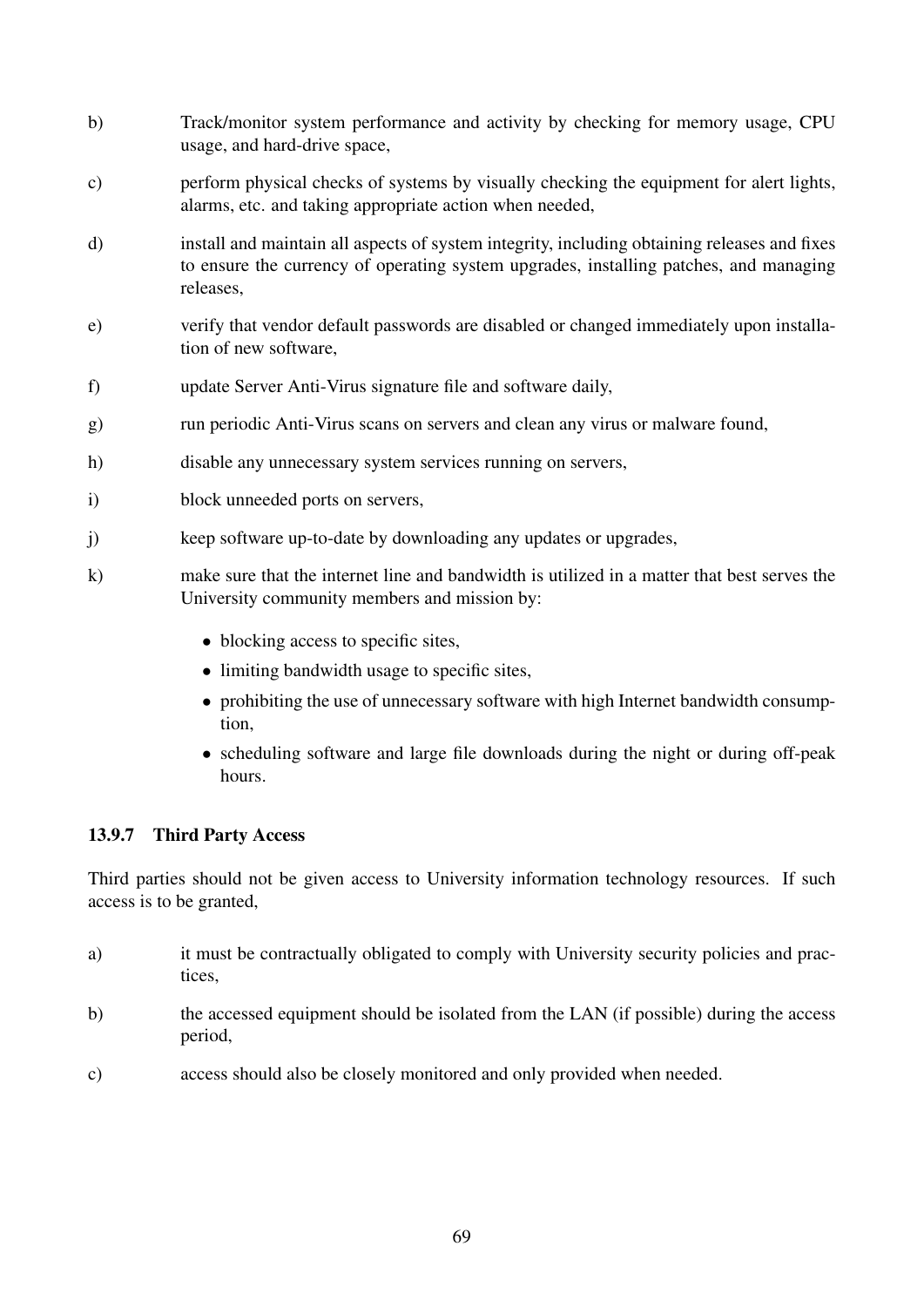b) Track/monitor system performance and activity by checking for memory usage, CPU usage, and hard-drive space,

c) perform physical checks of systems by visually checking the equipment for alert lights, alarms, etc. and taking appropriate action when needed,

d) install and maintain all aspects of system integrity, including obtaining releases and fixes to ensure the currency of operating system upgrades, installing patches, and managing releases,

e) verify that vendor default passwords are disabled or changed immediately upon installation of new software,

f) update Server Anti-Virus signature file and software daily,

g) run periodic Anti-Virus scans on servers and clean any virus or malware found,

h) disable any unnecessary system services running on servers,

i) block unneeded ports on servers,

j) keep software up-to-date by downloading any updates or upgrades,

k) make sure that the internet line and bandwidth is utilized in a matter that best serves the University community members and mission by:

- blocking access to specific sites,
- limiting bandwidth usage to specific sites,
- prohibiting the use of unnecessary software with high Internet bandwidth consumption,
- scheduling software and large file downloads during the night or during off-peak hours.

### 13.9.7 Third Party Access

Third parties should not be given access to University information technology resources. If such access is to be granted,

a) it must be contractually obligated to comply with University security policies and practices,

b) the accessed equipment should be isolated from the LAN (if possible) during the access period,

c) access should also be closely monitored and only provided when needed.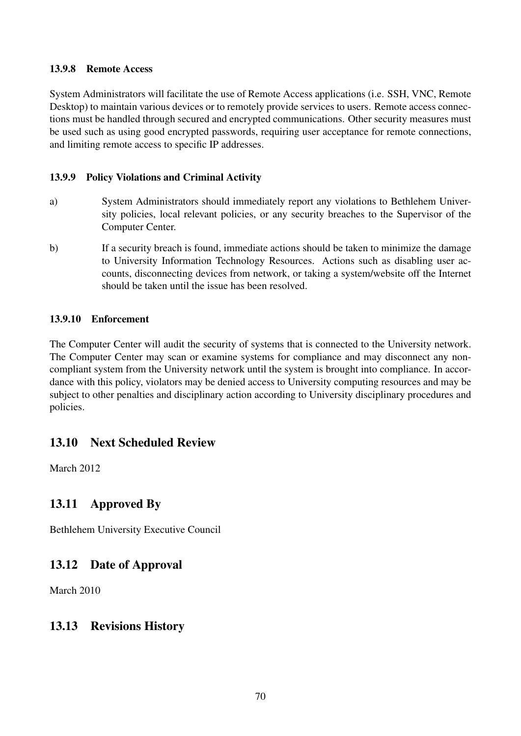#### 13.9.8 Remote Access

System Administrators will facilitate the use of Remote Access applications (i.e. SSH, VNC, Remote Desktop) to maintain various devices or to remotely provide services to users. Remote access connections must be handled through secured and encrypted communications. Other security measures must be used such as using good encrypted passwords, requiring user acceptance for remote connections, and limiting remote access to specific IP addresses.

#### 13.9.9 Policy Violations and Criminal Activity

a) System Administrators should immediately report any violations to Bethlehem University policies, local relevant policies, or any security breaches to the Supervisor of the Computer Center.

b) If a security breach is found, immediate actions should be taken to minimize the damage to University Information Technology Resources. Actions such as disabling user accounts, disconnecting devices from network, or taking a system/website off the Internet should be taken until the issue has been resolved.

#### 13.9.10 Enforcement

The Computer Center will audit the security of systems that is connected to the University network. The Computer Center may scan or examine systems for compliance and may disconnect any non-compliant system from the University network until the system is brought into compliance. In accordance with this policy, violators may be denied access to University computing resources and may be subject to other penalties and disciplinary action according to University disciplinary procedures and policies.

## 13.10 Next Scheduled Review

March 2012

## 13.11 Approved By

Bethlehem University Executive Council

## 13.12 Date of Approval

March 2010

## 13.13 Revisions History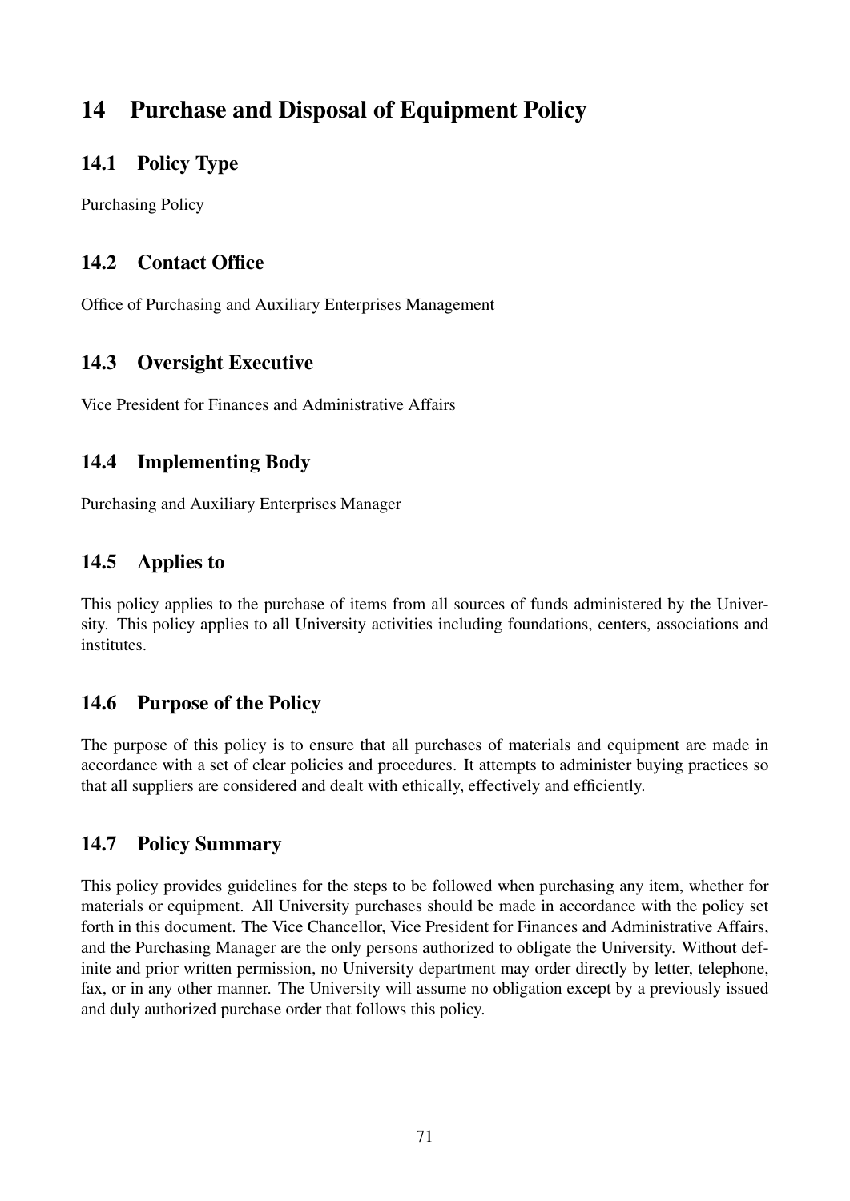# 14 Purchase and Disposal of Equipment Policy

## 14.1 Policy Type

Purchasing Policy

## 14.2 Contact Office

Office of Purchasing and Auxiliary Enterprises Management

## 14.3 Oversight Executive

Vice President for Finances and Administrative Affairs

## 14.4 Implementing Body

Purchasing and Auxiliary Enterprises Manager

## 14.5 Applies to

This policy applies to the purchase of items from all sources of funds administered by the University. This policy applies to all University activities including foundations, centers, associations and institutes.

## 14.6 Purpose of the Policy

The purpose of this policy is to ensure that all purchases of materials and equipment are made in accordance with a set of clear policies and procedures. It attempts to administer buying practices so that all suppliers are considered and dealt with ethically, effectively and efficiently.

## 14.7 Policy Summary

This policy provides guidelines for the steps to be followed when purchasing any item, whether for materials or equipment. All University purchases should be made in accordance with the policy set forth in this document. The Vice Chancellor, Vice President for Finances and Administrative Affairs, and the Purchasing Manager are the only persons authorized to obligate the University. Without definite and prior written permission, no University department may order directly by letter, telephone, fax, or in any other manner. The University will assume no obligation except by a previously issued and duly authorized purchase order that follows this policy.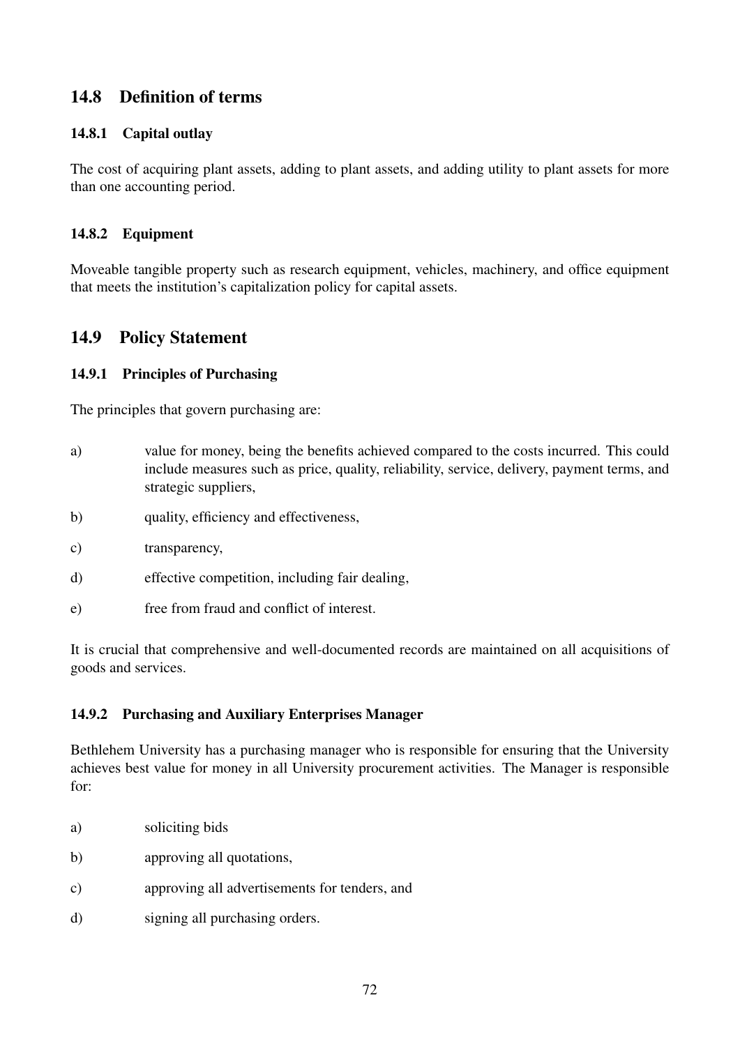## 14.8 Definition of terms

### 14.8.1 Capital outlay

The cost of acquiring plant assets, adding to plant assets, and adding utility to plant assets for more than one accounting period.

### 14.8.2 Equipment

Moveable tangible property such as research equipment, vehicles, machinery, and office equipment that meets the institution's capitalization policy for capital assets.

## 14.9 Policy Statement

### 14.9.1 Principles of Purchasing

The principles that govern purchasing are:

a) value for money, being the benefits achieved compared to the costs incurred. This could include measures such as price, quality, reliability, service, delivery, payment terms, and strategic suppliers,

b) quality, efficiency and effectiveness,

c) transparency,

d) effective competition, including fair dealing,

e) free from fraud and conflict of interest.

It is crucial that comprehensive and well-documented records are maintained on all acquisitions of goods and services.

### 14.9.2 Purchasing and Auxiliary Enterprises Manager

Bethlehem University has a purchasing manager who is responsible for ensuring that the University achieves best value for money in all University procurement activities. The Manager is responsible for:

a) soliciting bids

b) approving all quotations,

c) approving all advertisements for tenders, and

d) signing all purchasing orders.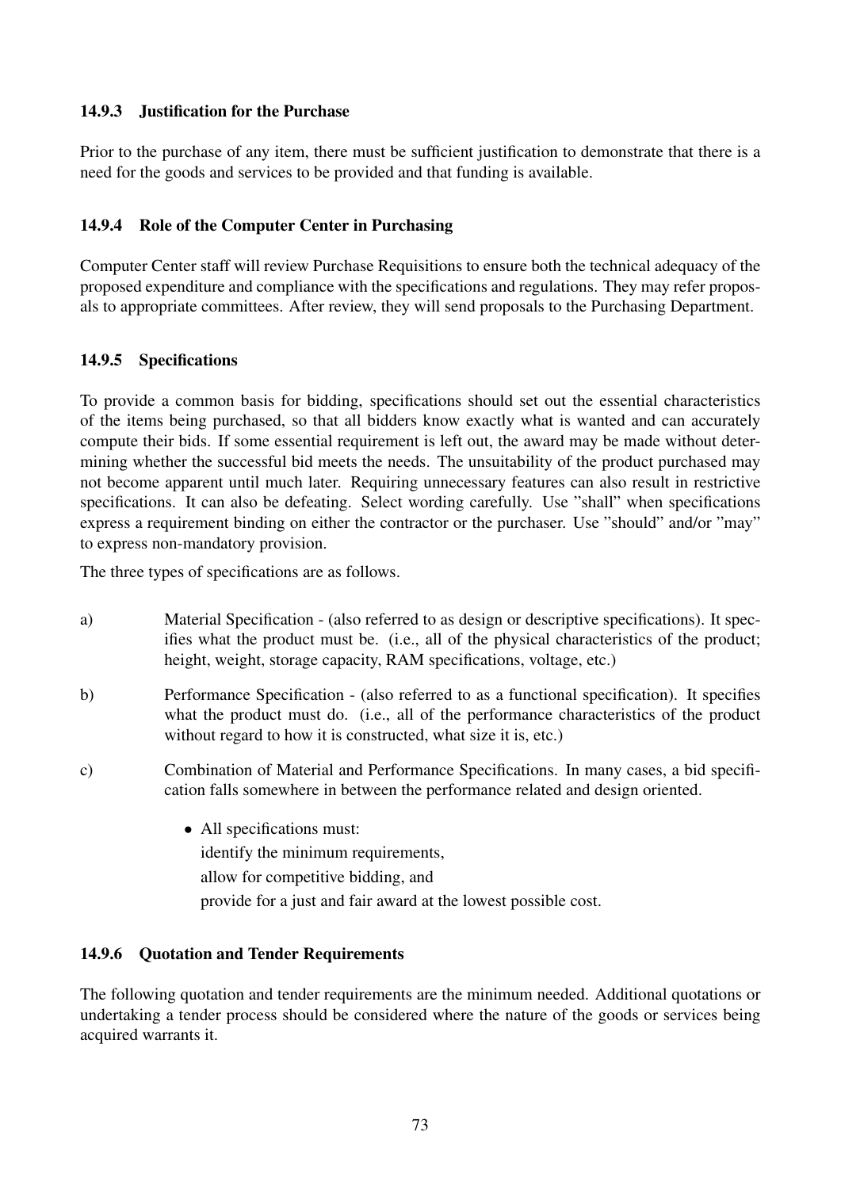### 14.9.3 Justification for the Purchase

Prior to the purchase of any item, there must be sufficient justification to demonstrate that there is a need for the goods and services to be provided and that funding is available.

### 14.9.4 Role of the Computer Center in Purchasing

Computer Center staff will review Purchase Requisitions to ensure both the technical adequacy of the proposed expenditure and compliance with the specifications and regulations. They may refer proposals to appropriate committees. After review, they will send proposals to the Purchasing Department.

### 14.9.5 Specifications

To provide a common basis for bidding, specifications should set out the essential characteristics of the items being purchased, so that all bidders know exactly what is wanted and can accurately compute their bids. If some essential requirement is left out, the award may be made without determining whether the successful bid meets the needs. The unsuitability of the product purchased may not become apparent until much later. Requiring unnecessary features can also result in restrictive specifications. It can also be defeating. Select wording carefully. Use "shall" when specifications express a requirement binding on either the contractor or the purchaser. Use "should" and/or "may" to express non-mandatory provision.

The three types of specifications are as follows.

a) Material Specification - (also referred to as design or descriptive specifications). It specifies what the product must be. (i.e., all of the physical characteristics of the product; height, weight, storage capacity, RAM specifications, voltage, etc.)

b) Performance Specification - (also referred to as a functional specification). It specifies what the product must do. (i.e., all of the performance characteristics of the product without regard to how it is constructed, what size it is, etc.)

c) Combination of Material and Performance Specifications. In many cases, a bid specification falls somewhere in between the performance related and design oriented.

- All specifications must:
  identify the minimum requirements,
  allow for competitive bidding, and
  provide for a just and fair award at the lowest possible cost.

### 14.9.6 Quotation and Tender Requirements

The following quotation and tender requirements are the minimum needed. Additional quotations or undertaking a tender process should be considered where the nature of the goods or services being acquired warrants it.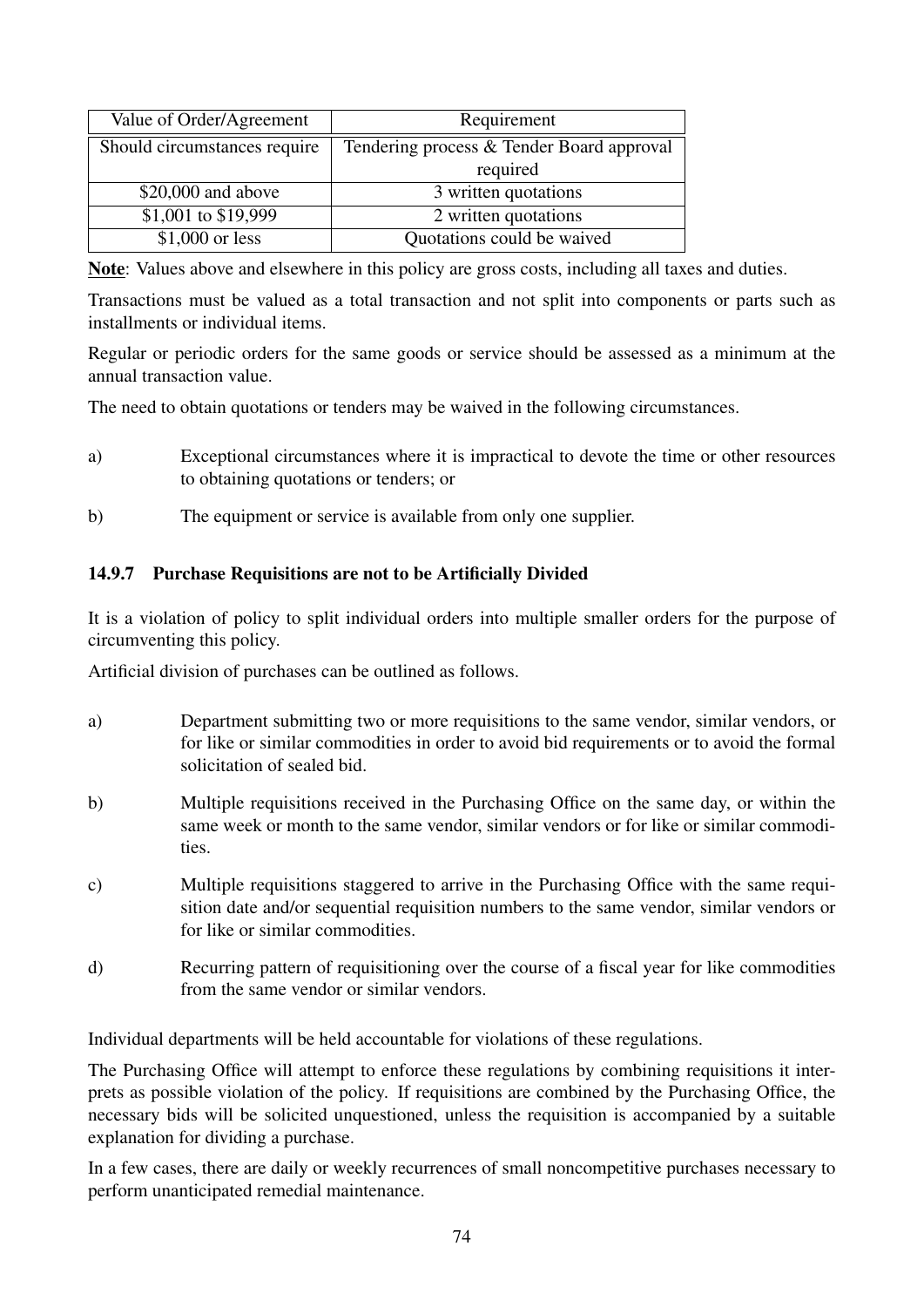| Value of Order/Agreement | Requirement |
|---|---|
| Should circumstances require | Tendering process & Tender Board approval required |
| $20,000 and above | 3 written quotations |
| $1,001 to $19,999 | 2 written quotations |
| $1,000 or less | Quotations could be waived |

**Note**: Values above and elsewhere in this policy are gross costs, including all taxes and duties.

Transactions must be valued as a total transaction and not split into components or parts such as installments or individual items.

Regular or periodic orders for the same goods or service should be assessed as a minimum at the annual transaction value.

The need to obtain quotations or tenders may be waived in the following circumstances.

a) Exceptional circumstances where it is impractical to devote the time or other resources to obtaining quotations or tenders; or

b) The equipment or service is available from only one supplier.

### 14.9.7 Purchase Requisitions are not to be Artificially Divided

It is a violation of policy to split individual orders into multiple smaller orders for the purpose of circumventing this policy.

Artificial division of purchases can be outlined as follows.

a) Department submitting two or more requisitions to the same vendor, similar vendors, or for like or similar commodities in order to avoid bid requirements or to avoid the formal solicitation of sealed bid.

b) Multiple requisitions received in the Purchasing Office on the same day, or within the same week or month to the same vendor, similar vendors or for like or similar commodities.

c) Multiple requisitions staggered to arrive in the Purchasing Office with the same requisition date and/or sequential requisition numbers to the same vendor, similar vendors or for like or similar commodities.

d) Recurring pattern of requisitioning over the course of a fiscal year for like commodities from the same vendor or similar vendors.

Individual departments will be held accountable for violations of these regulations.

The Purchasing Office will attempt to enforce these regulations by combining requisitions it interprets as possible violation of the policy. If requisitions are combined by the Purchasing Office, the necessary bids will be solicited unquestioned, unless the requisition is accompanied by a suitable explanation for dividing a purchase.

In a few cases, there are daily or weekly recurrences of small noncompetitive purchases necessary to perform unanticipated remedial maintenance.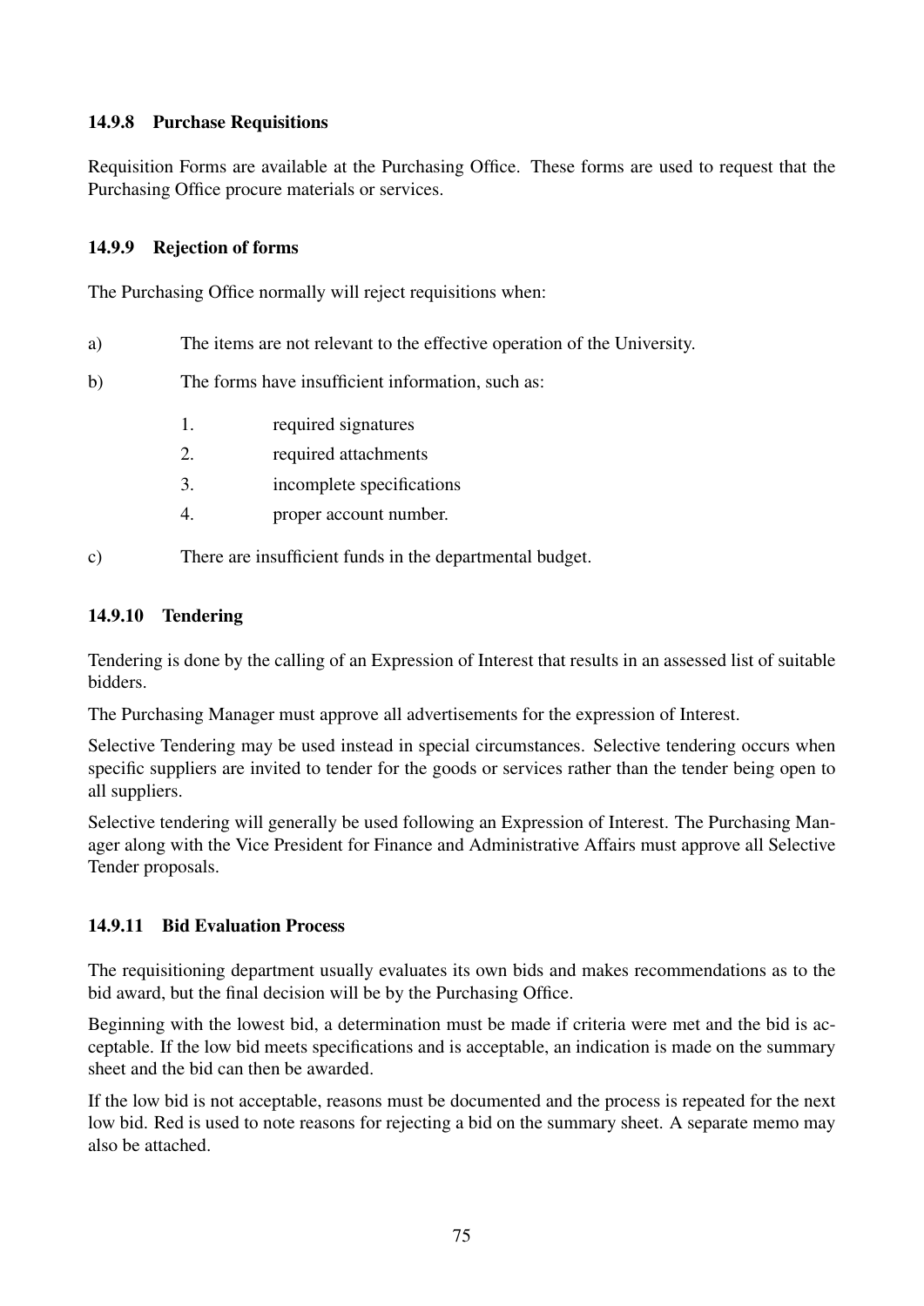#### 14.9.8 Purchase Requisitions

Requisition Forms are available at the Purchasing Office. These forms are used to request that the Purchasing Office procure materials or services.

#### 14.9.9 Rejection of forms

The Purchasing Office normally will reject requisitions when:

a) The items are not relevant to the effective operation of the University.

b) The forms have insufficient information, such as:

   1. required signatures
   2. required attachments
   3. incomplete specifications
   4. proper account number.

c) There are insufficient funds in the departmental budget.

#### 14.9.10 Tendering

Tendering is done by the calling of an Expression of Interest that results in an assessed list of suitable bidders.

The Purchasing Manager must approve all advertisements for the expression of Interest.

Selective Tendering may be used instead in special circumstances. Selective tendering occurs when specific suppliers are invited to tender for the goods or services rather than the tender being open to all suppliers.

Selective tendering will generally be used following an Expression of Interest. The Purchasing Manager along with the Vice President for Finance and Administrative Affairs must approve all Selective Tender proposals.

#### 14.9.11 Bid Evaluation Process

The requisitioning department usually evaluates its own bids and makes recommendations as to the bid award, but the final decision will be by the Purchasing Office.

Beginning with the lowest bid, a determination must be made if criteria were met and the bid is acceptable. If the low bid meets specifications and is acceptable, an indication is made on the summary sheet and the bid can then be awarded.

If the low bid is not acceptable, reasons must be documented and the process is repeated for the next low bid. Red is used to note reasons for rejecting a bid on the summary sheet. A separate memo may also be attached.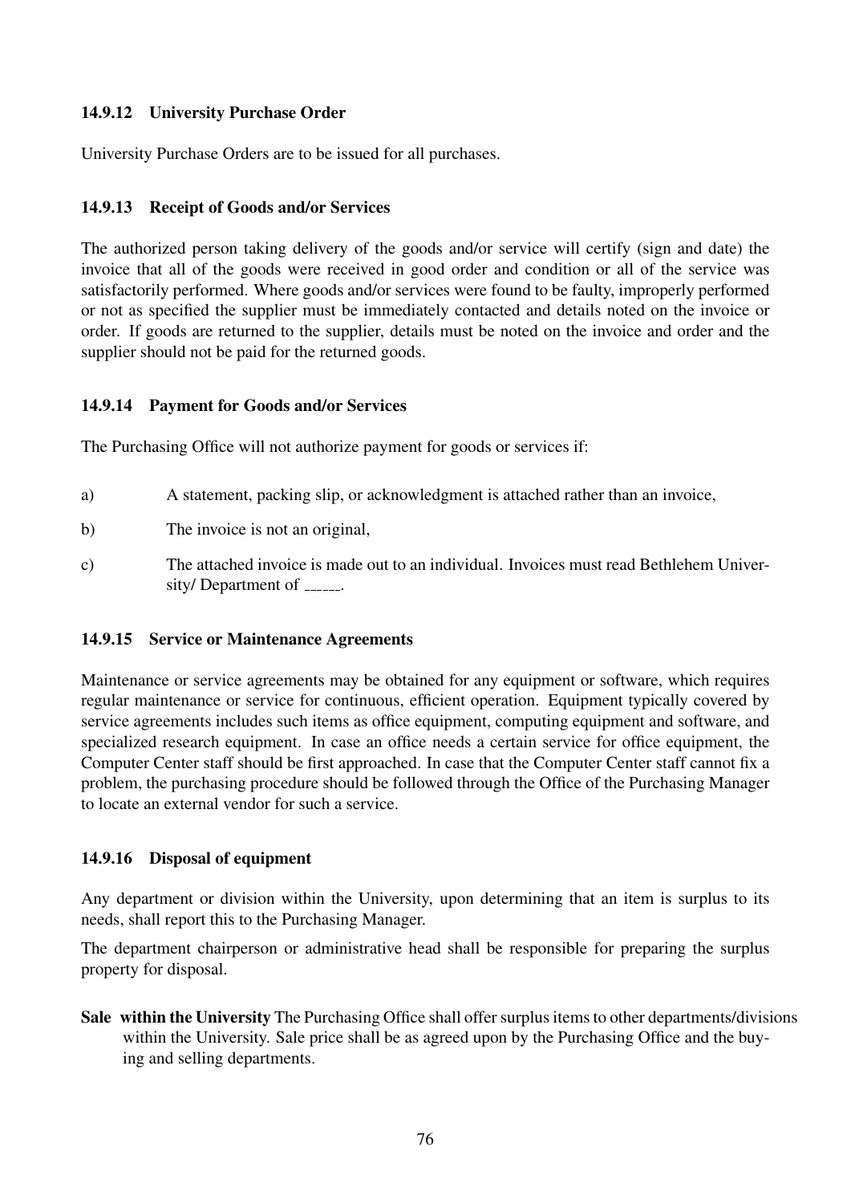### 14.9.12 University Purchase Order

University Purchase Orders are to be issued for all purchases.

### 14.9.13 Receipt of Goods and/or Services

The authorized person taking delivery of the goods and/or service will certify (sign and date) the invoice that all of the goods were received in good order and condition or all of the service was satisfactorily performed. Where goods and/or services were found to be faulty, improperly performed or not as specified the supplier must be immediately contacted and details noted on the invoice or order. If goods are returned to the supplier, details must be noted on the invoice and order and the supplier should not be paid for the returned goods.

### 14.9.14 Payment for Goods and/or Services

The Purchasing Office will not authorize payment for goods or services if:

a) A statement, packing slip, or acknowledgment is attached rather than an invoice,

b) The invoice is not an original,

c) The attached invoice is made out to an individual. Invoices must read Bethlehem University/ Department of ______.

### 14.9.15 Service or Maintenance Agreements

Maintenance or service agreements may be obtained for any equipment or software, which requires regular maintenance or service for continuous, efficient operation. Equipment typically covered by service agreements includes such items as office equipment, computing equipment and software, and specialized research equipment. In case an office needs a certain service for office equipment, the Computer Center staff should be first approached. In case that the Computer Center staff cannot fix a problem, the purchasing procedure should be followed through the Office of the Purchasing Manager to locate an external vendor for such a service.

### 14.9.16 Disposal of equipment

Any department or division within the University, upon determining that an item is surplus to its needs, shall report this to the Purchasing Manager.

The department chairperson or administrative head shall be responsible for preparing the surplus property for disposal.

**Sale within the University** The Purchasing Office shall offer surplus items to other departments/divisions within the University. Sale price shall be as agreed upon by the Purchasing Office and the buying and selling departments.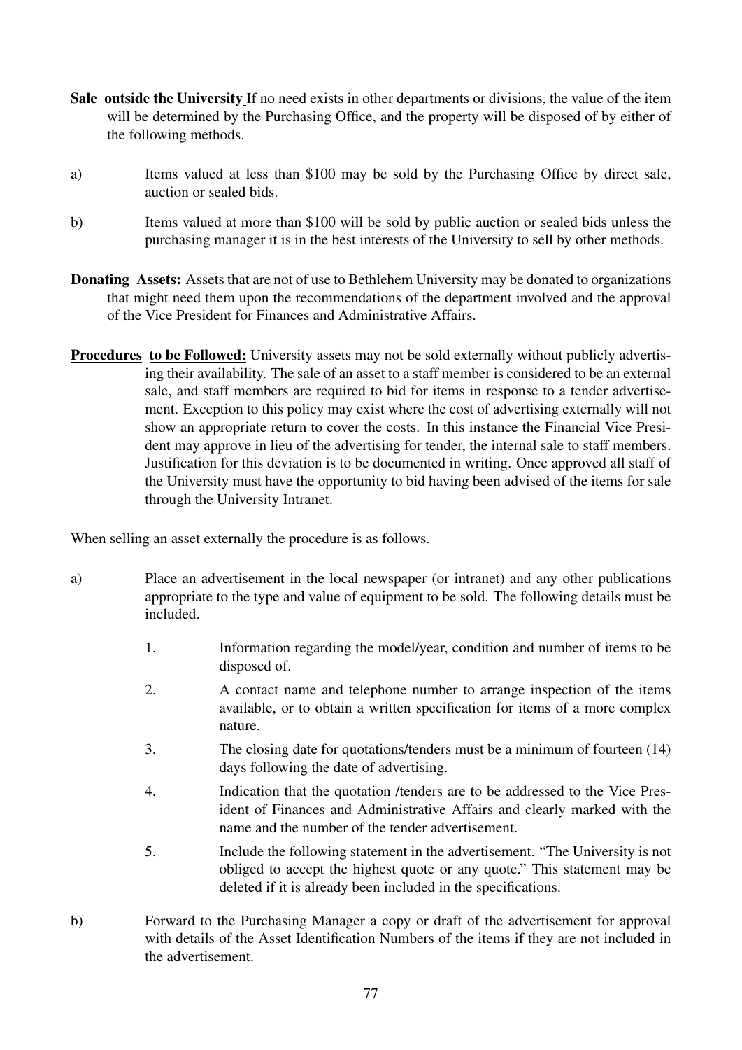**Sale outside the University** If no need exists in other departments or divisions, the value of the item will be determined by the Purchasing Office, and the property will be disposed of by either of the following methods.

a) Items valued at less than \$100 may be sold by the Purchasing Office by direct sale, auction or sealed bids.

b) Items valued at more than \$100 will be sold by public auction or sealed bids unless the purchasing manager it is in the best interests of the University to sell by other methods.

**Donating Assets:** Assets that are not of use to Bethlehem University may be donated to organizations that might need them upon the recommendations of the department involved and the approval of the Vice President for Finances and Administrative Affairs.

**Procedures to be Followed:** University assets may not be sold externally without publicly advertising their availability. The sale of an asset to a staff member is considered to be an external sale, and staff members are required to bid for items in response to a tender advertisement. Exception to this policy may exist where the cost of advertising externally will not show an appropriate return to cover the costs. In this instance the Financial Vice President may approve in lieu of the advertising for tender, the internal sale to staff members. Justification for this deviation is to be documented in writing. Once approved all staff of the University must have the opportunity to bid having been advised of the items for sale through the University Intranet.

When selling an asset externally the procedure is as follows.

a) Place an advertisement in the local newspaper (or intranet) and any other publications appropriate to the type and value of equipment to be sold. The following details must be included.

   1. Information regarding the model/year, condition and number of items to be disposed of.
   2. A contact name and telephone number to arrange inspection of the items available, or to obtain a written specification for items of a more complex nature.
   3. The closing date for quotations/tenders must be a minimum of fourteen (14) days following the date of advertising.
   4. Indication that the quotation /tenders are to be addressed to the Vice President of Finances and Administrative Affairs and clearly marked with the name and the number of the tender advertisement.
   5. Include the following statement in the advertisement. "The University is not obliged to accept the highest quote or any quote." This statement may be deleted if it is already been included in the specifications.

b) Forward to the Purchasing Manager a copy or draft of the advertisement for approval with details of the Asset Identification Numbers of the items if they are not included in the advertisement.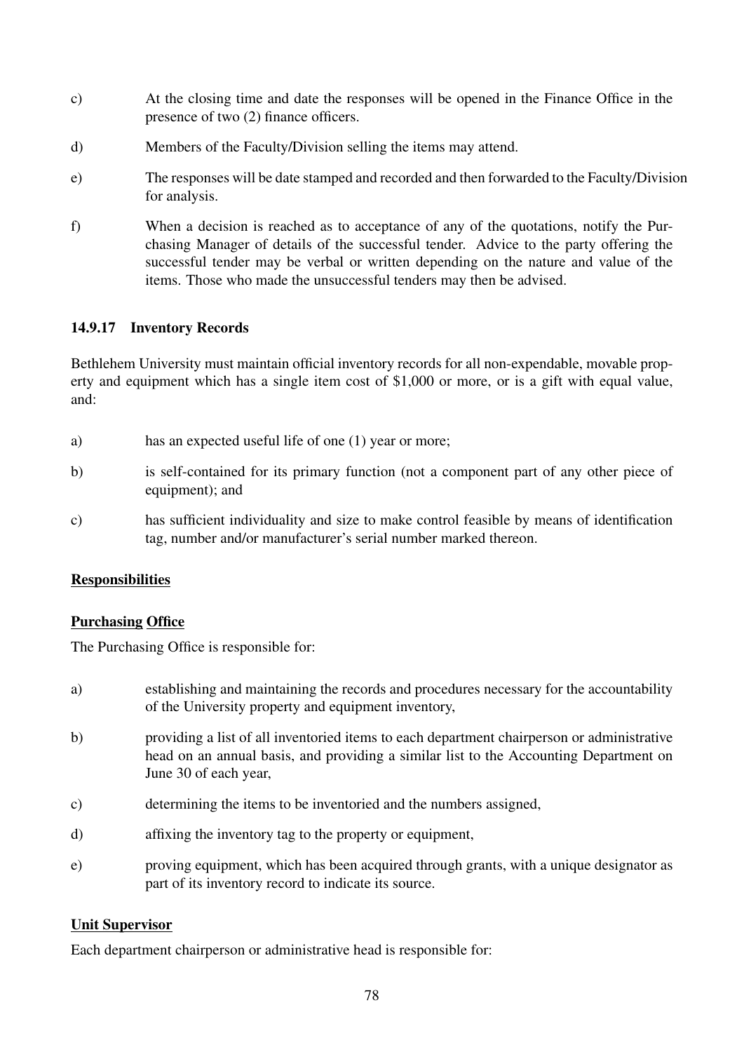c) At the closing time and date the responses will be opened in the Finance Office in the presence of two (2) finance officers.

d) Members of the Faculty/Division selling the items may attend.

e) The responses will be date stamped and recorded and then forwarded to the Faculty/Division for analysis.

f) When a decision is reached as to acceptance of any of the quotations, notify the Purchasing Manager of details of the successful tender. Advice to the party offering the successful tender may be verbal or written depending on the nature and value of the items. Those who made the unsuccessful tenders may then be advised.

### 14.9.17 Inventory Records

Bethlehem University must maintain official inventory records for all non-expendable, movable property and equipment which has a single item cost of $1,000 or more, or is a gift with equal value, and:

a) has an expected useful life of one (1) year or more;

b) is self-contained for its primary function (not a component part of any other piece of equipment); and

c) has sufficient individuality and size to make control feasible by means of identification tag, number and/or manufacturer's serial number marked thereon.

**Responsibilities**

**Purchasing Office**

The Purchasing Office is responsible for:

a) establishing and maintaining the records and procedures necessary for the accountability of the University property and equipment inventory,

b) providing a list of all inventoried items to each department chairperson or administrative head on an annual basis, and providing a similar list to the Accounting Department on June 30 of each year,

c) determining the items to be inventoried and the numbers assigned,

d) affixing the inventory tag to the property or equipment,

e) proving equipment, which has been acquired through grants, with a unique designator as part of its inventory record to indicate its source.

**Unit Supervisor**

Each department chairperson or administrative head is responsible for: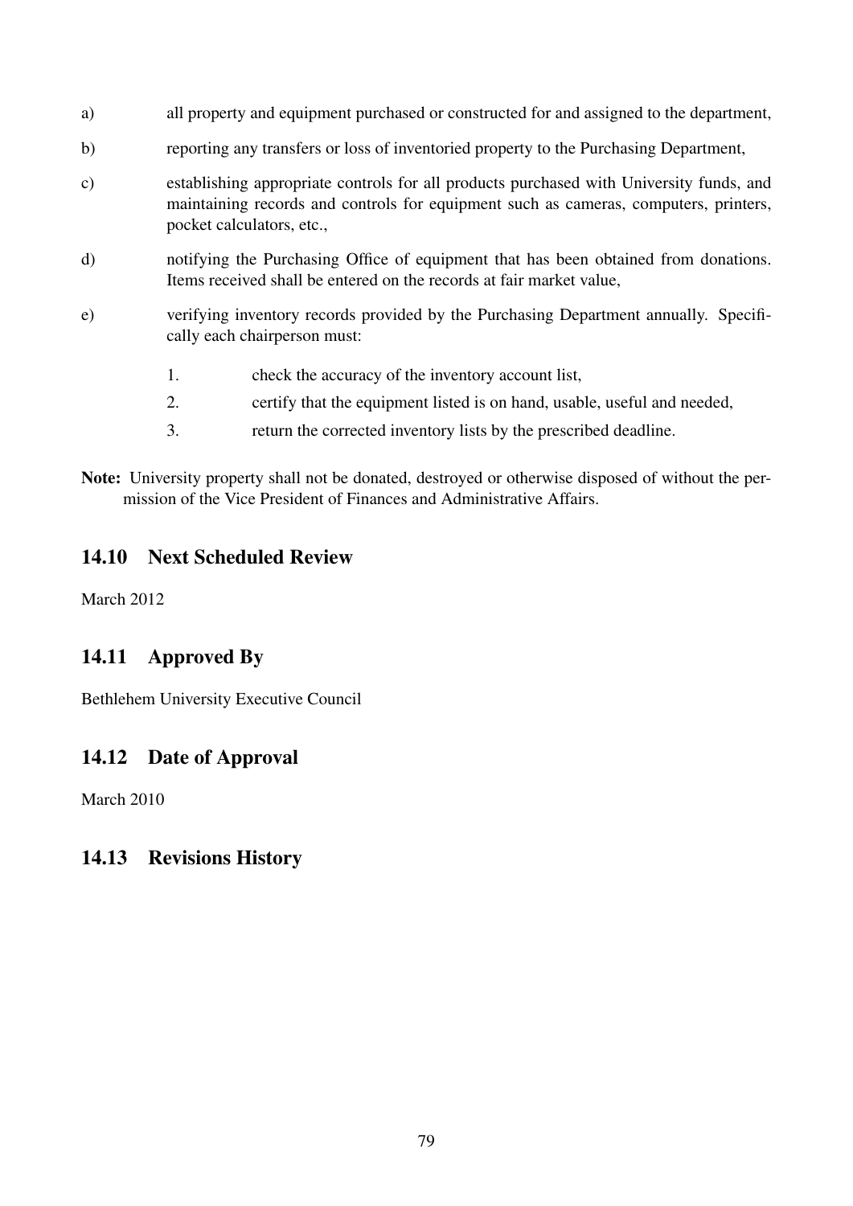a) all property and equipment purchased or constructed for and assigned to the department,

b) reporting any transfers or loss of inventoried property to the Purchasing Department,

c) establishing appropriate controls for all products purchased with University funds, and maintaining records and controls for equipment such as cameras, computers, printers, pocket calculators, etc.,

d) notifying the Purchasing Office of equipment that has been obtained from donations. Items received shall be entered on the records at fair market value,

e) verifying inventory records provided by the Purchasing Department annually. Specifically each chairperson must:

   1. check the accuracy of the inventory account list,
   2. certify that the equipment listed is on hand, usable, useful and needed,
   3. return the corrected inventory lists by the prescribed deadline.

**Note:** University property shall not be donated, destroyed or otherwise disposed of without the permission of the Vice President of Finances and Administrative Affairs.

## 14.10 Next Scheduled Review

March 2012

## 14.11 Approved By

Bethlehem University Executive Council

## 14.12 Date of Approval

March 2010

## 14.13 Revisions History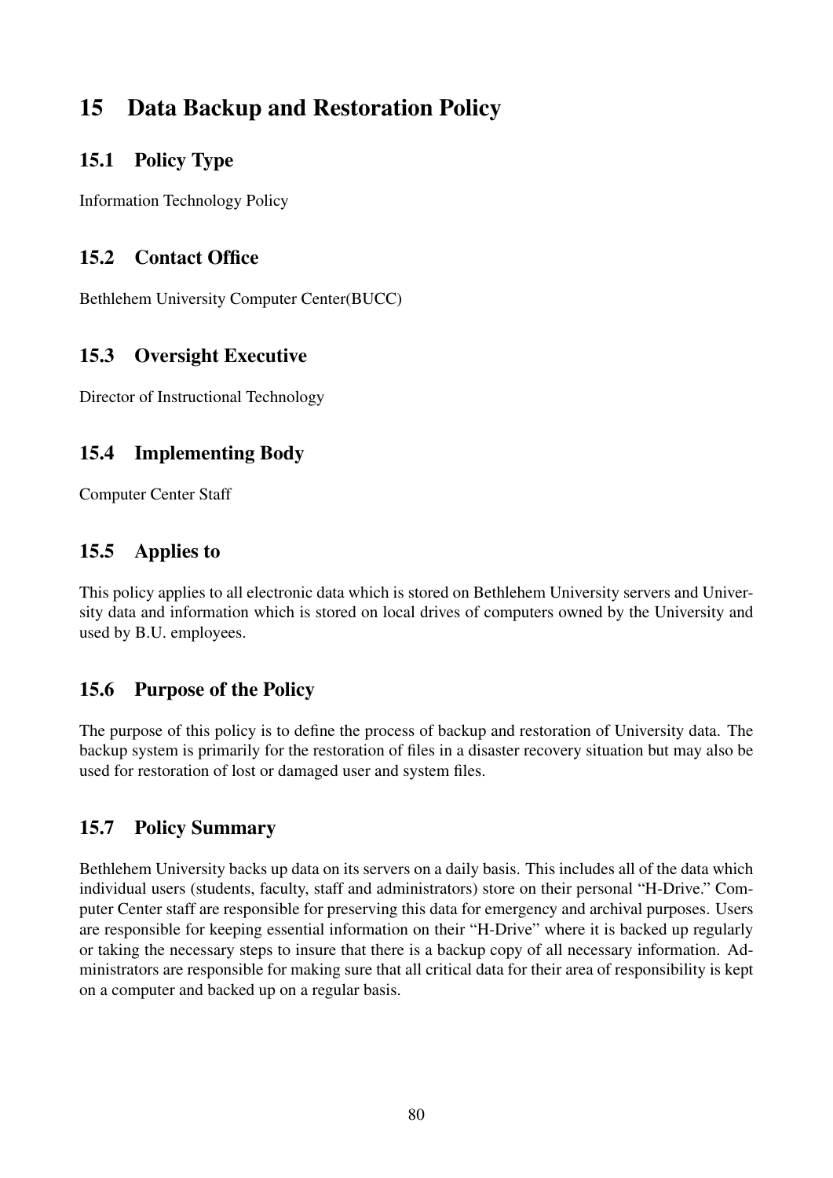# 15 Data Backup and Restoration Policy

## 15.1 Policy Type

Information Technology Policy

## 15.2 Contact Office

Bethlehem University Computer Center(BUCC)

## 15.3 Oversight Executive

Director of Instructional Technology

## 15.4 Implementing Body

Computer Center Staff

## 15.5 Applies to

This policy applies to all electronic data which is stored on Bethlehem University servers and University data and information which is stored on local drives of computers owned by the University and used by B.U. employees.

## 15.6 Purpose of the Policy

The purpose of this policy is to define the process of backup and restoration of University data. The backup system is primarily for the restoration of files in a disaster recovery situation but may also be used for restoration of lost or damaged user and system files.

## 15.7 Policy Summary

Bethlehem University backs up data on its servers on a daily basis. This includes all of the data which individual users (students, faculty, staff and administrators) store on their personal "H-Drive." Computer Center staff are responsible for preserving this data for emergency and archival purposes. Users are responsible for keeping essential information on their "H-Drive" where it is backed up regularly or taking the necessary steps to insure that there is a backup copy of all necessary information. Administrators are responsible for making sure that all critical data for their area of responsibility is kept on a computer and backed up on a regular basis.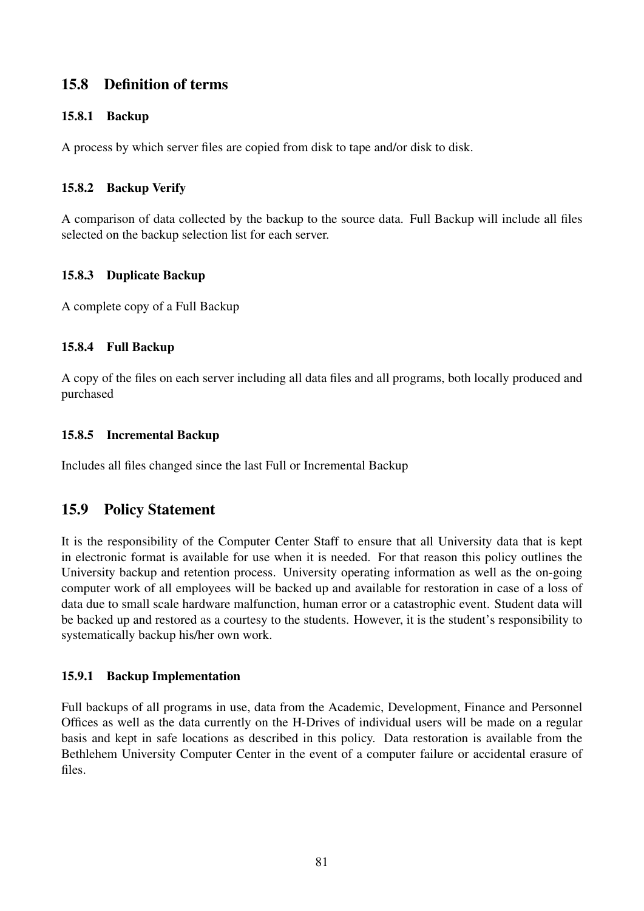## 15.8 Definition of terms

### 15.8.1 Backup

A process by which server files are copied from disk to tape and/or disk to disk.

### 15.8.2 Backup Verify

A comparison of data collected by the backup to the source data. Full Backup will include all files selected on the backup selection list for each server.

### 15.8.3 Duplicate Backup

A complete copy of a Full Backup

### 15.8.4 Full Backup

A copy of the files on each server including all data files and all programs, both locally produced and purchased

### 15.8.5 Incremental Backup

Includes all files changed since the last Full or Incremental Backup

## 15.9 Policy Statement

It is the responsibility of the Computer Center Staff to ensure that all University data that is kept in electronic format is available for use when it is needed. For that reason this policy outlines the University backup and retention process. University operating information as well as the on-going computer work of all employees will be backed up and available for restoration in case of a loss of data due to small scale hardware malfunction, human error or a catastrophic event. Student data will be backed up and restored as a courtesy to the students. However, it is the student's responsibility to systematically backup his/her own work.

### 15.9.1 Backup Implementation

Full backups of all programs in use, data from the Academic, Development, Finance and Personnel Offices as well as the data currently on the H-Drives of individual users will be made on a regular basis and kept in safe locations as described in this policy. Data restoration is available from the Bethlehem University Computer Center in the event of a computer failure or accidental erasure of files.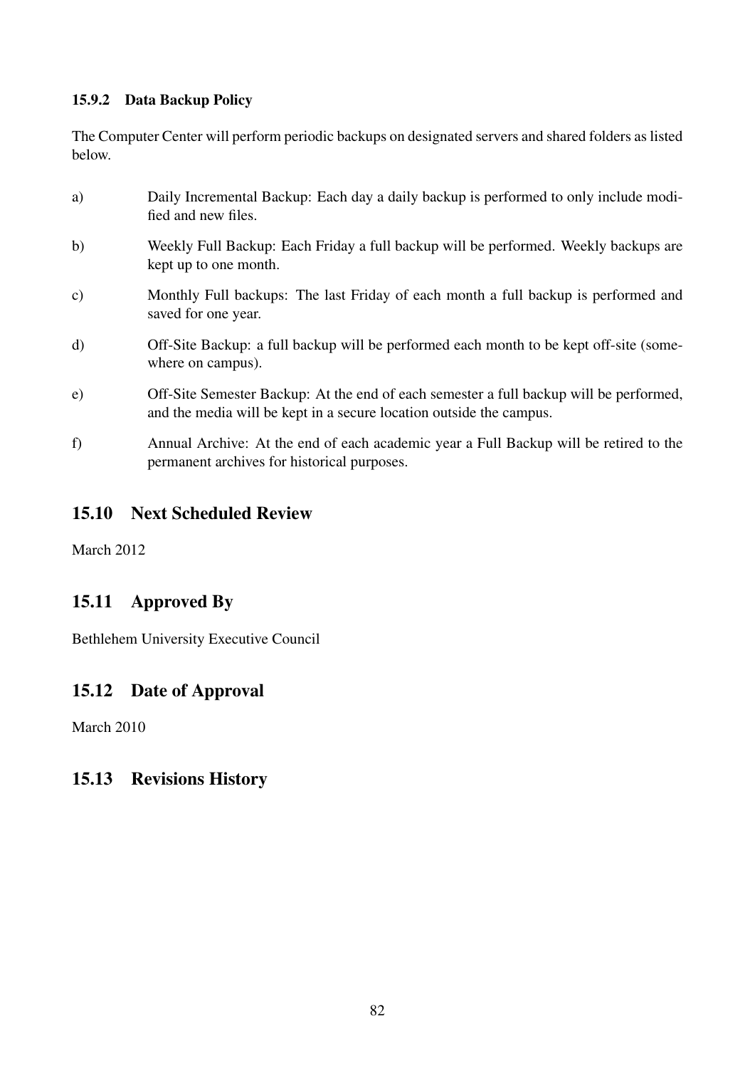#### 15.9.2 Data Backup Policy

The Computer Center will perform periodic backups on designated servers and shared folders as listed below.

a) Daily Incremental Backup: Each day a daily backup is performed to only include modified and new files.

b) Weekly Full Backup: Each Friday a full backup will be performed. Weekly backups are kept up to one month.

c) Monthly Full backups: The last Friday of each month a full backup is performed and saved for one year.

d) Off-Site Backup: a full backup will be performed each month to be kept off-site (somewhere on campus).

e) Off-Site Semester Backup: At the end of each semester a full backup will be performed, and the media will be kept in a secure location outside the campus.

f) Annual Archive: At the end of each academic year a Full Backup will be retired to the permanent archives for historical purposes.

## 15.10 Next Scheduled Review

March 2012

## 15.11 Approved By

Bethlehem University Executive Council

## 15.12 Date of Approval

March 2010

## 15.13 Revisions History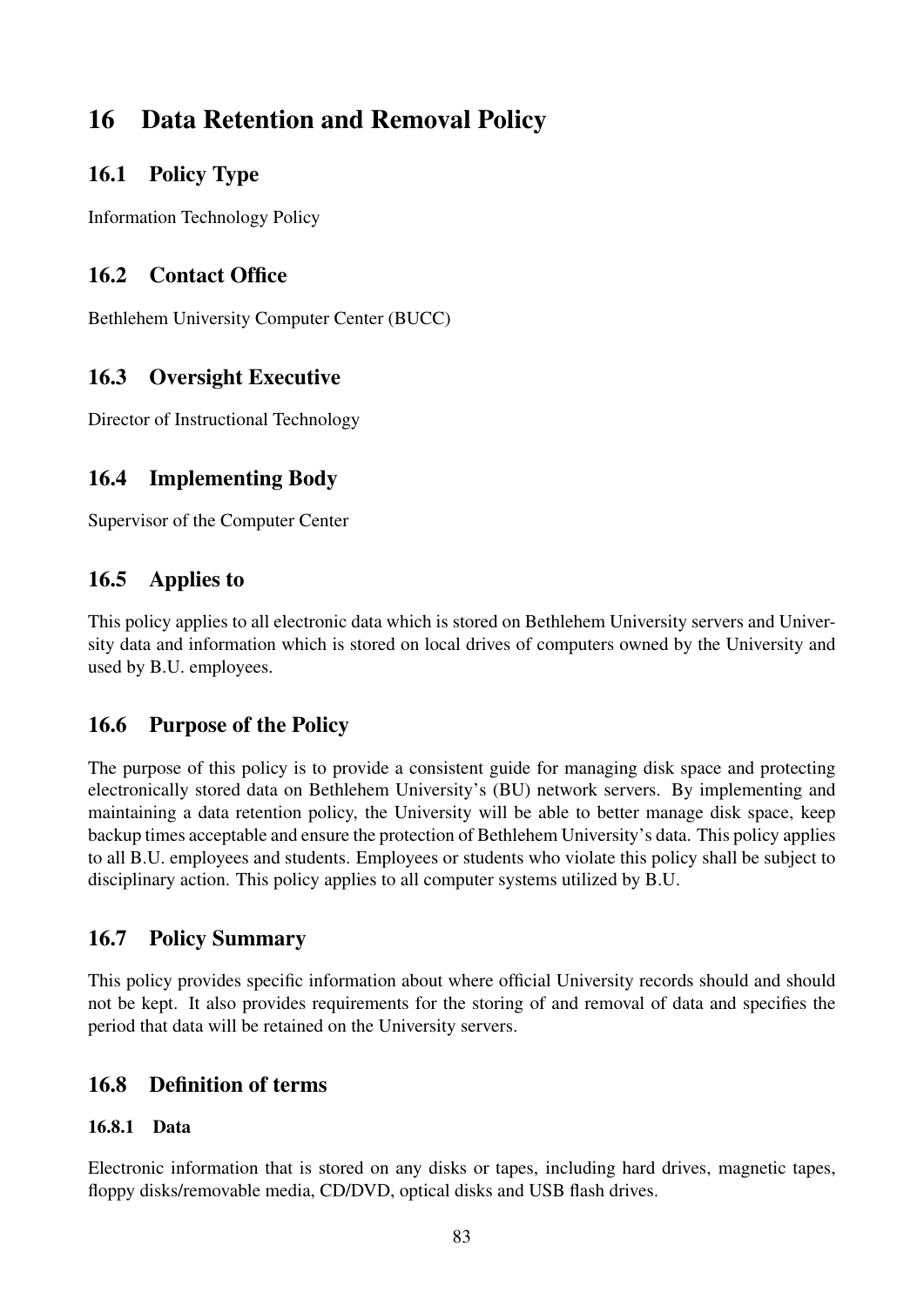# 16 Data Retention and Removal Policy

## 16.1 Policy Type

Information Technology Policy

## 16.2 Contact Office

Bethlehem University Computer Center (BUCC)

## 16.3 Oversight Executive

Director of Instructional Technology

## 16.4 Implementing Body

Supervisor of the Computer Center

## 16.5 Applies to

This policy applies to all electronic data which is stored on Bethlehem University servers and University data and information which is stored on local drives of computers owned by the University and used by B.U. employees.

## 16.6 Purpose of the Policy

The purpose of this policy is to provide a consistent guide for managing disk space and protecting electronically stored data on Bethlehem University's (BU) network servers. By implementing and maintaining a data retention policy, the University will be able to better manage disk space, keep backup times acceptable and ensure the protection of Bethlehem University's data. This policy applies to all B.U. employees and students. Employees or students who violate this policy shall be subject to disciplinary action. This policy applies to all computer systems utilized by B.U.

## 16.7 Policy Summary

This policy provides specific information about where official University records should and should not be kept. It also provides requirements for the storing of and removal of data and specifies the period that data will be retained on the University servers.

## 16.8 Definition of terms

### 16.8.1 Data

Electronic information that is stored on any disks or tapes, including hard drives, magnetic tapes, floppy disks/removable media, CD/DVD, optical disks and USB flash drives.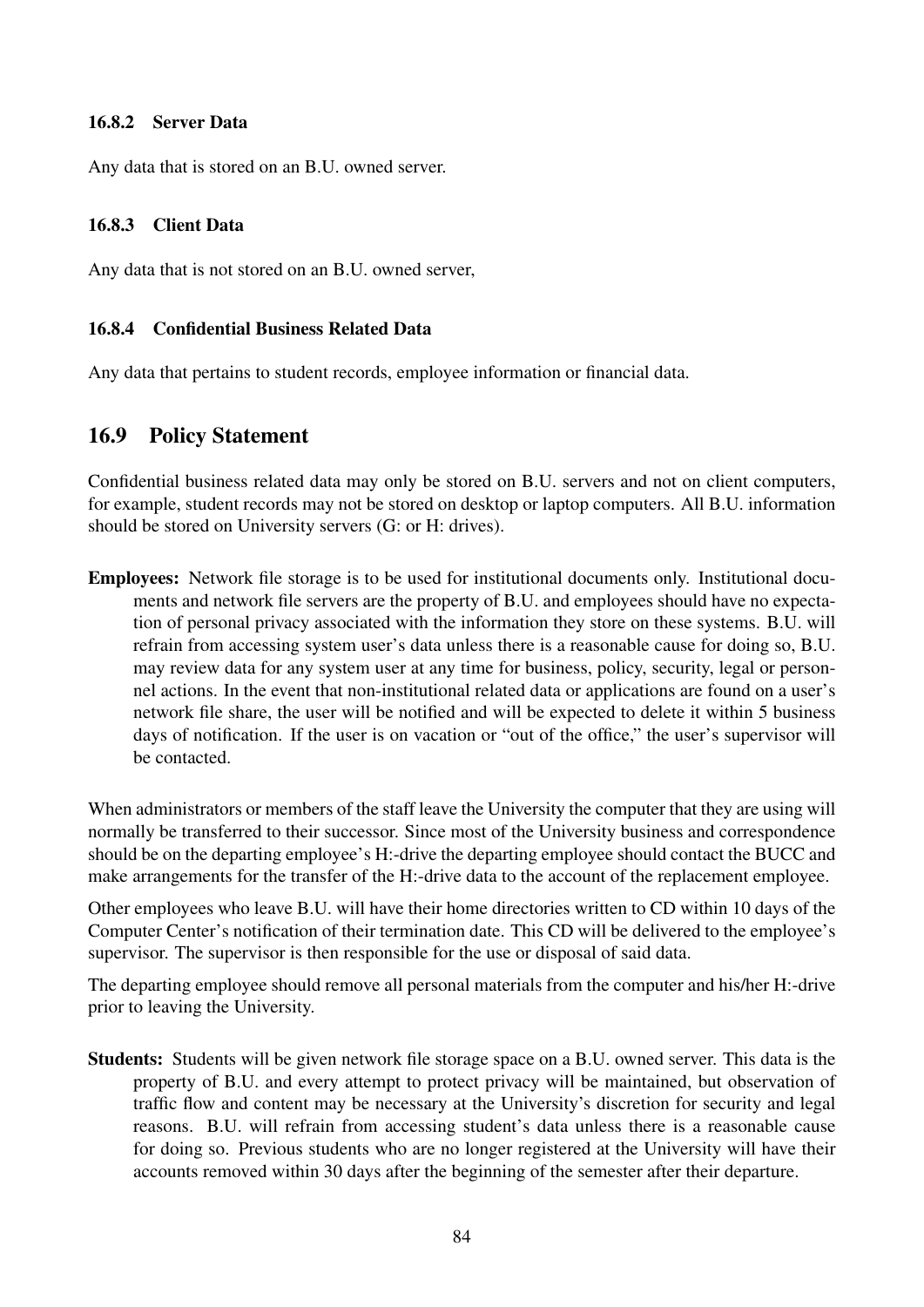#### 16.8.2 Server Data

Any data that is stored on an B.U. owned server.

#### 16.8.3 Client Data

Any data that is not stored on an B.U. owned server,

#### 16.8.4 Confidential Business Related Data

Any data that pertains to student records, employee information or financial data.

### 16.9 Policy Statement

Confidential business related data may only be stored on B.U. servers and not on client computers, for example, student records may not be stored on desktop or laptop computers. All B.U. information should be stored on University servers (G: or H: drives).

**Employees:** Network file storage is to be used for institutional documents only. Institutional documents and network file servers are the property of B.U. and employees should have no expectation of personal privacy associated with the information they store on these systems. B.U. will refrain from accessing system user's data unless there is a reasonable cause for doing so, B.U. may review data for any system user at any time for business, policy, security, legal or personnel actions. In the event that non-institutional related data or applications are found on a user's network file share, the user will be notified and will be expected to delete it within 5 business days of notification. If the user is on vacation or "out of the office," the user's supervisor will be contacted.

When administrators or members of the staff leave the University the computer that they are using will normally be transferred to their successor. Since most of the University business and correspondence should be on the departing employee's H:-drive the departing employee should contact the BUCC and make arrangements for the transfer of the H:-drive data to the account of the replacement employee.

Other employees who leave B.U. will have their home directories written to CD within 10 days of the Computer Center's notification of their termination date. This CD will be delivered to the employee's supervisor. The supervisor is then responsible for the use or disposal of said data.

The departing employee should remove all personal materials from the computer and his/her H:-drive prior to leaving the University.

**Students:** Students will be given network file storage space on a B.U. owned server. This data is the property of B.U. and every attempt to protect privacy will be maintained, but observation of traffic flow and content may be necessary at the University's discretion for security and legal reasons. B.U. will refrain from accessing student's data unless there is a reasonable cause for doing so. Previous students who are no longer registered at the University will have their accounts removed within 30 days after the beginning of the semester after their departure.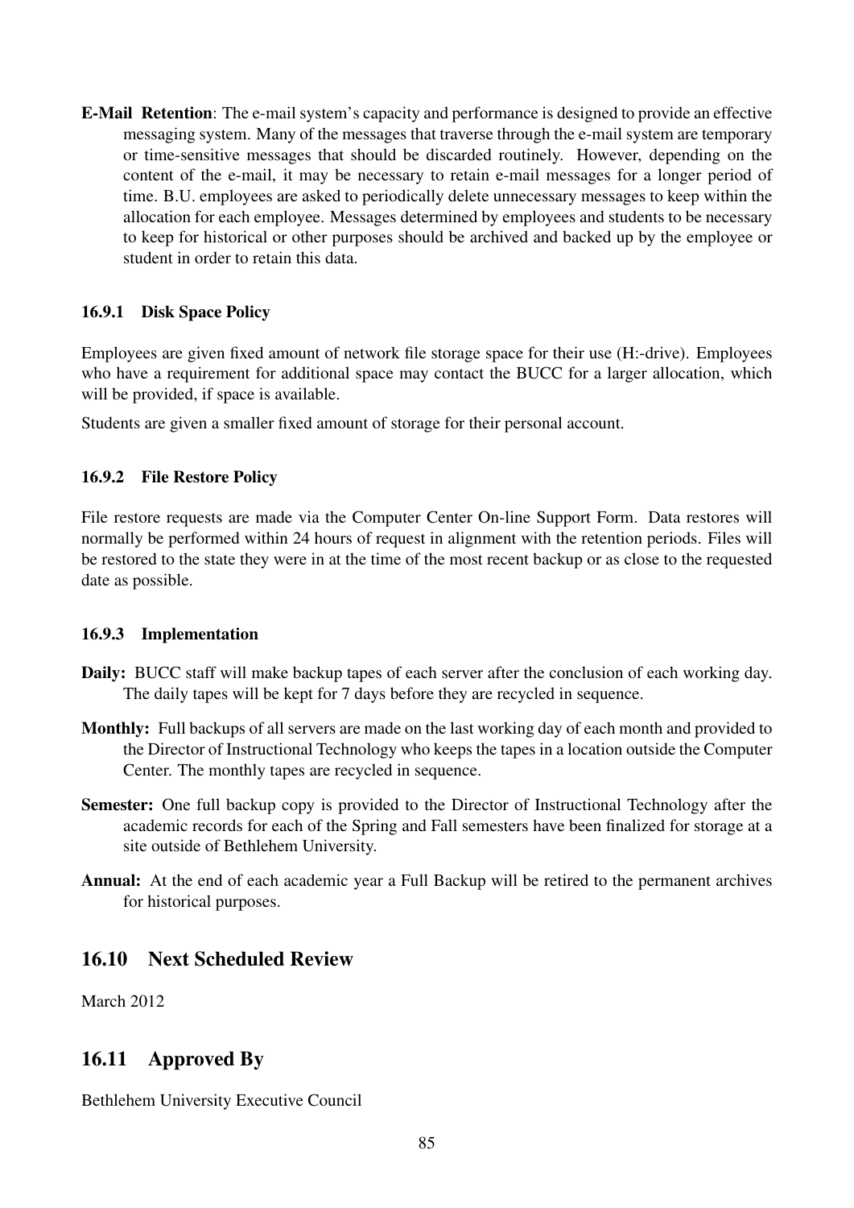**E-Mail Retention**: The e-mail system's capacity and performance is designed to provide an effective messaging system. Many of the messages that traverse through the e-mail system are temporary or time-sensitive messages that should be discarded routinely. However, depending on the content of the e-mail, it may be necessary to retain e-mail messages for a longer period of time. B.U. employees are asked to periodically delete unnecessary messages to keep within the allocation for each employee. Messages determined by employees and students to be necessary to keep for historical or other purposes should be archived and backed up by the employee or student in order to retain this data.

### 16.9.1 Disk Space Policy

Employees are given fixed amount of network file storage space for their use (H:-drive). Employees who have a requirement for additional space may contact the BUCC for a larger allocation, which will be provided, if space is available.

Students are given a smaller fixed amount of storage for their personal account.

### 16.9.2 File Restore Policy

File restore requests are made via the Computer Center On-line Support Form. Data restores will normally be performed within 24 hours of request in alignment with the retention periods. Files will be restored to the state they were in at the time of the most recent backup or as close to the requested date as possible.

### 16.9.3 Implementation

**Daily:** BUCC staff will make backup tapes of each server after the conclusion of each working day. The daily tapes will be kept for 7 days before they are recycled in sequence.

**Monthly:** Full backups of all servers are made on the last working day of each month and provided to the Director of Instructional Technology who keeps the tapes in a location outside the Computer Center. The monthly tapes are recycled in sequence.

**Semester:** One full backup copy is provided to the Director of Instructional Technology after the academic records for each of the Spring and Fall semesters have been finalized for storage at a site outside of Bethlehem University.

**Annual:** At the end of each academic year a Full Backup will be retired to the permanent archives for historical purposes.

## 16.10 Next Scheduled Review

March 2012

## 16.11 Approved By

Bethlehem University Executive Council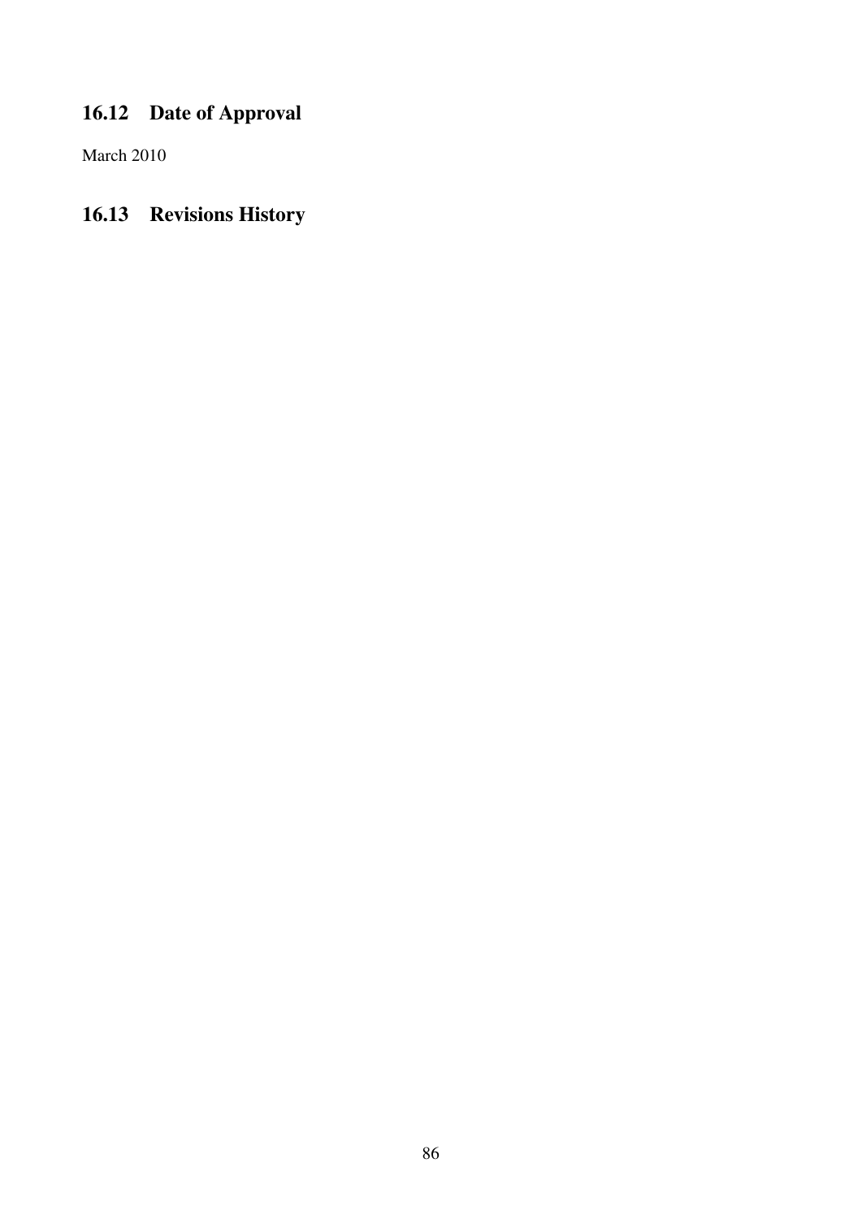## 16.12 Date of Approval

March 2010

## 16.13 Revisions History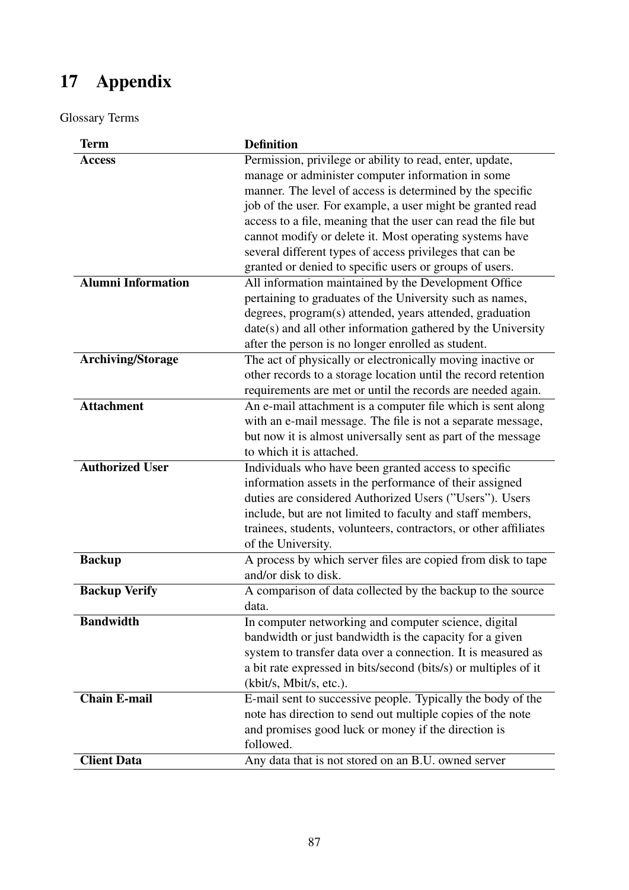# 17 Appendix

Glossary Terms

| Term | Definition |
|---|---|
| **Access** | Permission, privilege or ability to read, enter, update, manage or administer computer information in some manner. The level of access is determined by the specific job of the user. For example, a user might be granted read access to a file, meaning that the user can read the file but cannot modify or delete it. Most operating systems have several different types of access privileges that can be granted or denied to specific users or groups of users. |
| **Alumni Information** | All information maintained by the Development Office pertaining to graduates of the University such as names, degrees, program(s) attended, years attended, graduation date(s) and all other information gathered by the University after the person is no longer enrolled as student. |
| **Archiving/Storage** | The act of physically or electronically moving inactive or other records to a storage location until the record retention requirements are met or until the records are needed again. |
| **Attachment** | An e-mail attachment is a computer file which is sent along with an e-mail message. The file is not a separate message, but now it is almost universally sent as part of the message to which it is attached. |
| **Authorized User** | Individuals who have been granted access to specific information assets in the performance of their assigned duties are considered Authorized Users (”Users”). Users include, but are not limited to faculty and staff members, trainees, students, volunteers, contractors, or other affiliates of the University. |
| **Backup** | A process by which server files are copied from disk to tape and/or disk to disk. |
| **Backup Verify** | A comparison of data collected by the backup to the source data. |
| **Bandwidth** | In computer networking and computer science, digital bandwidth or just bandwidth is the capacity for a given system to transfer data over a connection. It is measured as a bit rate expressed in bits/second (bits/s) or multiples of it (kbit/s, Mbit/s, etc.). |
| **Chain E-mail** | E-mail sent to successive people. Typically the body of the note has direction to send out multiple copies of the note and promises good luck or money if the direction is followed. |
| **Client Data** | Any data that is not stored on an B.U. owned server |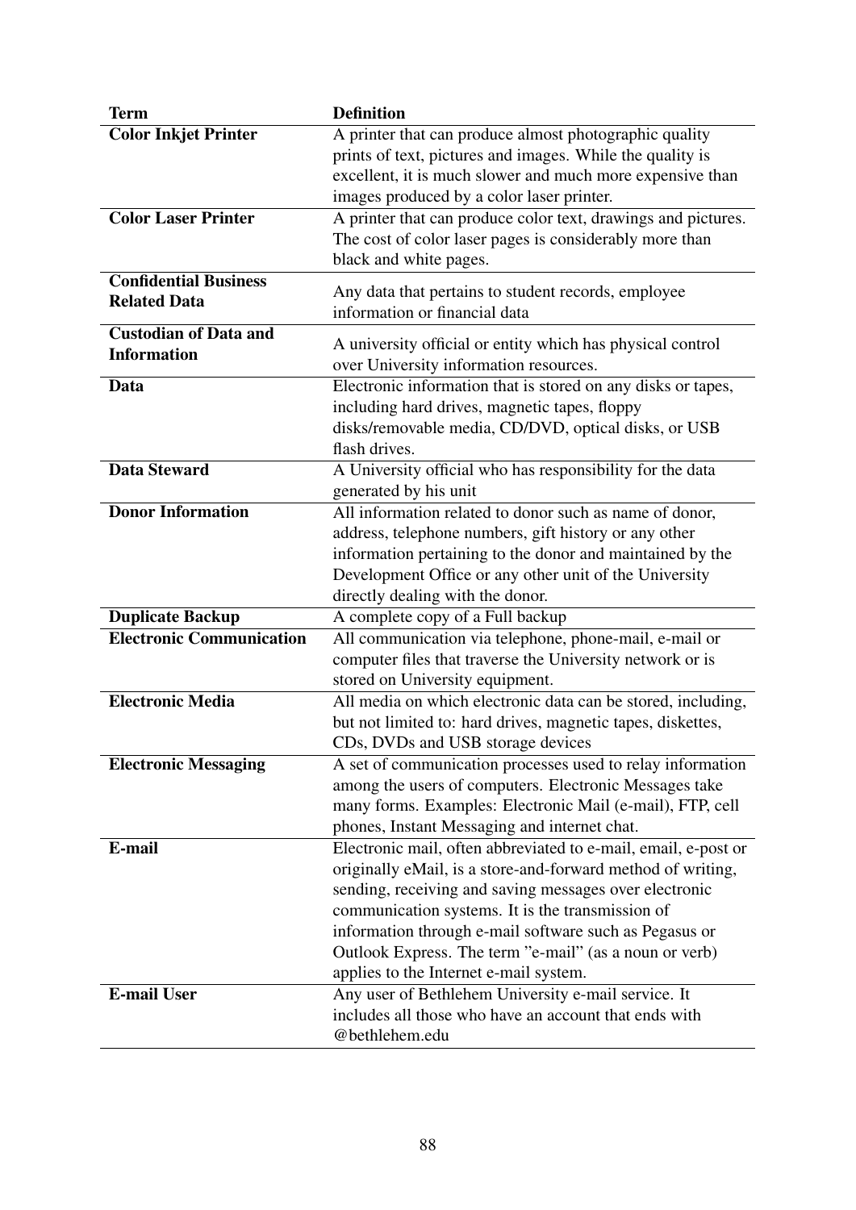| Term | Definition |
|---|---|
| **Color Inkjet Printer** | A printer that can produce almost photographic quality prints of text, pictures and images. While the quality is excellent, it is much slower and much more expensive than images produced by a color laser printer. |
| **Color Laser Printer** | A printer that can produce color text, drawings and pictures. The cost of color laser pages is considerably more than black and white pages. |
| **Confidential Business Related Data** | Any data that pertains to student records, employee information or financial data |
| **Custodian of Data and Information** | A university official or entity which has physical control over University information resources. |
| **Data** | Electronic information that is stored on any disks or tapes, including hard drives, magnetic tapes, floppy disks/removable media, CD/DVD, optical disks, or USB flash drives. |
| **Data Steward** | A University official who has responsibility for the data generated by his unit |
| **Donor Information** | All information related to donor such as name of donor, address, telephone numbers, gift history or any other information pertaining to the donor and maintained by the Development Office or any other unit of the University directly dealing with the donor. |
| **Duplicate Backup** | A complete copy of a Full backup |
| **Electronic Communication** | All communication via telephone, phone-mail, e-mail or computer files that traverse the University network or is stored on University equipment. |
| **Electronic Media** | All media on which electronic data can be stored, including, but not limited to: hard drives, magnetic tapes, diskettes, CDs, DVDs and USB storage devices |
| **Electronic Messaging** | A set of communication processes used to relay information among the users of computers. Electronic Messages take many forms. Examples: Electronic Mail (e-mail), FTP, cell phones, Instant Messaging and internet chat. |
| **E-mail** | Electronic mail, often abbreviated to e-mail, email, e-post or originally eMail, is a store-and-forward method of writing, sending, receiving and saving messages over electronic communication systems. It is the transmission of information through e-mail software such as Pegasus or Outlook Express. The term "e-mail" (as a noun or verb) applies to the Internet e-mail system. |
| **E-mail User** | Any user of Bethlehem University e-mail service. It includes all those who have an account that ends with @bethlehem.edu |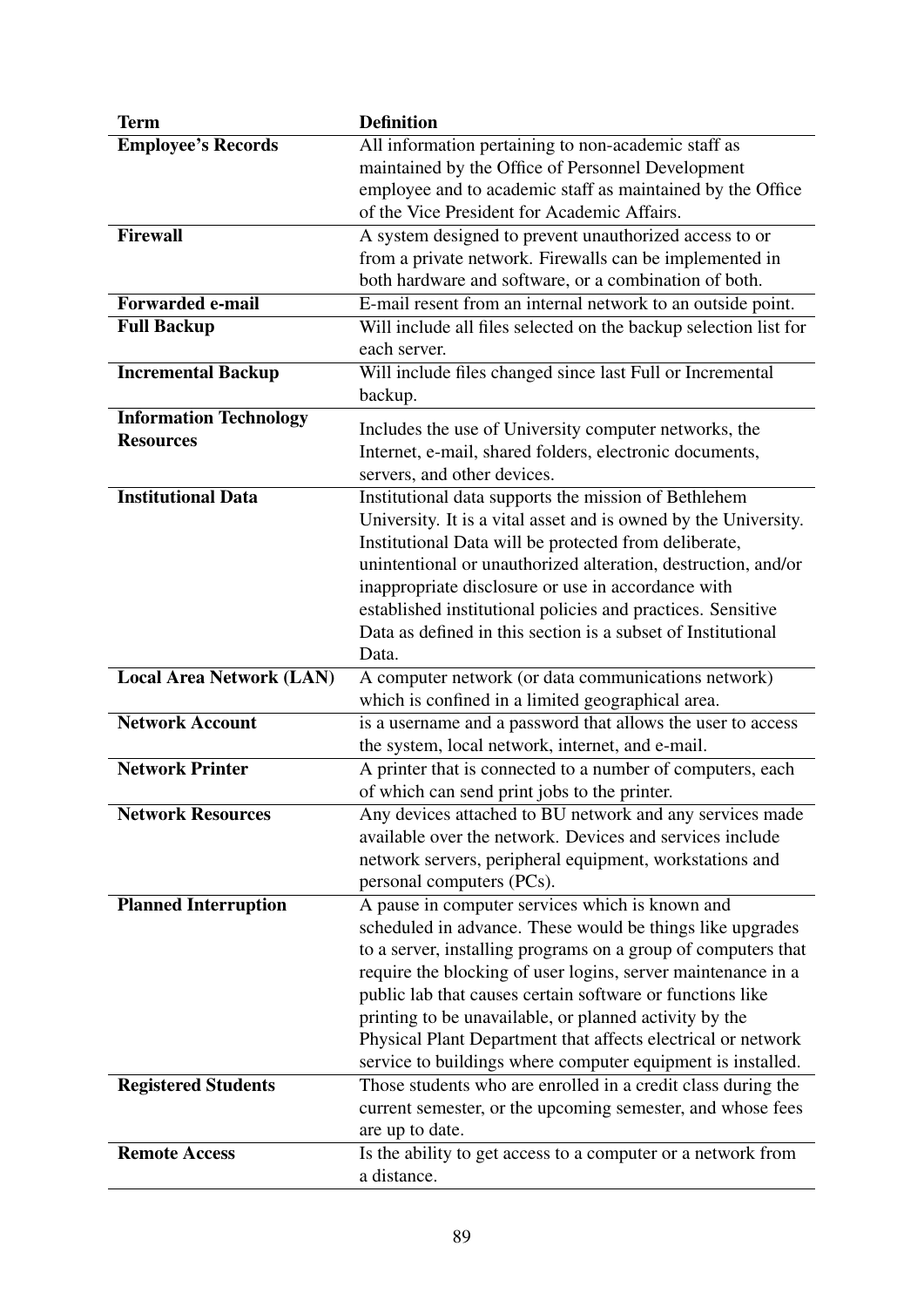| Term | Definition |
|---|---|
| **Employee's Records** | All information pertaining to non-academic staff as maintained by the Office of Personnel Development employee and to academic staff as maintained by the Office of the Vice President for Academic Affairs. |
| **Firewall** | A system designed to prevent unauthorized access to or from a private network. Firewalls can be implemented in both hardware and software, or a combination of both. |
| **Forwarded e-mail** | E-mail resent from an internal network to an outside point. |
| **Full Backup** | Will include all files selected on the backup selection list for each server. |
| **Incremental Backup** | Will include files changed since last Full or Incremental backup. |
| **Information Technology Resources** | Includes the use of University computer networks, the Internet, e-mail, shared folders, electronic documents, servers, and other devices. |
| **Institutional Data** | Institutional data supports the mission of Bethlehem University. It is a vital asset and is owned by the University. Institutional Data will be protected from deliberate, unintentional or unauthorized alteration, destruction, and/or inappropriate disclosure or use in accordance with established institutional policies and practices. Sensitive Data as defined in this section is a subset of Institutional Data. |
| **Local Area Network (LAN)** | A computer network (or data communications network) which is confined in a limited geographical area. |
| **Network Account** | is a username and a password that allows the user to access the system, local network, internet, and e-mail. |
| **Network Printer** | A printer that is connected to a number of computers, each of which can send print jobs to the printer. |
| **Network Resources** | Any devices attached to BU network and any services made available over the network. Devices and services include network servers, peripheral equipment, workstations and personal computers (PCs). |
| **Planned Interruption** | A pause in computer services which is known and scheduled in advance. These would be things like upgrades to a server, installing programs on a group of computers that require the blocking of user logins, server maintenance in a public lab that causes certain software or functions like printing to be unavailable, or planned activity by the Physical Plant Department that affects electrical or network service to buildings where computer equipment is installed. |
| **Registered Students** | Those students who are enrolled in a credit class during the current semester, or the upcoming semester, and whose fees are up to date. |
| **Remote Access** | Is the ability to get access to a computer or a network from a distance. |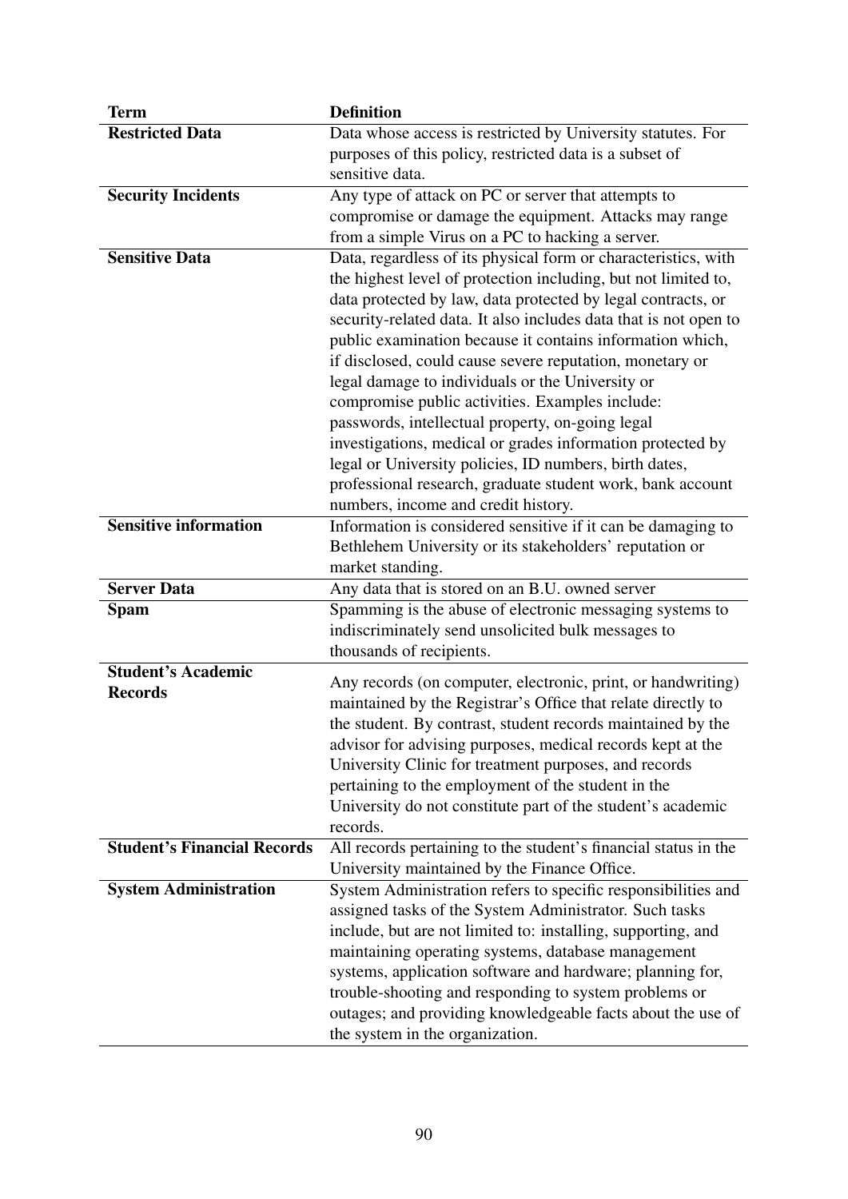| Term | Definition |
|---|---|
| **Restricted Data** | Data whose access is restricted by University statutes. For purposes of this policy, restricted data is a subset of sensitive data. |
| **Security Incidents** | Any type of attack on PC or server that attempts to compromise or damage the equipment. Attacks may range from a simple Virus on a PC to hacking a server. |
| **Sensitive Data** | Data, regardless of its physical form or characteristics, with the highest level of protection including, but not limited to, data protected by law, data protected by legal contracts, or security-related data. It also includes data that is not open to public examination because it contains information which, if disclosed, could cause severe reputation, monetary or legal damage to individuals or the University or compromise public activities. Examples include: passwords, intellectual property, on-going legal investigations, medical or grades information protected by legal or University policies, ID numbers, birth dates, professional research, graduate student work, bank account numbers, income and credit history. |
| **Sensitive information** | Information is considered sensitive if it can be damaging to Bethlehem University or its stakeholders' reputation or market standing. |
| **Server Data** | Any data that is stored on an B.U. owned server |
| **Spam** | Spamming is the abuse of electronic messaging systems to indiscriminately send unsolicited bulk messages to thousands of recipients. |
| **Student's Academic Records** | Any records (on computer, electronic, print, or handwriting) maintained by the Registrar's Office that relate directly to the student. By contrast, student records maintained by the advisor for advising purposes, medical records kept at the University Clinic for treatment purposes, and records pertaining to the employment of the student in the University do not constitute part of the student's academic records. |
| **Student's Financial Records** | All records pertaining to the student's financial status in the University maintained by the Finance Office. |
| **System Administration** | System Administration refers to specific responsibilities and assigned tasks of the System Administrator. Such tasks include, but are not limited to: installing, supporting, and maintaining operating systems, database management systems, application software and hardware; planning for, trouble-shooting and responding to system problems or outages; and providing knowledgeable facts about the use of the system in the organization. |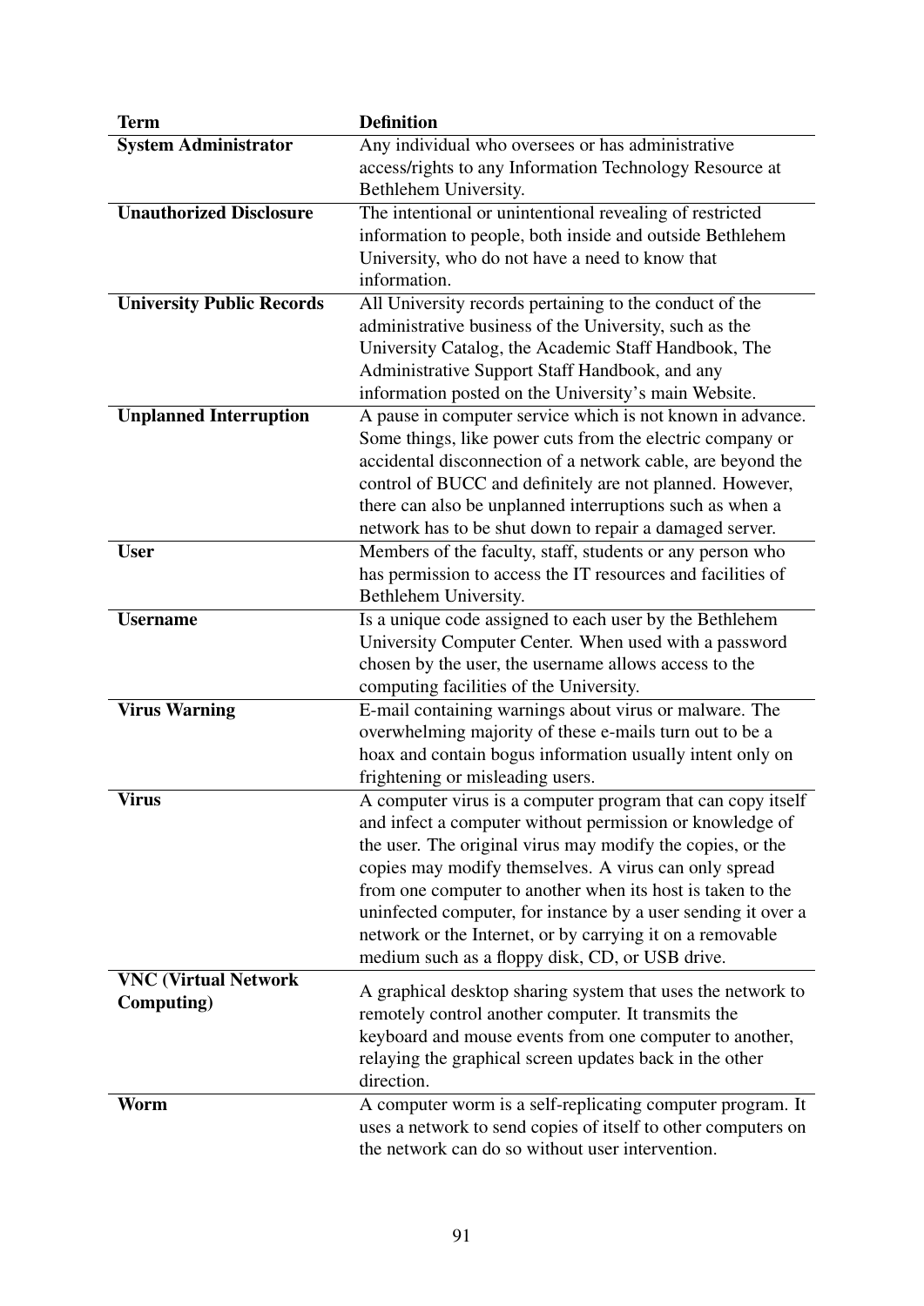| Term | Definition |
|---|---|
| **System Administrator** | Any individual who oversees or has administrative access/rights to any Information Technology Resource at Bethlehem University. |
| **Unauthorized Disclosure** | The intentional or unintentional revealing of restricted information to people, both inside and outside Bethlehem University, who do not have a need to know that information. |
| **University Public Records** | All University records pertaining to the conduct of the administrative business of the University, such as the University Catalog, the Academic Staff Handbook, The Administrative Support Staff Handbook, and any information posted on the University's main Website. |
| **Unplanned Interruption** | A pause in computer service which is not known in advance. Some things, like power cuts from the electric company or accidental disconnection of a network cable, are beyond the control of BUCC and definitely are not planned. However, there can also be unplanned interruptions such as when a network has to be shut down to repair a damaged server. |
| **User** | Members of the faculty, staff, students or any person who has permission to access the IT resources and facilities of Bethlehem University. |
| **Username** | Is a unique code assigned to each user by the Bethlehem University Computer Center. When used with a password chosen by the user, the username allows access to the computing facilities of the University. |
| **Virus Warning** | E-mail containing warnings about virus or malware. The overwhelming majority of these e-mails turn out to be a hoax and contain bogus information usually intent only on frightening or misleading users. |
| **Virus** | A computer virus is a computer program that can copy itself and infect a computer without permission or knowledge of the user. The original virus may modify the copies, or the copies may modify themselves. A virus can only spread from one computer to another when its host is taken to the uninfected computer, for instance by a user sending it over a network or the Internet, or by carrying it on a removable medium such as a floppy disk, CD, or USB drive. |
| **VNC (Virtual Network Computing)** | A graphical desktop sharing system that uses the network to remotely control another computer. It transmits the keyboard and mouse events from one computer to another, relaying the graphical screen updates back in the other direction. |
| **Worm** | A computer worm is a self-replicating computer program. It uses a network to send copies of itself to other computers on the network can do so without user intervention. |